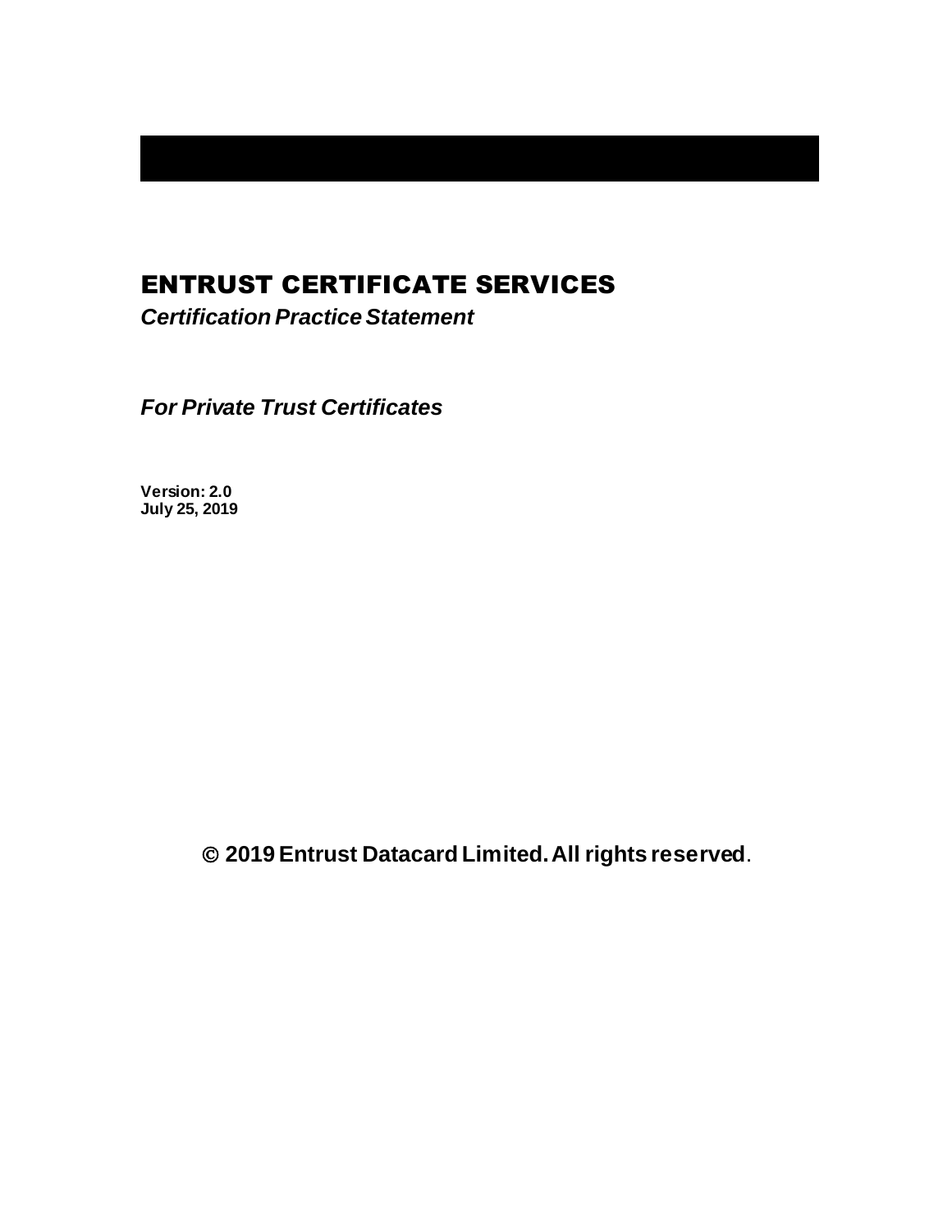# ENTRUST CERTIFICATE SERVICES

***Certification Practice Statement***

***For Private Trust Certificates***

**Version: 2.0**
**July 25, 2019**

**© 2019 Entrust Datacard Limited. All rights reserved.**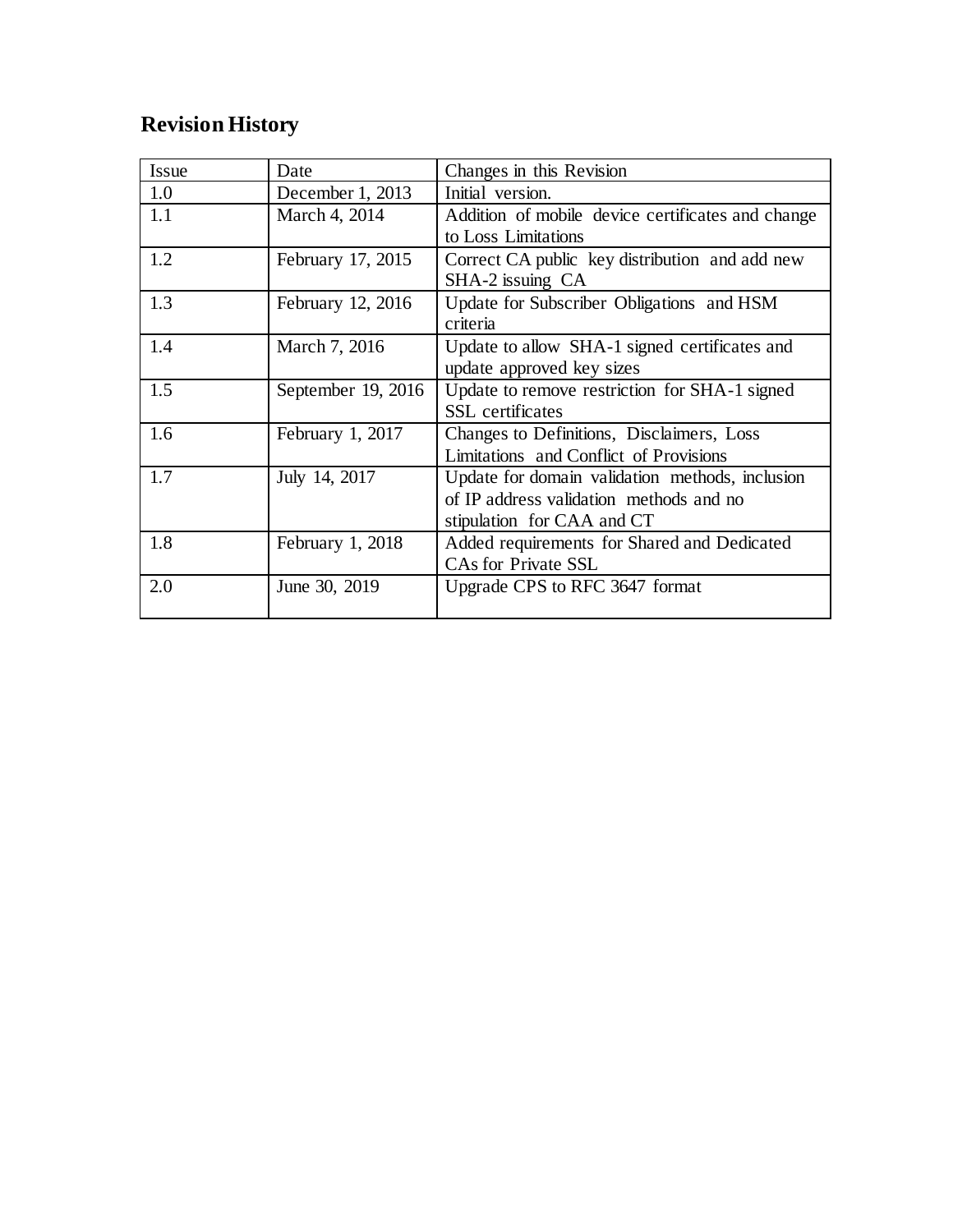## Revision History

| Issue | Date | Changes in this Revision |
| --- | --- | --- |
| 1.0 | December 1, 2013 | Initial version. |
| 1.1 | March 4, 2014 | Addition of mobile device certificates and change to Loss Limitations |
| 1.2 | February 17, 2015 | Correct CA public key distribution and add new SHA-2 issuing CA |
| 1.3 | February 12, 2016 | Update for Subscriber Obligations and HSM criteria |
| 1.4 | March 7, 2016 | Update to allow SHA-1 signed certificates and update approved key sizes |
| 1.5 | September 19, 2016 | Update to remove restriction for SHA-1 signed SSL certificates |
| 1.6 | February 1, 2017 | Changes to Definitions, Disclaimers, Loss Limitations and Conflict of Provisions |
| 1.7 | July 14, 2017 | Update for domain validation methods, inclusion of IP address validation methods and no stipulation for CAA and CT |
| 1.8 | February 1, 2018 | Added requirements for Shared and Dedicated CAs for Private SSL |
| 2.0 | June 30, 2019 | Upgrade CPS to RFC 3647 format |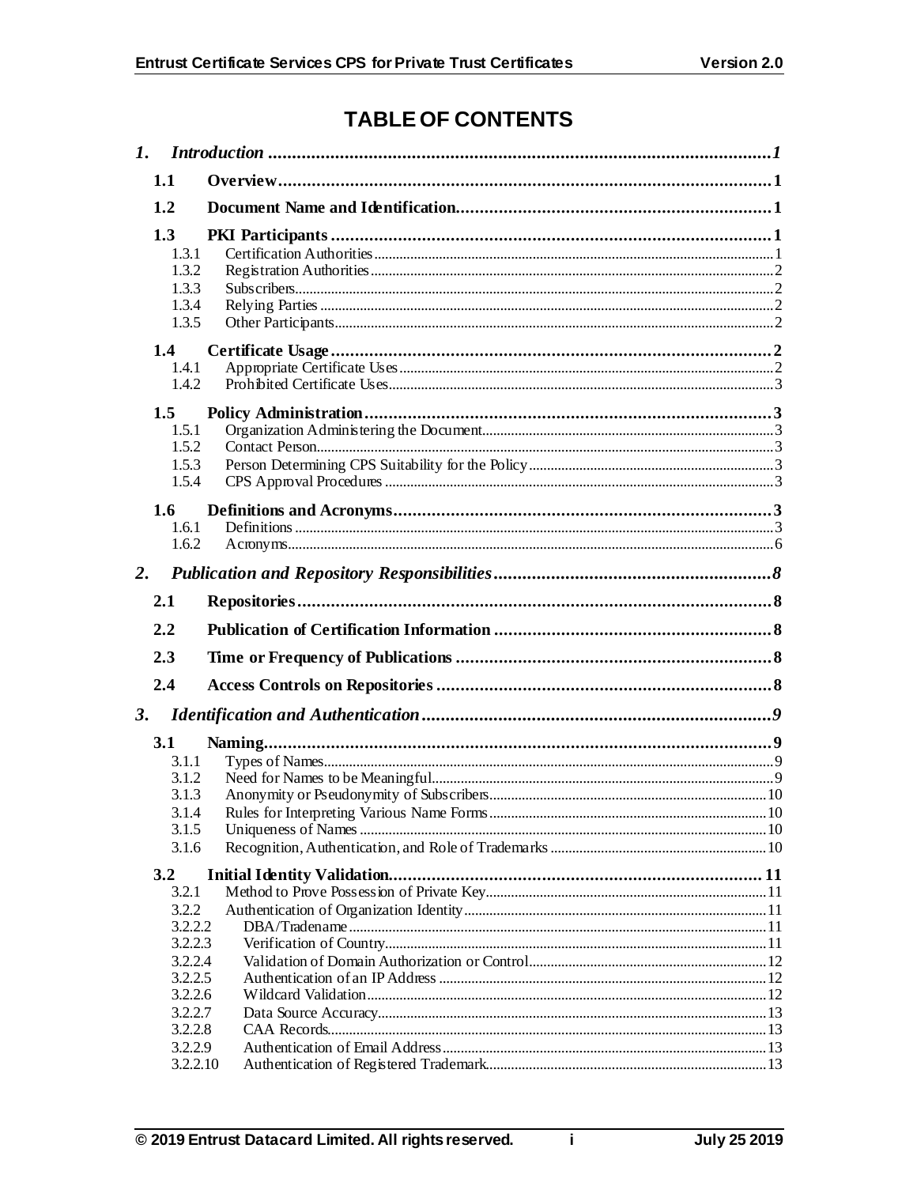# TABLE OF CONTENTS

*1. Introduction ........................................................................................................1*

**1.1 Overview.......................................................................................................1**

**1.2 Document Name and Identification.................................................................1**

**1.3 PKI Participants ............................................................................................1**

- 1.3.1 Certification Authorities.........................................................................................1
- 1.3.2 Registration Authorities.........................................................................................2
- 1.3.3 Subscribers...........................................................................................................2
- 1.3.4 Relying Parties ......................................................................................................2
- 1.3.5 Other Participants..................................................................................................2

**1.4 Certificate Usage ............................................................................................2**

- 1.4.1 Appropriate Certificate Uses...................................................................................2
- 1.4.2 Prohibited Certificate Uses......................................................................................3

**1.5 Policy Administration.....................................................................................3**

- 1.5.1 Organization Administering the Document..................................................................3
- 1.5.2 Contact Person.......................................................................................................3
- 1.5.3 Person Determining CPS Suitability for the Policy..........................................................3
- 1.5.4 CPS Approval Procedures ........................................................................................3

**1.6 Definitions and Acronyms...............................................................................3**

- 1.6.1 Definitions .............................................................................................................3
- 1.6.2 Acronyms...............................................................................................................6

*2. Publication and Repository Responsibilities..........................................................8*

**2.1 Repositories...................................................................................................8**

**2.2 Publication of Certification Information ..........................................................8**

**2.3 Time or Frequency of Publications ..................................................................8**

**2.4 Access Controls on Repositories ......................................................................8**

*3. Identification and Authentication.........................................................................9*

**3.1 Naming..........................................................................................................9**

- 3.1.1 Types of Names......................................................................................................9
- 3.1.2 Need for Names to be Meaningful..............................................................................9
- 3.1.3 Anonymity or Pseudonymity of Subscribers................................................................10
- 3.1.4 Rules for Interpreting Various Name Forms................................................................10
- 3.1.5 Uniqueness of Names ..............................................................................................10
- 3.1.6 Recognition, Authentication, and Role of Trademarks ..................................................10

**3.2 Initial Identity Validation...............................................................................11**

- 3.2.1 Method to Prove Possession of Private Key.................................................................11
- 3.2.2 Authentication of Organization Identity.....................................................................11
- 3.2.2.2 DBA/Tradename.....................................................................................................11
- 3.2.2.3 Verification of Country.............................................................................................11
- 3.2.2.4 Validation of Domain Authorization or Control.............................................................12
- 3.2.2.5 Authentication of an IP Address ................................................................................12
- 3.2.2.6 Wildcard Validation..................................................................................................12
- 3.2.2.7 Data Source Accuracy...............................................................................................13
- 3.2.2.8 CAA Records...........................................................................................................13
- 3.2.2.9 Authentication of Email Address.................................................................................13
- 3.2.2.10 Authentication of Registered Trademark......................................................................13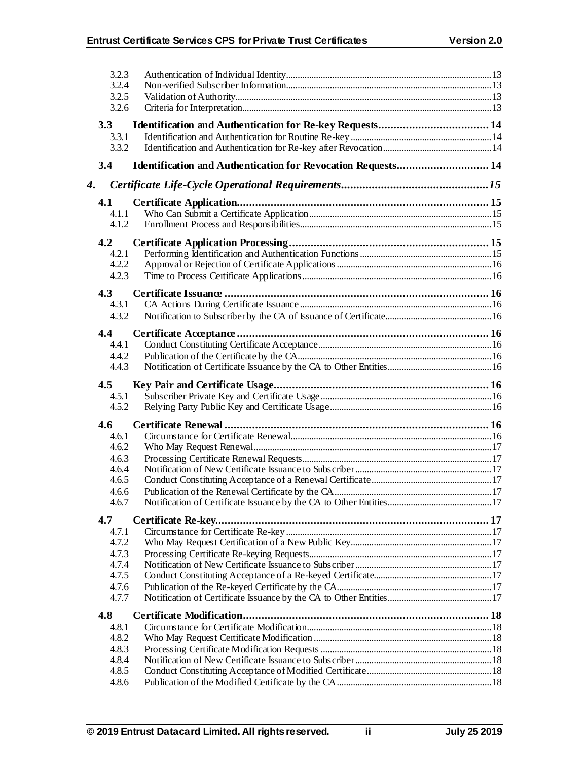3.2.3 Authentication of Individual Identity ... 13
3.2.4 Non-verified Subscriber Information ... 13
3.2.5 Validation of Authority ... 13
3.2.6 Criteria for Interpretation ... 13

**3.3 Identification and Authentication for Re-key Requests ... 14**
3.3.1 Identification and Authentication for Routine Re-key ... 14
3.3.2 Identification and Authentication for Re-key after Revocation ... 14

**3.4 Identification and Authentication for Revocation Requests ... 14**

***4. Certificate Life-Cycle Operational Requirements ... 15***

**4.1 Certificate Application ... 15**
4.1.1 Who Can Submit a Certificate Application ... 15
4.1.2 Enrollment Process and Responsibilities ... 15

**4.2 Certificate Application Processing ... 15**
4.2.1 Performing Identification and Authentication Functions ... 15
4.2.2 Approval or Rejection of Certificate Applications ... 16
4.2.3 Time to Process Certificate Applications ... 16

**4.3 Certificate Issuance ... 16**
4.3.1 CA Actions During Certificate Issuance ... 16
4.3.2 Notification to Subscriber by the CA of Issuance of Certificate ... 16

**4.4 Certificate Acceptance ... 16**
4.4.1 Conduct Constituting Certificate Acceptance ... 16
4.4.2 Publication of the Certificate by the CA ... 16
4.4.3 Notification of Certificate Issuance by the CA to Other Entities ... 16

**4.5 Key Pair and Certificate Usage ... 16**
4.5.1 Subscriber Private Key and Certificate Usage ... 16
4.5.2 Relying Party Public Key and Certificate Usage ... 16

**4.6 Certificate Renewal ... 16**
4.6.1 Circumstance for Certificate Renewal ... 16
4.6.2 Who May Request Renewal ... 17
4.6.3 Processing Certificate Renewal Requests ... 17
4.6.4 Notification of New Certificate Issuance to Subscriber ... 17
4.6.5 Conduct Constituting Acceptance of a Renewal Certificate ... 17
4.6.6 Publication of the Renewal Certificate by the CA ... 17
4.6.7 Notification of Certificate Issuance by the CA to Other Entities ... 17

**4.7 Certificate Re-key ... 17**
4.7.1 Circumstance for Certificate Re-key ... 17
4.7.2 Who May Request Certification of a New Public Key ... 17
4.7.3 Processing Certificate Re-keying Requests ... 17
4.7.4 Notification of New Certificate Issuance to Subscriber ... 17
4.7.5 Conduct Constituting Acceptance of a Re-keyed Certificate ... 17
4.7.6 Publication of the Re-keyed Certificate by the CA ... 17
4.7.7 Notification of Certificate Issuance by the CA to Other Entities ... 17

**4.8 Certificate Modification ... 18**
4.8.1 Circumstance for Certificate Modification ... 18
4.8.2 Who May Request Certificate Modification ... 18
4.8.3 Processing Certificate Modification Requests ... 18
4.8.4 Notification of New Certificate Issuance to Subscriber ... 18
4.8.5 Conduct Constituting Acceptance of Modified Certificate ... 18
4.8.6 Publication of the Modified Certificate by the CA ... 18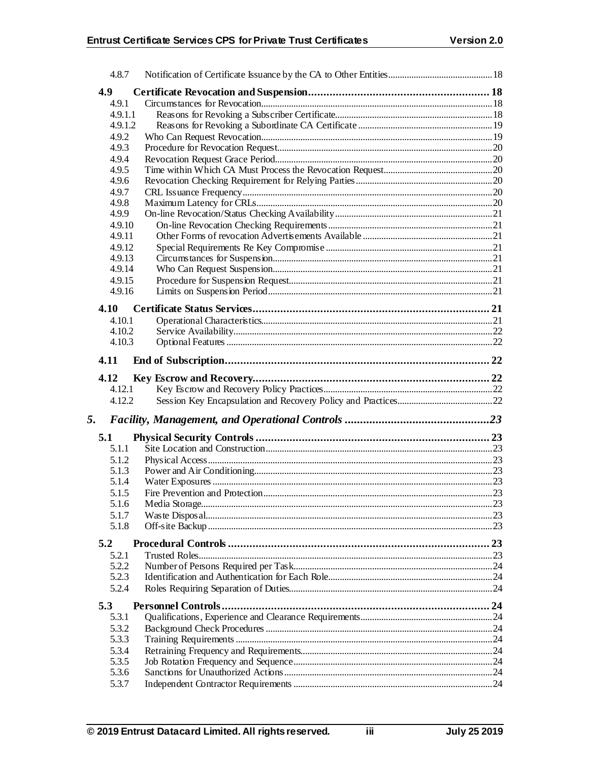| | | |
|---|---|---|
| 4.8.7 | Notification of Certificate Issuance by the CA to Other Entities | 18 |
| **4.9** | **Certificate Revocation and Suspension** | **18** |
| 4.9.1 | Circumstances for Revocation | 18 |
| 4.9.1.1 | Reasons for Revoking a Subscriber Certificate | 18 |
| 4.9.1.2 | Reasons for Revoking a Subordinate CA Certificate | 19 |
| 4.9.2 | Who Can Request Revocation | 19 |
| 4.9.3 | Procedure for Revocation Request | 20 |
| 4.9.4 | Revocation Request Grace Period | 20 |
| 4.9.5 | Time within Which CA Must Process the Revocation Request | 20 |
| 4.9.6 | Revocation Checking Requirement for Relying Parties | 20 |
| 4.9.7 | CRL Issuance Frequency | 20 |
| 4.9.8 | Maximum Latency for CRLs | 20 |
| 4.9.9 | On-line Revocation/Status Checking Availability | 21 |
| 4.9.10 | On-line Revocation Checking Requirements | 21 |
| 4.9.11 | Other Forms of revocation Advertisements Available | 21 |
| 4.9.12 | Special Requirements Re Key Compromise | 21 |
| 4.9.13 | Circumstances for Suspension | 21 |
| 4.9.14 | Who Can Request Suspension | 21 |
| 4.9.15 | Procedure for Suspension Request | 21 |
| 4.9.16 | Limits on Suspension Period | 21 |
| **4.10** | **Certificate Status Services** | **21** |
| 4.10.1 | Operational Characteristics | 21 |
| 4.10.2 | Service Availability | 22 |
| 4.10.3 | Optional Features | 22 |
| **4.11** | **End of Subscription** | **22** |
| **4.12** | **Key Escrow and Recovery** | **22** |
| 4.12.1 | Key Escrow and Recovery Policy Practices | 22 |
| 4.12.2 | Session Key Encapsulation and Recovery Policy and Practices | 22 |
| ***5.*** | ***Facility, Management, and Operational Controls*** | ***23*** |
| **5.1** | **Physical Security Controls** | **23** |
| 5.1.1 | Site Location and Construction | 23 |
| 5.1.2 | Physical Access | 23 |
| 5.1.3 | Power and Air Conditioning | 23 |
| 5.1.4 | Water Exposures | 23 |
| 5.1.5 | Fire Prevention and Protection | 23 |
| 5.1.6 | Media Storage | 23 |
| 5.1.7 | Waste Disposal | 23 |
| 5.1.8 | Off-site Backup | 23 |
| **5.2** | **Procedural Controls** | **23** |
| 5.2.1 | Trusted Roles | 23 |
| 5.2.2 | Number of Persons Required per Task | 24 |
| 5.2.3 | Identification and Authentication for Each Role | 24 |
| 5.2.4 | Roles Requiring Separation of Duties | 24 |
| **5.3** | **Personnel Controls** | **24** |
| 5.3.1 | Qualifications, Experience and Clearance Requirements | 24 |
| 5.3.2 | Background Check Procedures | 24 |
| 5.3.3 | Training Requirements | 24 |
| 5.3.4 | Retraining Frequency and Requirements | 24 |
| 5.3.5 | Job Rotation Frequency and Sequence | 24 |
| 5.3.6 | Sanctions for Unauthorized Actions | 24 |
| 5.3.7 | Independent Contractor Requirements | 24 |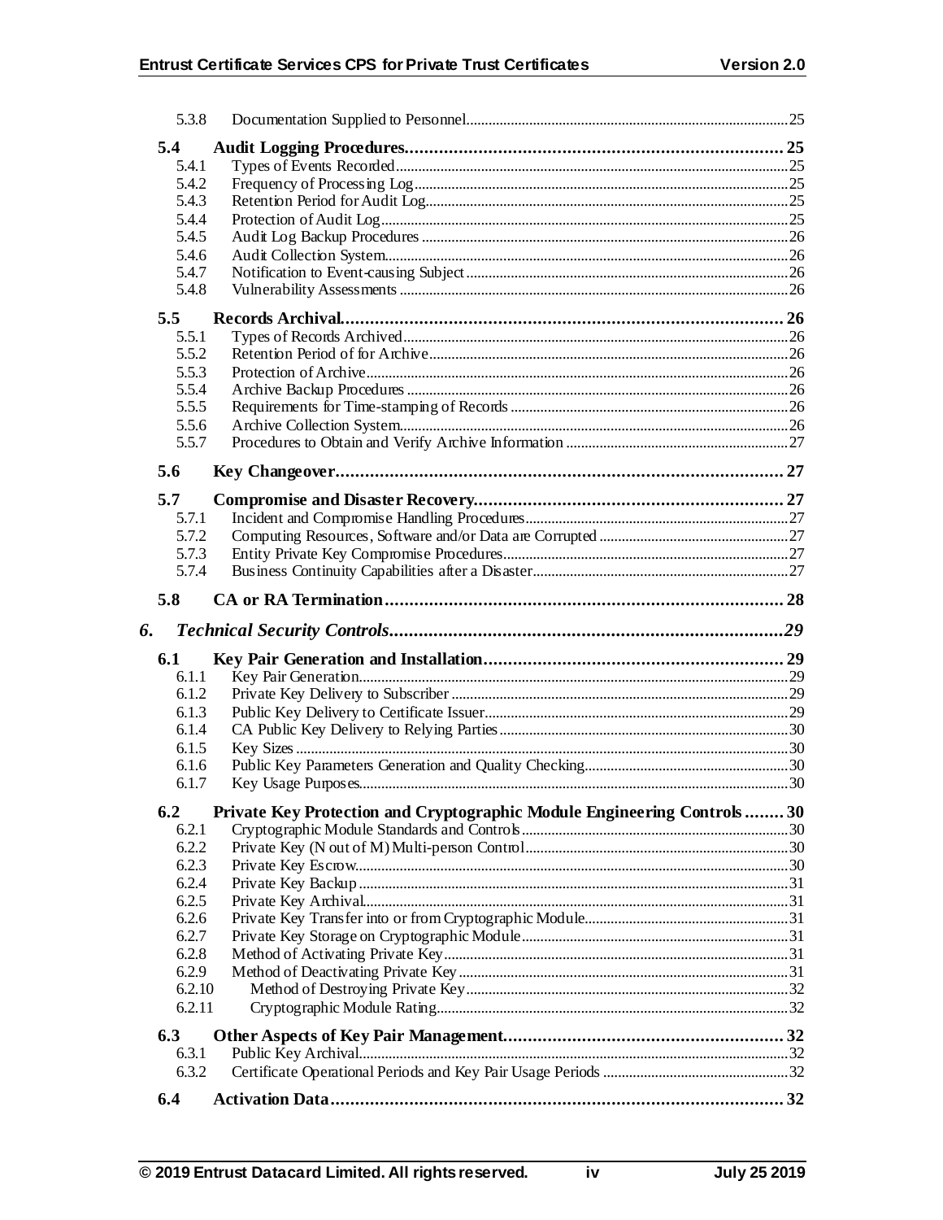5.3.8 Documentation Supplied to Personnel 25

**5.4 Audit Logging Procedures 25**

5.4.1 Types of Events Recorded 25
5.4.2 Frequency of Processing Log 25
5.4.3 Retention Period for Audit Log 25
5.4.4 Protection of Audit Log 25
5.4.5 Audit Log Backup Procedures 26
5.4.6 Audit Collection System 26
5.4.7 Notification to Event-causing Subject 26
5.4.8 Vulnerability Assessments 26

**5.5 Records Archival 26**

5.5.1 Types of Records Archived 26
5.5.2 Retention Period of for Archive 26
5.5.3 Protection of Archive 26
5.5.4 Archive Backup Procedures 26
5.5.5 Requirements for Time-stamping of Records 26
5.5.6 Archive Collection System 26
5.5.7 Procedures to Obtain and Verify Archive Information 27

**5.6 Key Changeover 27**

**5.7 Compromise and Disaster Recovery 27**

5.7.1 Incident and Compromise Handling Procedures 27
5.7.2 Computing Resources, Software and/or Data are Corrupted 27
5.7.3 Entity Private Key Compromise Procedures 27
5.7.4 Business Continuity Capabilities after a Disaster 27

**5.8 CA or RA Termination 28**

***6. Technical Security Controls 29***

**6.1 Key Pair Generation and Installation 29**

6.1.1 Key Pair Generation 29
6.1.2 Private Key Delivery to Subscriber 29
6.1.3 Public Key Delivery to Certificate Issuer 29
6.1.4 CA Public Key Delivery to Relying Parties 30
6.1.5 Key Sizes 30
6.1.6 Public Key Parameters Generation and Quality Checking 30
6.1.7 Key Usage Purposes 30

**6.2 Private Key Protection and Cryptographic Module Engineering Controls 30**

6.2.1 Cryptographic Module Standards and Controls 30
6.2.2 Private Key (N out of M) Multi-person Control 30
6.2.3 Private Key Escrow 30
6.2.4 Private Key Backup 31
6.2.5 Private Key Archival 31
6.2.6 Private Key Transfer into or from Cryptographic Module 31
6.2.7 Private Key Storage on Cryptographic Module 31
6.2.8 Method of Activating Private Key 31
6.2.9 Method of Deactivating Private Key 31
6.2.10 Method of Destroying Private Key 32
6.2.11 Cryptographic Module Rating 32

**6.3 Other Aspects of Key Pair Management 32**

6.3.1 Public Key Archival 32
6.3.2 Certificate Operational Periods and Key Pair Usage Periods 32

**6.4 Activation Data 32**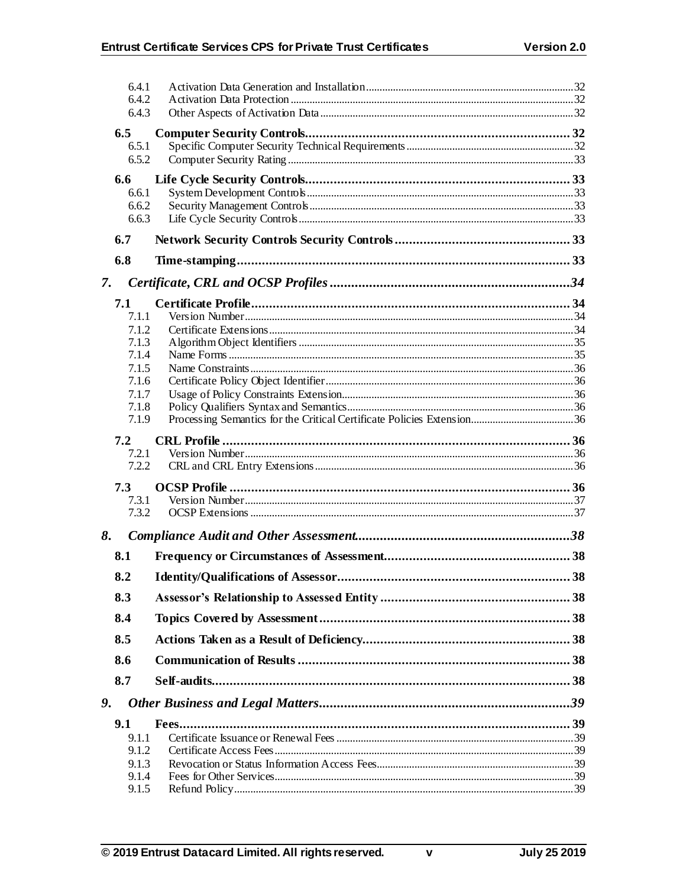6.4.1 Activation Data Generation and Installation ..... 32
6.4.2 Activation Data Protection ..... 32
6.4.3 Other Aspects of Activation Data ..... 32

**6.5 Computer Security Controls ..... 32**
6.5.1 Specific Computer Security Technical Requirements ..... 32
6.5.2 Computer Security Rating ..... 33

**6.6 Life Cycle Security Controls ..... 33**
6.6.1 System Development Controls ..... 33
6.6.2 Security Management Controls ..... 33
6.6.3 Life Cycle Security Controls ..... 33

**6.7 Network Security Controls Security Controls ..... 33**

**6.8 Time-stamping ..... 33**

***7. Certificate, CRL and OCSP Profiles ..... 34***

**7.1 Certificate Profile ..... 34**
7.1.1 Version Number ..... 34
7.1.2 Certificate Extensions ..... 34
7.1.3 Algorithm Object Identifiers ..... 35
7.1.4 Name Forms ..... 35
7.1.5 Name Constraints ..... 36
7.1.6 Certificate Policy Object Identifier ..... 36
7.1.7 Usage of Policy Constraints Extension ..... 36
7.1.8 Policy Qualifiers Syntax and Semantics ..... 36
7.1.9 Processing Semantics for the Critical Certificate Policies Extension ..... 36

**7.2 CRL Profile ..... 36**
7.2.1 Version Number ..... 36
7.2.2 CRL and CRL Entry Extensions ..... 36

**7.3 OCSP Profile ..... 36**
7.3.1 Version Number ..... 37
7.3.2 OCSP Extensions ..... 37

***8. Compliance Audit and Other Assessment ..... 38***

**8.1 Frequency or Circumstances of Assessment ..... 38**

**8.2 Identity/Qualifications of Assessor ..... 38**

**8.3 Assessor's Relationship to Assessed Entity ..... 38**

**8.4 Topics Covered by Assessment ..... 38**

**8.5 Actions Taken as a Result of Deficiency ..... 38**

**8.6 Communication of Results ..... 38**

**8.7 Self-audits ..... 38**

***9. Other Business and Legal Matters ..... 39***

**9.1 Fees ..... 39**
9.1.1 Certificate Issuance or Renewal Fees ..... 39
9.1.2 Certificate Access Fees ..... 39
9.1.3 Revocation or Status Information Access Fees ..... 39
9.1.4 Fees for Other Services ..... 39
9.1.5 Refund Policy ..... 39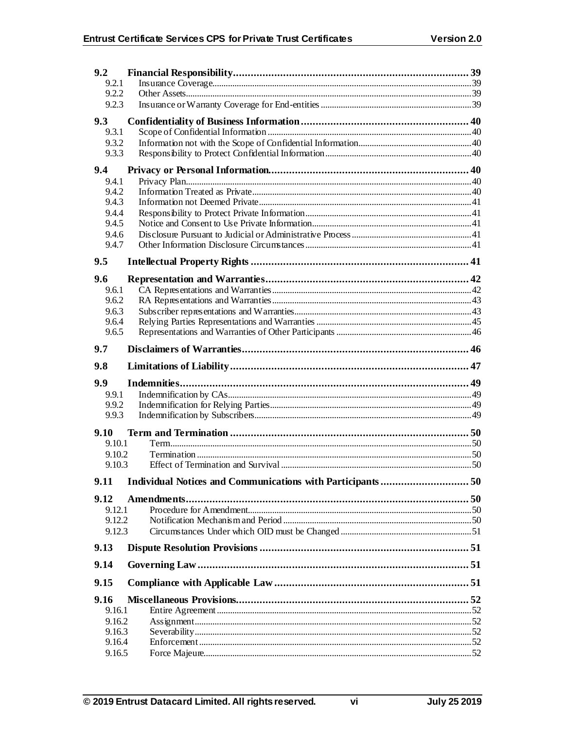| | | |
|---|---|---|
| **9.2** | **Financial Responsibility** | **39** |
| 9.2.1 | Insurance Coverage | 39 |
| 9.2.2 | Other Assets | 39 |
| 9.2.3 | Insurance or Warranty Coverage for End-entities | 39 |
| **9.3** | **Confidentiality of Business Information** | **40** |
| 9.3.1 | Scope of Confidential Information | 40 |
| 9.3.2 | Information not with the Scope of Confidential Information | 40 |
| 9.3.3 | Responsibility to Protect Confidential Information | 40 |
| **9.4** | **Privacy or Personal Information** | **40** |
| 9.4.1 | Privacy Plan | 40 |
| 9.4.2 | Information Treated as Private | 40 |
| 9.4.3 | Information not Deemed Private | 41 |
| 9.4.4 | Responsibility to Protect Private Information | 41 |
| 9.4.5 | Notice and Consent to Use Private Information | 41 |
| 9.4.6 | Disclosure Pursuant to Judicial or Administrative Process | 41 |
| 9.4.7 | Other Information Disclosure Circumstances | 41 |
| **9.5** | **Intellectual Property Rights** | **41** |
| **9.6** | **Representation and Warranties** | **42** |
| 9.6.1 | CA Representations and Warranties | 42 |
| 9.6.2 | RA Representations and Warranties | 43 |
| 9.6.3 | Subscriber representations and Warranties | 43 |
| 9.6.4 | Relying Parties Representations and Warranties | 45 |
| 9.6.5 | Representations and Warranties of Other Participants | 46 |
| **9.7** | **Disclaimers of Warranties** | **46** |
| **9.8** | **Limitations of Liability** | **47** |
| **9.9** | **Indemnities** | **49** |
| 9.9.1 | Indemnification by CAs | 49 |
| 9.9.2 | Indemnification for Relying Parties | 49 |
| 9.9.3 | Indemnification by Subscribers | 49 |
| **9.10** | **Term and Termination** | **50** |
| 9.10.1 | Term | 50 |
| 9.10.2 | Termination | 50 |
| 9.10.3 | Effect of Termination and Survival | 50 |
| **9.11** | **Individual Notices and Communications with Participants** | **50** |
| **9.12** | **Amendments** | **50** |
| 9.12.1 | Procedure for Amendment | 50 |
| 9.12.2 | Notification Mechanism and Period | 50 |
| 9.12.3 | Circumstances Under which OID must be Changed | 51 |
| **9.13** | **Dispute Resolution Provisions** | **51** |
| **9.14** | **Governing Law** | **51** |
| **9.15** | **Compliance with Applicable Law** | **51** |
| **9.16** | **Miscellaneous Provisions** | **52** |
| 9.16.1 | Entire Agreement | 52 |
| 9.16.2 | Assignment | 52 |
| 9.16.3 | Severability | 52 |
| 9.16.4 | Enforcement | 52 |
| 9.16.5 | Force Majeure | 52 |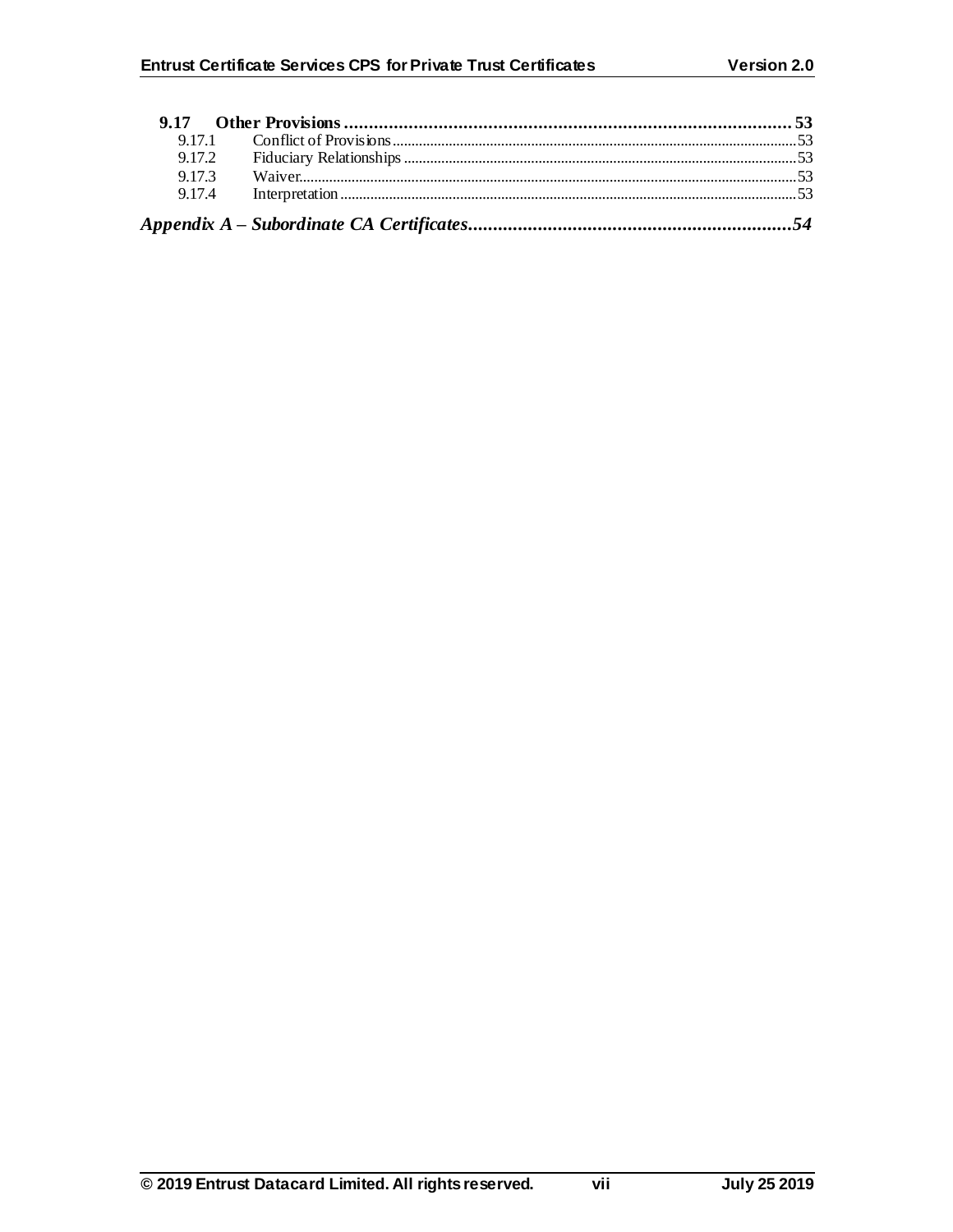**9.17 Other Provisions** .......... **53**

9.17.1 Conflict of Provisions .......... 53

9.17.2 Fiduciary Relationships .......... 53

9.17.3 Waiver .......... 53

9.17.4 Interpretation .......... 53

***Appendix A – Subordinate CA Certificates*** .......... ***54***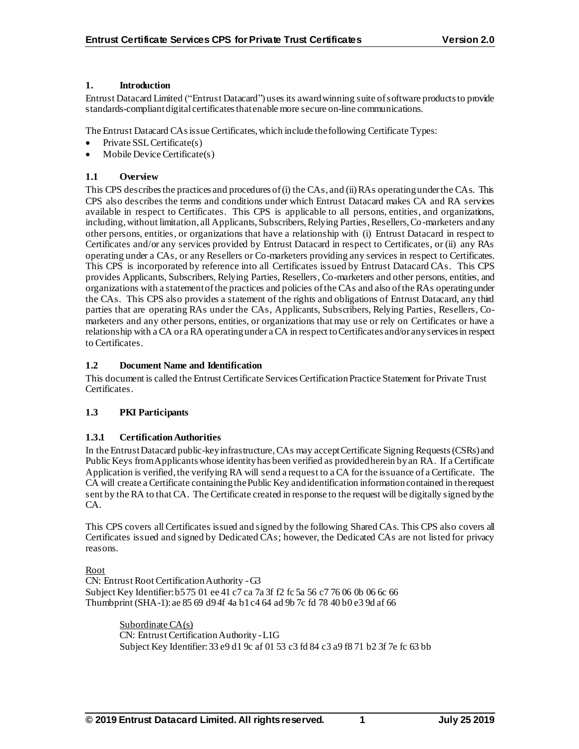# 1. Introduction

Entrust Datacard Limited ("Entrust Datacard") uses its award winning suite of software products to provide standards-compliant digital certificates that enable more secure on-line communications.

The Entrust Datacard CAs issue Certificates, which include the following Certificate Types:

- Private SSL Certificate(s)
- Mobile Device Certificate(s)

## 1.1 Overview

This CPS describes the practices and procedures of (i) the CAs, and (ii) RAs operating under the CAs. This CPS also describes the terms and conditions under which Entrust Datacard makes CA and RA services available in respect to Certificates. This CPS is applicable to all persons, entities, and organizations, including, without limitation, all Applicants, Subscribers, Relying Parties, Resellers, Co-marketers and any other persons, entities, or organizations that have a relationship with (i) Entrust Datacard in respect to Certificates and/or any services provided by Entrust Datacard in respect to Certificates, or (ii) any RAs operating under a CAs, or any Resellers or Co-marketers providing any services in respect to Certificates. This CPS is incorporated by reference into all Certificates issued by Entrust Datacard CAs. This CPS provides Applicants, Subscribers, Relying Parties, Resellers, Co-marketers and other persons, entities, and organizations with a statement of the practices and policies of the CAs and also of the RAs operating under the CAs. This CPS also provides a statement of the rights and obligations of Entrust Datacard, any third parties that are operating RAs under the CAs, Applicants, Subscribers, Relying Parties, Resellers, Co-marketers and any other persons, entities, or organizations that may use or rely on Certificates or have a relationship with a CA or a RA operating under a CA in respect to Certificates and/or any services in respect to Certificates.

## 1.2 Document Name and Identification

This document is called the Entrust Certificate Services Certification Practice Statement for Private Trust Certificates.

## 1.3 PKI Participants

### 1.3.1 Certification Authorities

In the Entrust Datacard public-key infrastructure, CAs may accept Certificate Signing Requests (CSRs) and Public Keys from Applicants whose identity has been verified as provided herein by an RA. If a Certificate Application is verified, the verifying RA will send a request to a CA for the issuance of a Certificate. The CA will create a Certificate containing the Public Key and identification information contained in the request sent by the RA to that CA. The Certificate created in response to the request will be digitally signed by the CA.

This CPS covers all Certificates issued and signed by the following Shared CAs. This CPS also covers all Certificates issued and signed by Dedicated CAs; however, the Dedicated CAs are not listed for privacy reasons.

Root
CN: Entrust Root Certification Authority - G3
Subject Key Identifier: b5 75 01 ee 41 c7 ca 7a 3f f2 fc 5a 56 c7 76 06 0b 06 6c 66
Thumbprint (SHA-1): ae 85 69 d9 4f 4a b1 c4 64 ad 9b 7c fd 78 40 b0 e3 9d af 66

> Subordinate CA(s)
> CN: Entrust Certification Authority - L1G
> Subject Key Identifier: 33 e9 d1 9c af 01 53 c3 fd 84 c3 a9 f8 71 b2 3f 7e fc 63 bb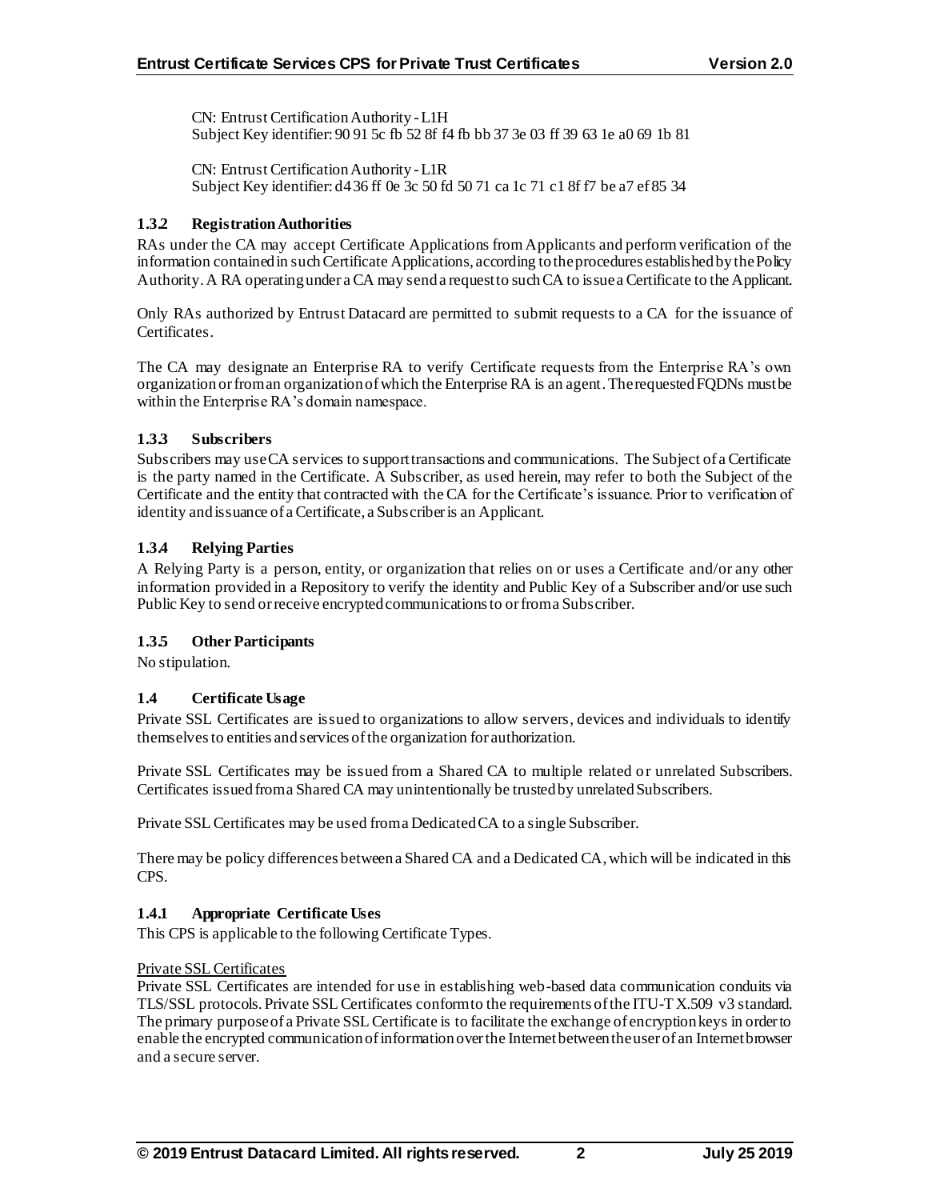CN: Entrust Certification Authority - L1H
Subject Key identifier: 90 91 5c fb 52 8f f4 fb bb 37 3e 03 ff 39 63 1e a0 69 1b 81

CN: Entrust Certification Authority - L1R
Subject Key identifier: d4 36 ff 0e 3c 50 fd 50 71 ca 1c 71 c1 8f f7 be a7 ef 85 34

### 1.3.2 Registration Authorities

RAs under the CA may accept Certificate Applications from Applicants and perform verification of the information contained in such Certificate Applications, according to the procedures established by the Policy Authority. A RA operating under a CA may send a request to such CA to issue a Certificate to the Applicant.

Only RAs authorized by Entrust Datacard are permitted to submit requests to a CA for the issuance of Certificates.

The CA may designate an Enterprise RA to verify Certificate requests from the Enterprise RA's own organization or from an organization of which the Enterprise RA is an agent. The requested FQDNs must be within the Enterprise RA's domain namespace.

### 1.3.3 Subscribers

Subscribers may use CA services to support transactions and communications. The Subject of a Certificate is the party named in the Certificate. A Subscriber, as used herein, may refer to both the Subject of the Certificate and the entity that contracted with the CA for the Certificate's issuance. Prior to verification of identity and issuance of a Certificate, a Subscriber is an Applicant.

### 1.3.4 Relying Parties

A Relying Party is a person, entity, or organization that relies on or uses a Certificate and/or any other information provided in a Repository to verify the identity and Public Key of a Subscriber and/or use such Public Key to send or receive encrypted communications to or from a Subscriber.

### 1.3.5 Other Participants

No stipulation.

## 1.4 Certificate Usage

Private SSL Certificates are issued to organizations to allow servers, devices and individuals to identify themselves to entities and services of the organization for authorization.

Private SSL Certificates may be issued from a Shared CA to multiple related or unrelated Subscribers. Certificates issued from a Shared CA may unintentionally be trusted by unrelated Subscribers.

Private SSL Certificates may be used from a Dedicated CA to a single Subscriber.

There may be policy differences between a Shared CA and a Dedicated CA, which will be indicated in this CPS.

### 1.4.1 Appropriate Certificate Uses

This CPS is applicable to the following Certificate Types.

Private SSL Certificates

Private SSL Certificates are intended for use in establishing web-based data communication conduits via TLS/SSL protocols. Private SSL Certificates conform to the requirements of the ITU-T X.509 v3 standard. The primary purpose of a Private SSL Certificate is to facilitate the exchange of encryption keys in order to enable the encrypted communication of information over the Internet between the user of an Internet browser and a secure server.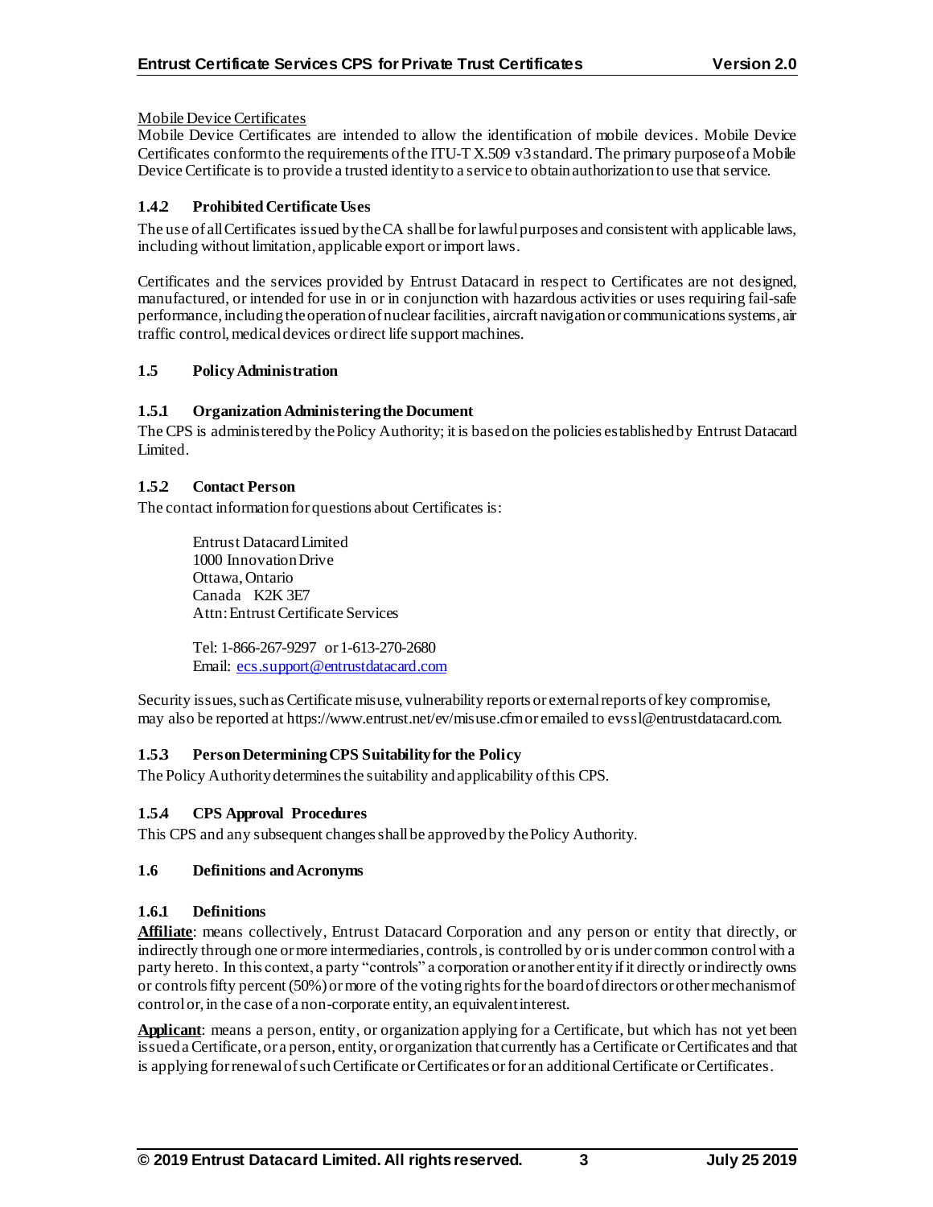Mobile Device Certificates

Mobile Device Certificates are intended to allow the identification of mobile devices. Mobile Device Certificates conform to the requirements of the ITU-T X.509 v3 standard. The primary purpose of a Mobile Device Certificate is to provide a trusted identity to a service to obtain authorization to use that service.

### 1.4.2 Prohibited Certificate Uses

The use of all Certificates issued by the CA shall be for lawful purposes and consistent with applicable laws, including without limitation, applicable export or import laws.

Certificates and the services provided by Entrust Datacard in respect to Certificates are not designed, manufactured, or intended for use in or in conjunction with hazardous activities or uses requiring fail-safe performance, including the operation of nuclear facilities, aircraft navigation or communications systems, air traffic control, medical devices or direct life support machines.

## 1.5 Policy Administration

### 1.5.1 Organization Administering the Document

The CPS is administered by the Policy Authority; it is based on the policies established by Entrust Datacard Limited.

### 1.5.2 Contact Person

The contact information for questions about Certificates is:

> Entrust Datacard Limited
> 1000 Innovation Drive
> Ottawa, Ontario
> Canada K2K 3E7
> Attn: Entrust Certificate Services
>
> Tel: 1-866-267-9297 or 1-613-270-2680
> Email: ecs.support@entrustdatacard.com

Security issues, such as Certificate misuse, vulnerability reports or external reports of key compromise, may also be reported at https://www.entrust.net/ev/misuse.cfm or emailed to evssl@entrustdatacard.com.

### 1.5.3 Person Determining CPS Suitability for the Policy

The Policy Authority determines the suitability and applicability of this CPS.

### 1.5.4 CPS Approval Procedures

This CPS and any subsequent changes shall be approved by the Policy Authority.

## 1.6 Definitions and Acronyms

### 1.6.1 Definitions

**Affiliate**: means collectively, Entrust Datacard Corporation and any person or entity that directly, or indirectly through one or more intermediaries, controls, is controlled by or is under common control with a party hereto. In this context, a party "controls" a corporation or another entity if it directly or indirectly owns or controls fifty percent (50%) or more of the voting rights for the board of directors or other mechanism of control or, in the case of a non-corporate entity, an equivalent interest.

**Applicant**: means a person, entity, or organization applying for a Certificate, but which has not yet been issued a Certificate, or a person, entity, or organization that currently has a Certificate or Certificates and that is applying for renewal of such Certificate or Certificates or for an additional Certificate or Certificates.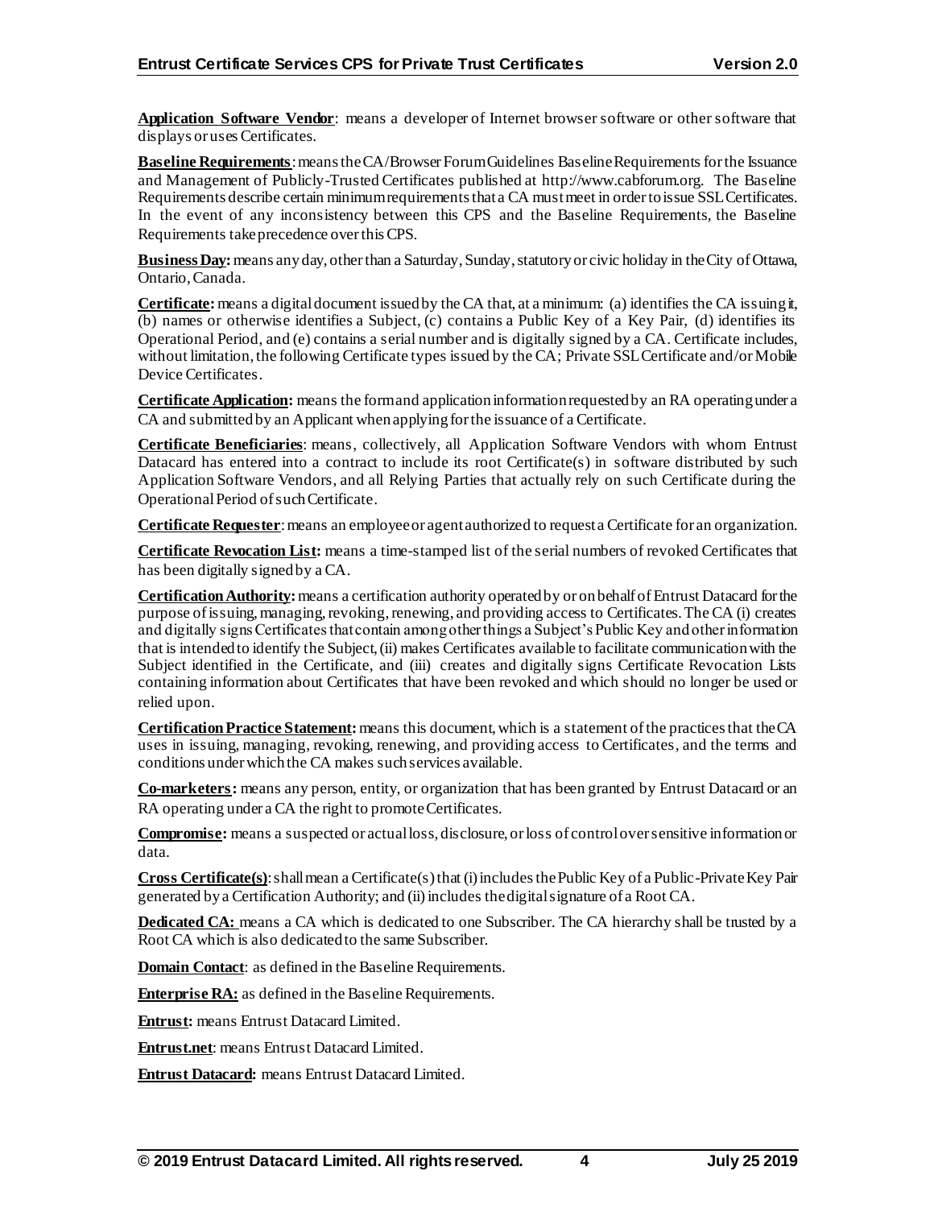**Application Software Vendor**: means a developer of Internet browser software or other software that displays or uses Certificates.

**Baseline Requirements**: means the CA/Browser Forum Guidelines Baseline Requirements for the Issuance and Management of Publicly-Trusted Certificates published at http://www.cabforum.org. The Baseline Requirements describe certain minimum requirements that a CA must meet in order to issue SSL Certificates. In the event of any inconsistency between this CPS and the Baseline Requirements, the Baseline Requirements take precedence over this CPS.

**Business Day:** means any day, other than a Saturday, Sunday, statutory or civic holiday in the City of Ottawa, Ontario, Canada.

**Certificate:** means a digital document issued by the CA that, at a minimum: (a) identifies the CA issuing it, (b) names or otherwise identifies a Subject, (c) contains a Public Key of a Key Pair, (d) identifies its Operational Period, and (e) contains a serial number and is digitally signed by a CA. Certificate includes, without limitation, the following Certificate types issued by the CA; Private SSL Certificate and/or Mobile Device Certificates.

**Certificate Application:** means the form and application information requested by an RA operating under a CA and submitted by an Applicant when applying for the issuance of a Certificate.

**Certificate Beneficiaries**: means, collectively, all Application Software Vendors with whom Entrust Datacard has entered into a contract to include its root Certificate(s) in software distributed by such Application Software Vendors, and all Relying Parties that actually rely on such Certificate during the Operational Period of such Certificate.

**Certificate Requester**: means an employee or agent authorized to request a Certificate for an organization.

**Certificate Revocation List:** means a time-stamped list of the serial numbers of revoked Certificates that has been digitally signed by a CA.

**Certification Authority:** means a certification authority operated by or on behalf of Entrust Datacard for the purpose of issuing, managing, revoking, renewing, and providing access to Certificates. The CA (i) creates and digitally signs Certificates that contain among other things a Subject's Public Key and other information that is intended to identify the Subject, (ii) makes Certificates available to facilitate communication with the Subject identified in the Certificate, and (iii) creates and digitally signs Certificate Revocation Lists containing information about Certificates that have been revoked and which should no longer be used or relied upon.

**Certification Practice Statement:** means this document, which is a statement of the practices that the CA uses in issuing, managing, revoking, renewing, and providing access to Certificates, and the terms and conditions under which the CA makes such services available.

**Co-marketers:** means any person, entity, or organization that has been granted by Entrust Datacard or an RA operating under a CA the right to promote Certificates.

**Compromise:** means a suspected or actual loss, disclosure, or loss of control over sensitive information or data.

**Cross Certificate(s)**: shall mean a Certificate(s) that (i) includes the Public Key of a Public-Private Key Pair generated by a Certification Authority; and (ii) includes the digital signature of a Root CA.

**Dedicated CA:** means a CA which is dedicated to one Subscriber. The CA hierarchy shall be trusted by a Root CA which is also dedicated to the same Subscriber.

**Domain Contact**: as defined in the Baseline Requirements.

**Enterprise RA:** as defined in the Baseline Requirements.

**Entrust:** means Entrust Datacard Limited.

**Entrust.net**: means Entrust Datacard Limited.

**Entrust Datacard:** means Entrust Datacard Limited.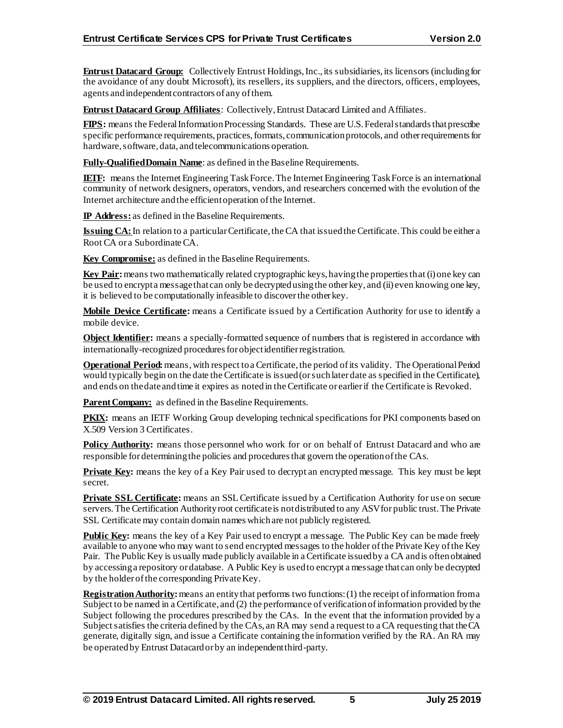**Entrust Datacard Group:** Collectively Entrust Holdings, Inc., its subsidiaries, its licensors (including for the avoidance of any doubt Microsoft), its resellers, its suppliers, and the directors, officers, employees, agents and independent contractors of any of them.

**Entrust Datacard Group Affiliates**: Collectively, Entrust Datacard Limited and Affiliates.

**FIPS:** means the Federal Information Processing Standards. These are U.S. Federal standards that prescribe specific performance requirements, practices, formats, communication protocols, and other requirements for hardware, software, data, and telecommunications operation.

**Fully-Qualified Domain Name**: as defined in the Baseline Requirements.

**IETF:** means the Internet Engineering Task Force. The Internet Engineering Task Force is an international community of network designers, operators, vendors, and researchers concerned with the evolution of the Internet architecture and the efficient operation of the Internet.

**IP Address:** as defined in the Baseline Requirements.

**Issuing CA:** In relation to a particular Certificate, the CA that issued the Certificate. This could be either a Root CA or a Subordinate CA.

**Key Compromise:** as defined in the Baseline Requirements.

**Key Pair:** means two mathematically related cryptographic keys, having the properties that (i) one key can be used to encrypt a message that can only be decrypted using the other key, and (ii) even knowing one key, it is believed to be computationally infeasible to discover the other key.

**Mobile Device Certificate:** means a Certificate issued by a Certification Authority for use to identify a mobile device.

**Object Identifier:** means a specially-formatted sequence of numbers that is registered in accordance with internationally-recognized procedures for object identifier registration.

**Operational Period:** means, with respect to a Certificate, the period of its validity. The Operational Period would typically begin on the date the Certificate is issued (or such later date as specified in the Certificate), and ends on the date and time it expires as noted in the Certificate or earlier if the Certificate is Revoked.

**Parent Company:** as defined in the Baseline Requirements.

**PKIX:** means an IETF Working Group developing technical specifications for PKI components based on X.509 Version 3 Certificates.

**Policy Authority:** means those personnel who work for or on behalf of Entrust Datacard and who are responsible for determining the policies and procedures that govern the operation of the CAs.

**Private Key:** means the key of a Key Pair used to decrypt an encrypted message. This key must be kept secret.

**Private SSL Certificate:** means an SSL Certificate issued by a Certification Authority for use on secure servers. The Certification Authority root certificate is not distributed to any ASV for public trust. The Private SSL Certificate may contain domain names which are not publicly registered.

**Public Key:** means the key of a Key Pair used to encrypt a message. The Public Key can be made freely available to anyone who may want to send encrypted messages to the holder of the Private Key of the Key Pair. The Public Key is usually made publicly available in a Certificate issued by a CA and is often obtained by accessing a repository or database. A Public Key is used to encrypt a message that can only be decrypted by the holder of the corresponding Private Key.

**Registration Authority:** means an entity that performs two functions: (1) the receipt of information from a Subject to be named in a Certificate, and (2) the performance of verification of information provided by the Subject following the procedures prescribed by the CAs. In the event that the information provided by a Subject satisfies the criteria defined by the CAs, an RA may send a request to a CA requesting that the CA generate, digitally sign, and issue a Certificate containing the information verified by the RA. An RA may be operated by Entrust Datacard or by an independent third-party.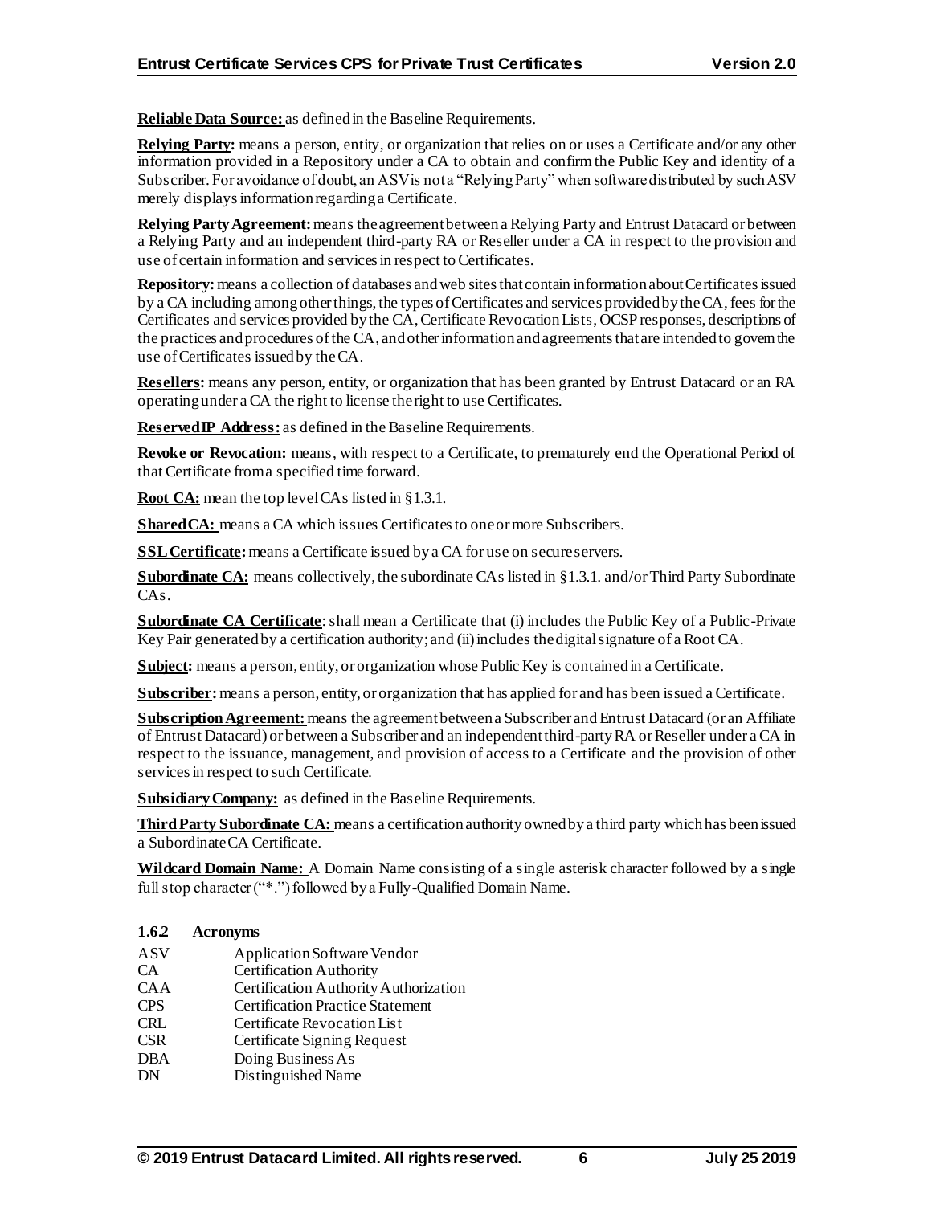**Reliable Data Source:** as defined in the Baseline Requirements.

**Relying Party:** means a person, entity, or organization that relies on or uses a Certificate and/or any other information provided in a Repository under a CA to obtain and confirm the Public Key and identity of a Subscriber. For avoidance of doubt, an ASV is not a "Relying Party" when software distributed by such ASV merely displays information regarding a Certificate.

**Relying Party Agreement:** means the agreement between a Relying Party and Entrust Datacard or between a Relying Party and an independent third-party RA or Reseller under a CA in respect to the provision and use of certain information and services in respect to Certificates.

**Repository:** means a collection of databases and web sites that contain information about Certificates issued by a CA including among other things, the types of Certificates and services provided by the CA, fees for the Certificates and services provided by the CA, Certificate Revocation Lists, OCSP responses, descriptions of the practices and procedures of the CA, and other information and agreements that are intended to govern the use of Certificates issued by the CA.

**Resellers:** means any person, entity, or organization that has been granted by Entrust Datacard or an RA operating under a CA the right to license the right to use Certificates.

**Reserved IP Address:** as defined in the Baseline Requirements.

**Revoke or Revocation:** means, with respect to a Certificate, to prematurely end the Operational Period of that Certificate from a specified time forward.

**Root CA:** mean the top level CAs listed in §1.3.1.

**Shared CA:** means a CA which issues Certificates to one or more Subscribers.

**SSL Certificate:** means a Certificate issued by a CA for use on secure servers.

**Subordinate CA:** means collectively, the subordinate CAs listed in §1.3.1. and/or Third Party Subordinate CAs.

**Subordinate CA Certificate**: shall mean a Certificate that (i) includes the Public Key of a Public-Private Key Pair generated by a certification authority; and (ii) includes the digital signature of a Root CA.

**Subject:** means a person, entity, or organization whose Public Key is contained in a Certificate.

**Subscriber:** means a person, entity, or organization that has applied for and has been issued a Certificate.

**Subscription Agreement:** means the agreement between a Subscriber and Entrust Datacard (or an Affiliate of Entrust Datacard) or between a Subscriber and an independent third-party RA or Reseller under a CA in respect to the issuance, management, and provision of access to a Certificate and the provision of other services in respect to such Certificate.

**Subsidiary Company:** as defined in the Baseline Requirements.

**Third Party Subordinate CA:** means a certification authority owned by a third party which has been issued a Subordinate CA Certificate.

**Wildcard Domain Name:** A Domain Name consisting of a single asterisk character followed by a single full stop character ("*.") followed by a Fully-Qualified Domain Name.

### 1.6.2 Acronyms

| | |
|---|---|
| ASV | Application Software Vendor |
| CA | Certification Authority |
| CAA | Certification Authority Authorization |
| CPS | Certification Practice Statement |
| CRL | Certificate Revocation List |
| CSR | Certificate Signing Request |
| DBA | Doing Business As |
| DN | Distinguished Name |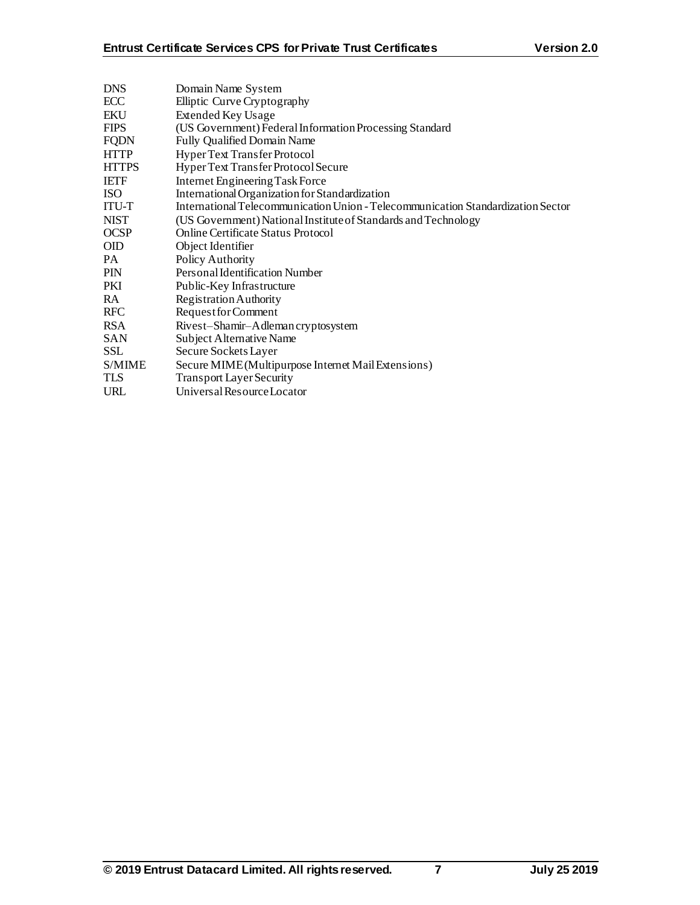| | |
|---|---|
| DNS | Domain Name System |
| ECC | Elliptic Curve Cryptography |
| EKU | Extended Key Usage |
| FIPS | (US Government) Federal Information Processing Standard |
| FQDN | Fully Qualified Domain Name |
| HTTP | Hyper Text Transfer Protocol |
| HTTPS | Hyper Text Transfer Protocol Secure |
| IETF | Internet Engineering Task Force |
| ISO | International Organization for Standardization |
| ITU-T | International Telecommunication Union - Telecommunication Standardization Sector |
| NIST | (US Government) National Institute of Standards and Technology |
| OCSP | Online Certificate Status Protocol |
| OID | Object Identifier |
| PA | Policy Authority |
| PIN | Personal Identification Number |
| PKI | Public-Key Infrastructure |
| RA | Registration Authority |
| RFC | Request for Comment |
| RSA | Rivest–Shamir–Adleman cryptosystem |
| SAN | Subject Alternative Name |
| SSL | Secure Sockets Layer |
| S/MIME | Secure MIME (Multipurpose Internet Mail Extensions) |
| TLS | Transport Layer Security |
| URL | Universal Resource Locator |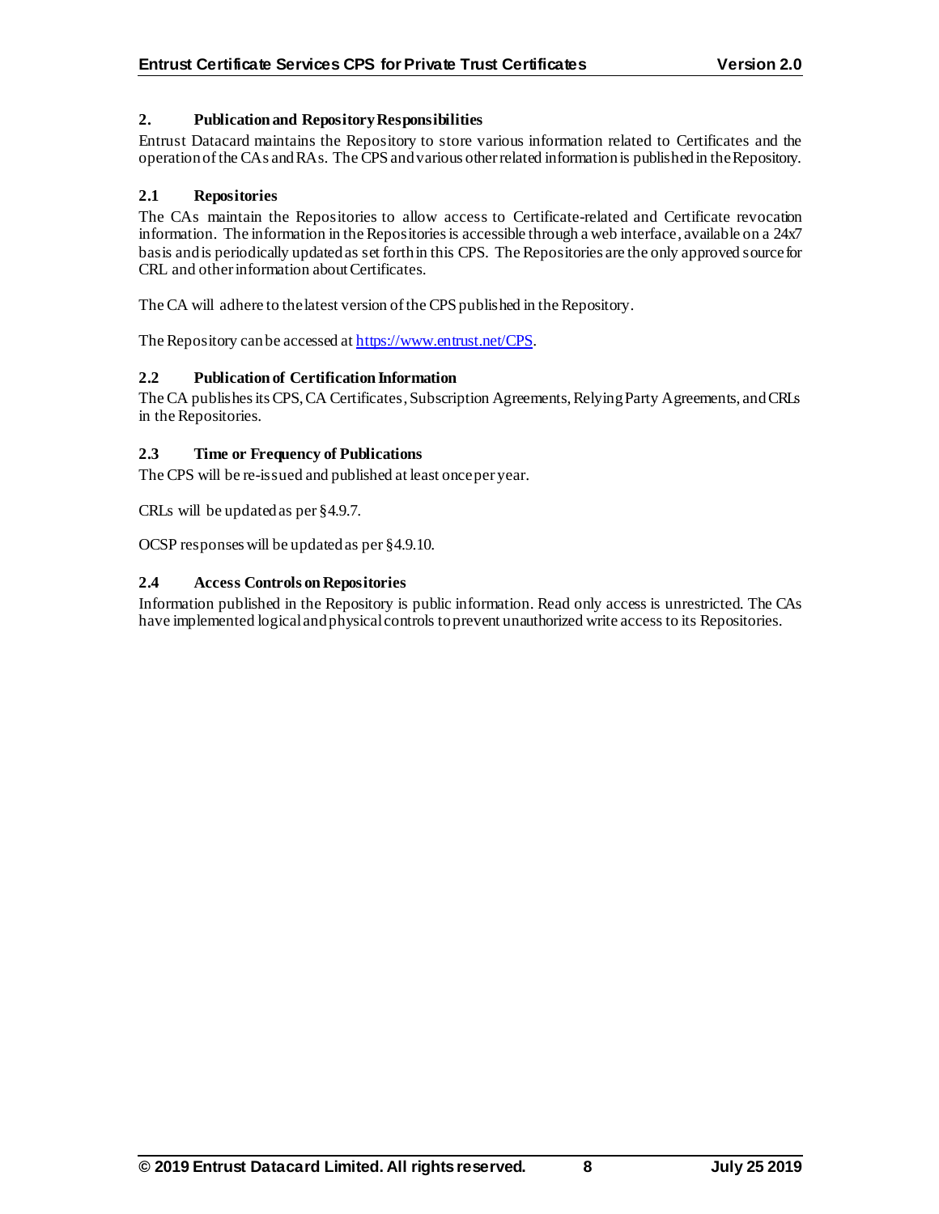## 2. Publication and Repository Responsibilities

Entrust Datacard maintains the Repository to store various information related to Certificates and the operation of the CAs and RAs. The CPS and various other related information is published in the Repository.

### 2.1 Repositories

The CAs maintain the Repositories to allow access to Certificate-related and Certificate revocation information. The information in the Repositories is accessible through a web interface, available on a 24x7 basis and is periodically updated as set forth in this CPS. The Repositories are the only approved source for CRL and other information about Certificates.

The CA will adhere to the latest version of the CPS published in the Repository.

The Repository can be accessed at https://www.entrust.net/CPS.

### 2.2 Publication of Certification Information

The CA publishes its CPS, CA Certificates, Subscription Agreements, Relying Party Agreements, and CRLs in the Repositories.

### 2.3 Time or Frequency of Publications

The CPS will be re-issued and published at least once per year.

CRLs will be updated as per §4.9.7.

OCSP responses will be updated as per §4.9.10.

### 2.4 Access Controls on Repositories

Information published in the Repository is public information. Read only access is unrestricted. The CAs have implemented logical and physical controls to prevent unauthorized write access to its Repositories.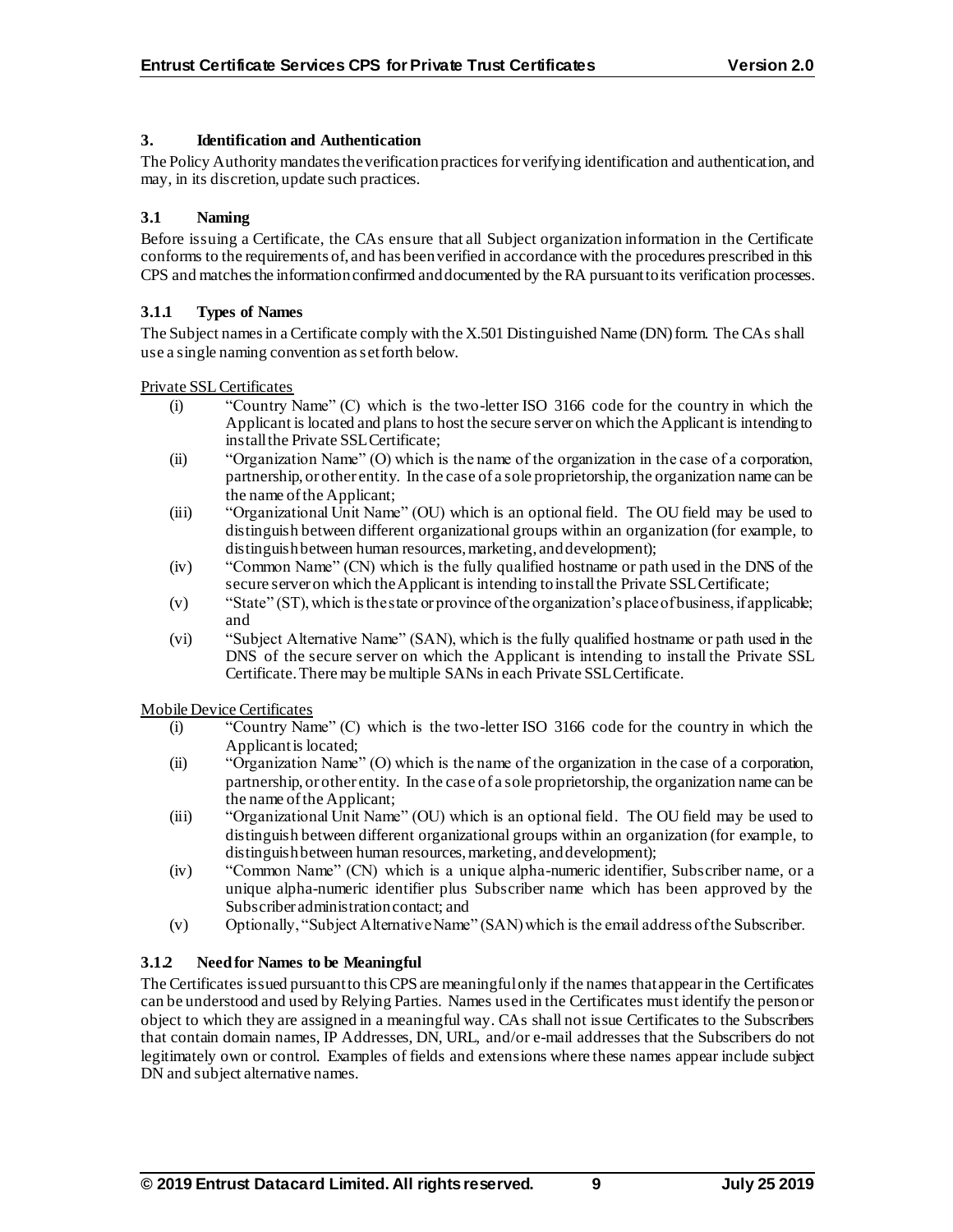## 3. Identification and Authentication

The Policy Authority mandates the verification practices for verifying identification and authentication, and may, in its discretion, update such practices.

### 3.1 Naming

Before issuing a Certificate, the CAs ensure that all Subject organization information in the Certificate conforms to the requirements of, and has been verified in accordance with the procedures prescribed in this CPS and matches the information confirmed and documented by the RA pursuant to its verification processes.

#### 3.1.1 Types of Names

The Subject names in a Certificate comply with the X.501 Distinguished Name (DN) form. The CAs shall use a single naming convention as set forth below.

Private SSL Certificates

- (i) "Country Name" (C) which is the two-letter ISO 3166 code for the country in which the Applicant is located and plans to host the secure server on which the Applicant is intending to install the Private SSL Certificate;
- (ii) "Organization Name" (O) which is the name of the organization in the case of a corporation, partnership, or other entity. In the case of a sole proprietorship, the organization name can be the name of the Applicant;
- (iii) "Organizational Unit Name" (OU) which is an optional field. The OU field may be used to distinguish between different organizational groups within an organization (for example, to distinguish between human resources, marketing, and development);
- (iv) "Common Name" (CN) which is the fully qualified hostname or path used in the DNS of the secure server on which the Applicant is intending to install the Private SSL Certificate;
- (v) "State" (ST), which is the state or province of the organization's place of business, if applicable; and
- (vi) "Subject Alternative Name" (SAN), which is the fully qualified hostname or path used in the DNS of the secure server on which the Applicant is intending to install the Private SSL Certificate. There may be multiple SANs in each Private SSL Certificate.

Mobile Device Certificates

- (i) "Country Name" (C) which is the two-letter ISO 3166 code for the country in which the Applicant is located;
- (ii) "Organization Name" (O) which is the name of the organization in the case of a corporation, partnership, or other entity. In the case of a sole proprietorship, the organization name can be the name of the Applicant;
- (iii) "Organizational Unit Name" (OU) which is an optional field. The OU field may be used to distinguish between different organizational groups within an organization (for example, to distinguish between human resources, marketing, and development);
- (iv) "Common Name" (CN) which is a unique alpha-numeric identifier, Subscriber name, or a unique alpha-numeric identifier plus Subscriber name which has been approved by the Subscriber administration contact; and
- (v) Optionally, "Subject Alternative Name" (SAN) which is the email address of the Subscriber.

#### 3.1.2 Need for Names to be Meaningful

The Certificates issued pursuant to this CPS are meaningful only if the names that appear in the Certificates can be understood and used by Relying Parties. Names used in the Certificates must identify the person or object to which they are assigned in a meaningful way. CAs shall not issue Certificates to the Subscribers that contain domain names, IP Addresses, DN, URL, and/or e-mail addresses that the Subscribers do not legitimately own or control. Examples of fields and extensions where these names appear include subject DN and subject alternative names.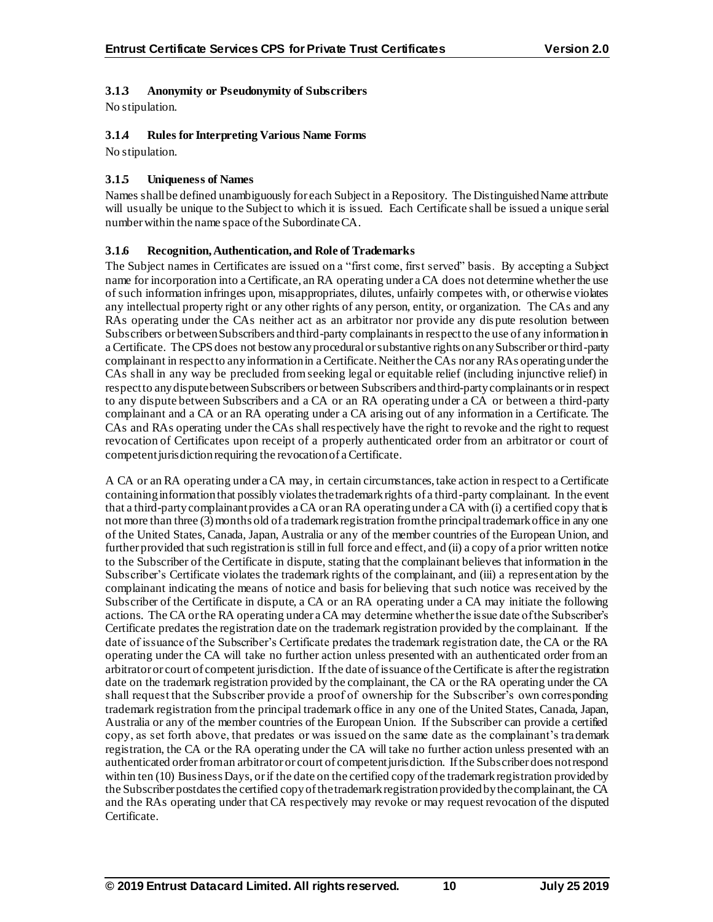#### 3.1.3 Anonymity or Pseudonymity of Subscribers

No stipulation.

#### 3.1.4 Rules for Interpreting Various Name Forms

No stipulation.

#### 3.1.5 Uniqueness of Names

Names shall be defined unambiguously for each Subject in a Repository. The Distinguished Name attribute will usually be unique to the Subject to which it is issued. Each Certificate shall be issued a unique serial number within the name space of the Subordinate CA.

#### 3.1.6 Recognition, Authentication, and Role of Trademarks

The Subject names in Certificates are issued on a "first come, first served" basis. By accepting a Subject name for incorporation into a Certificate, an RA operating under a CA does not determine whether the use of such information infringes upon, misappropriates, dilutes, unfairly competes with, or otherwise violates any intellectual property right or any other rights of any person, entity, or organization. The CAs and any RAs operating under the CAs neither act as an arbitrator nor provide any dispute resolution between Subscribers or between Subscribers and third-party complainants in respect to the use of any information in a Certificate. The CPS does not bestow any procedural or substantive rights on any Subscriber or third-party complainant in respect to any information in a Certificate. Neither the CAs nor any RAs operating under the CAs shall in any way be precluded from seeking legal or equitable relief (including injunctive relief) in respect to any dispute between Subscribers or between Subscribers and third-party complainants or in respect to any dispute between Subscribers and a CA or an RA operating under a CA or between a third-party complainant and a CA or an RA operating under a CA arising out of any information in a Certificate. The CAs and RAs operating under the CAs shall respectively have the right to revoke and the right to request revocation of Certificates upon receipt of a properly authenticated order from an arbitrator or court of competent jurisdiction requiring the revocation of a Certificate.

A CA or an RA operating under a CA may, in certain circumstances, take action in respect to a Certificate containing information that possibly violates the trademark rights of a third-party complainant. In the event that a third-party complainant provides a CA or an RA operating under a CA with (i) a certified copy that is not more than three (3) months old of a trademark registration from the principal trademark office in any one of the United States, Canada, Japan, Australia or any of the member countries of the European Union, and further provided that such registration is still in full force and effect, and (ii) a copy of a prior written notice to the Subscriber of the Certificate in dispute, stating that the complainant believes that information in the Subscriber's Certificate violates the trademark rights of the complainant, and (iii) a representation by the complainant indicating the means of notice and basis for believing that such notice was received by the Subscriber of the Certificate in dispute, a CA or an RA operating under a CA may initiate the following actions. The CA or the RA operating under a CA may determine whether the issue date of the Subscriber's Certificate predates the registration date on the trademark registration provided by the complainant. If the date of issuance of the Subscriber's Certificate predates the trademark registration date, the CA or the RA operating under the CA will take no further action unless presented with an authenticated order from an arbitrator or court of competent jurisdiction. If the date of issuance of the Certificate is after the registration date on the trademark registration provided by the complainant, the CA or the RA operating under the CA shall request that the Subscriber provide a proof of ownership for the Subscriber's own corresponding trademark registration from the principal trademark office in any one of the United States, Canada, Japan, Australia or any of the member countries of the European Union. If the Subscriber can provide a certified copy, as set forth above, that predates or was issued on the same date as the complainant's trademark registration, the CA or the RA operating under the CA will take no further action unless presented with an authenticated order from an arbitrator or court of competent jurisdiction. If the Subscriber does not respond within ten (10) Business Days, or if the date on the certified copy of the trademark registration provided by the Subscriber postdates the certified copy of the trademark registration provided by the complainant, the CA and the RAs operating under that CA respectively may revoke or may request revocation of the disputed Certificate.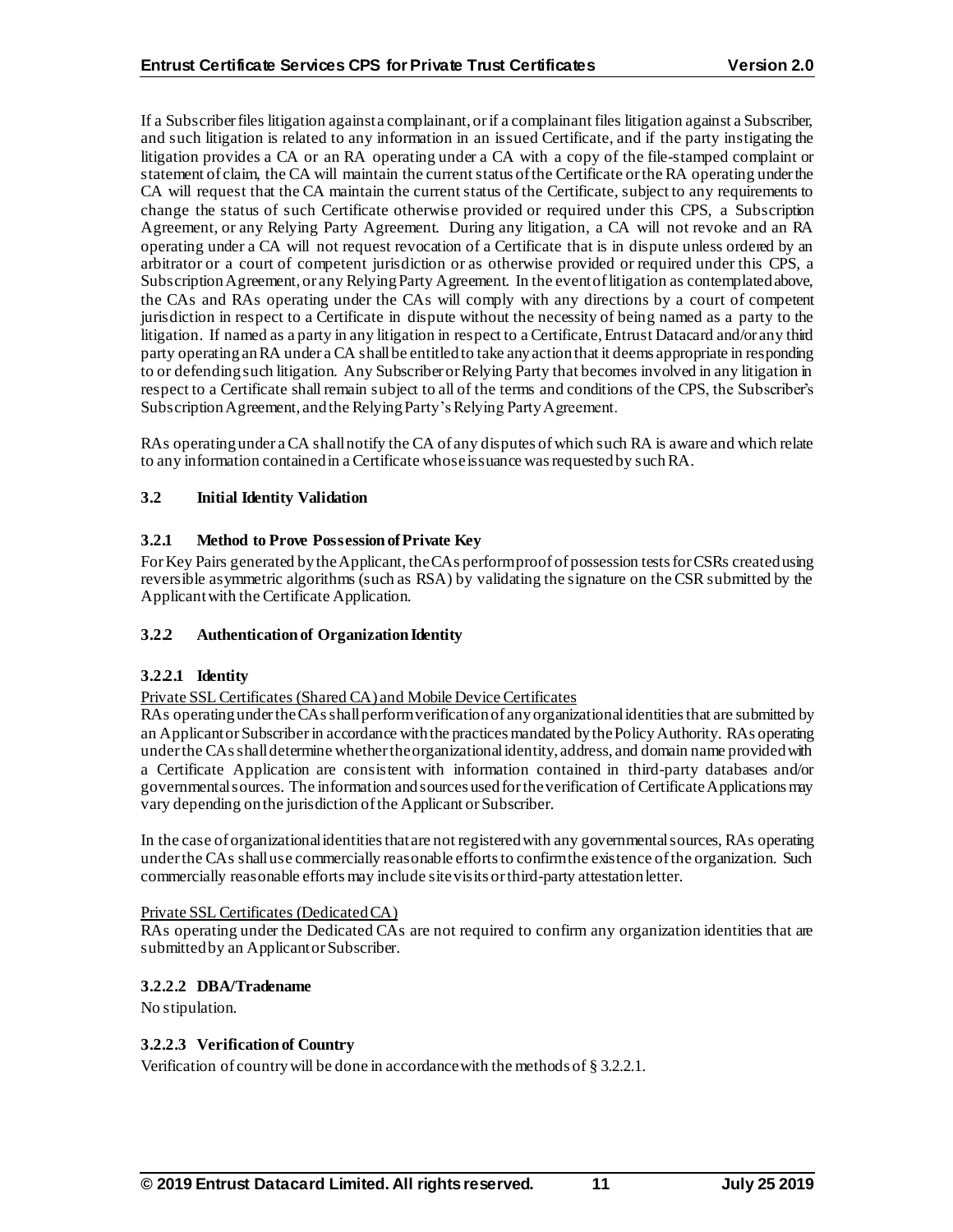If a Subscriber files litigation against a complainant, or if a complainant files litigation against a Subscriber, and such litigation is related to any information in an issued Certificate, and if the party instigating the litigation provides a CA or an RA operating under a CA with a copy of the file-stamped complaint or statement of claim, the CA will maintain the current status of the Certificate or the RA operating under the CA will request that the CA maintain the current status of the Certificate, subject to any requirements to change the status of such Certificate otherwise provided or required under this CPS, a Subscription Agreement, or any Relying Party Agreement. During any litigation, a CA will not revoke and an RA operating under a CA will not request revocation of a Certificate that is in dispute unless ordered by an arbitrator or a court of competent jurisdiction or as otherwise provided or required under this CPS, a Subscription Agreement, or any Relying Party Agreement. In the event of litigation as contemplated above, the CAs and RAs operating under the CAs will comply with any directions by a court of competent jurisdiction in respect to a Certificate in dispute without the necessity of being named as a party to the litigation. If named as a party in any litigation in respect to a Certificate, Entrust Datacard and/or any third party operating an RA under a CA shall be entitled to take any action that it deems appropriate in responding to or defending such litigation. Any Subscriber or Relying Party that becomes involved in any litigation in respect to a Certificate shall remain subject to all of the terms and conditions of the CPS, the Subscriber's Subscription Agreement, and the Relying Party's Relying Party Agreement.

RAs operating under a CA shall notify the CA of any disputes of which such RA is aware and which relate to any information contained in a Certificate whose issuance was requested by such RA.

### 3.2 Initial Identity Validation

#### 3.2.1 Method to Prove Possession of Private Key

For Key Pairs generated by the Applicant, the CAs perform proof of possession tests for CSRs created using reversible asymmetric algorithms (such as RSA) by validating the signature on the CSR submitted by the Applicant with the Certificate Application.

#### 3.2.2 Authentication of Organization Identity

##### 3.2.2.1 Identity

Private SSL Certificates (Shared CA) and Mobile Device Certificates

RAs operating under the CAs shall perform verification of any organizational identities that are submitted by an Applicant or Subscriber in accordance with the practices mandated by the Policy Authority. RAs operating under the CAs shall determine whether the organizational identity, address, and domain name provided with a Certificate Application are consistent with information contained in third-party databases and/or governmental sources. The information and sources used for the verification of Certificate Applications may vary depending on the jurisdiction of the Applicant or Subscriber.

In the case of organizational identities that are not registered with any governmental sources, RAs operating under the CAs shall use commercially reasonable efforts to confirm the existence of the organization. Such commercially reasonable efforts may include site visits or third-party attestation letter.

Private SSL Certificates (Dedicated CA)

RAs operating under the Dedicated CAs are not required to confirm any organization identities that are submitted by an Applicant or Subscriber.

##### 3.2.2.2 DBA/Tradename

No stipulation.

##### 3.2.2.3 Verification of Country

Verification of country will be done in accordance with the methods of § 3.2.2.1.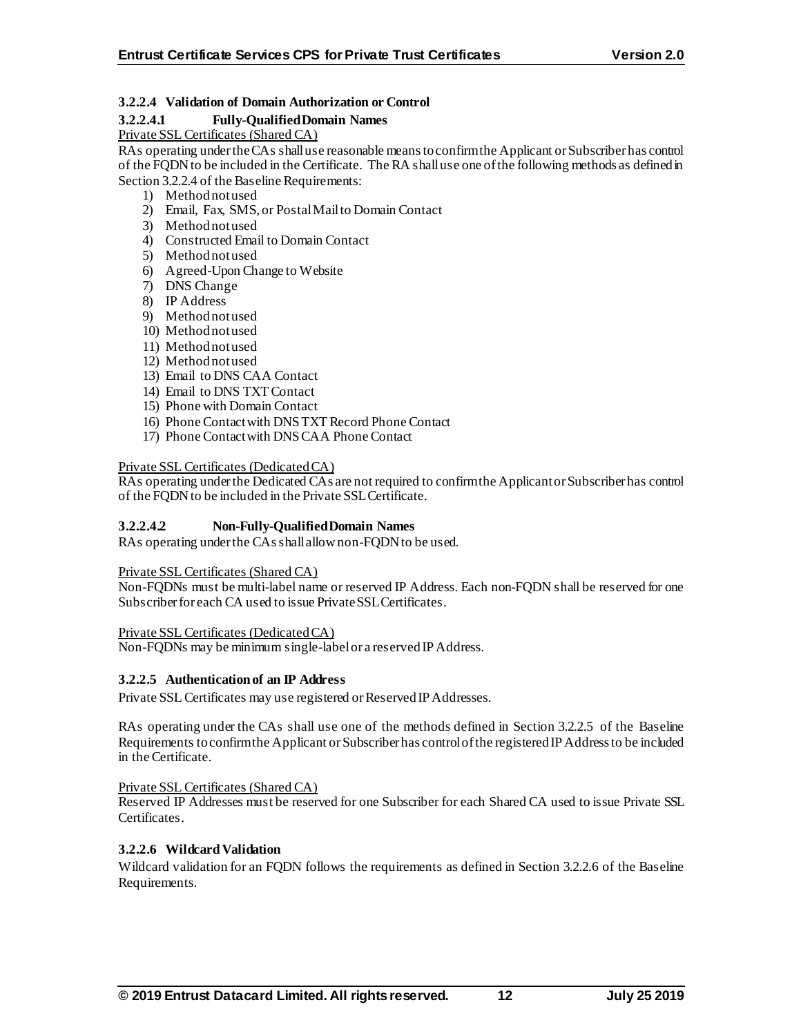#### 3.2.2.4 Validation of Domain Authorization or Control

##### 3.2.2.4.1 Fully-Qualified Domain Names

Private SSL Certificates (Shared CA)

RAs operating under the CAs shall use reasonable means to confirm the Applicant or Subscriber has control of the FQDN to be included in the Certificate. The RA shall use one of the following methods as defined in Section 3.2.2.4 of the Baseline Requirements:

1) Method not used
2) Email, Fax, SMS, or Postal Mail to Domain Contact
3) Method not used
4) Constructed Email to Domain Contact
5) Method not used
6) Agreed-Upon Change to Website
7) DNS Change
8) IP Address
9) Method not used
10) Method not used
11) Method not used
12) Method not used
13) Email to DNS CAA Contact
14) Email to DNS TXT Contact
15) Phone with Domain Contact
16) Phone Contact with DNS TXT Record Phone Contact
17) Phone Contact with DNS CAA Phone Contact

Private SSL Certificates (Dedicated CA)

RAs operating under the Dedicated CAs are not required to confirm the Applicant or Subscriber has control of the FQDN to be included in the Private SSL Certificate.

##### 3.2.2.4.2 Non-Fully-Qualified Domain Names

RAs operating under the CAs shall allow non-FQDN to be used.

Private SSL Certificates (Shared CA)

Non-FQDNs must be multi-label name or reserved IP Address. Each non-FQDN shall be reserved for one Subscriber for each CA used to issue Private SSL Certificates.

Private SSL Certificates (Dedicated CA)

Non-FQDNs may be minimum single-label or a reserved IP Address.

#### 3.2.2.5 Authentication of an IP Address

Private SSL Certificates may use registered or Reserved IP Addresses.

RAs operating under the CAs shall use one of the methods defined in Section 3.2.2.5 of the Baseline Requirements to confirm the Applicant or Subscriber has control of the registered IP Address to be included in the Certificate.

Private SSL Certificates (Shared CA)

Reserved IP Addresses must be reserved for one Subscriber for each Shared CA used to issue Private SSL Certificates.

#### 3.2.2.6 Wildcard Validation

Wildcard validation for an FQDN follows the requirements as defined in Section 3.2.2.6 of the Baseline Requirements.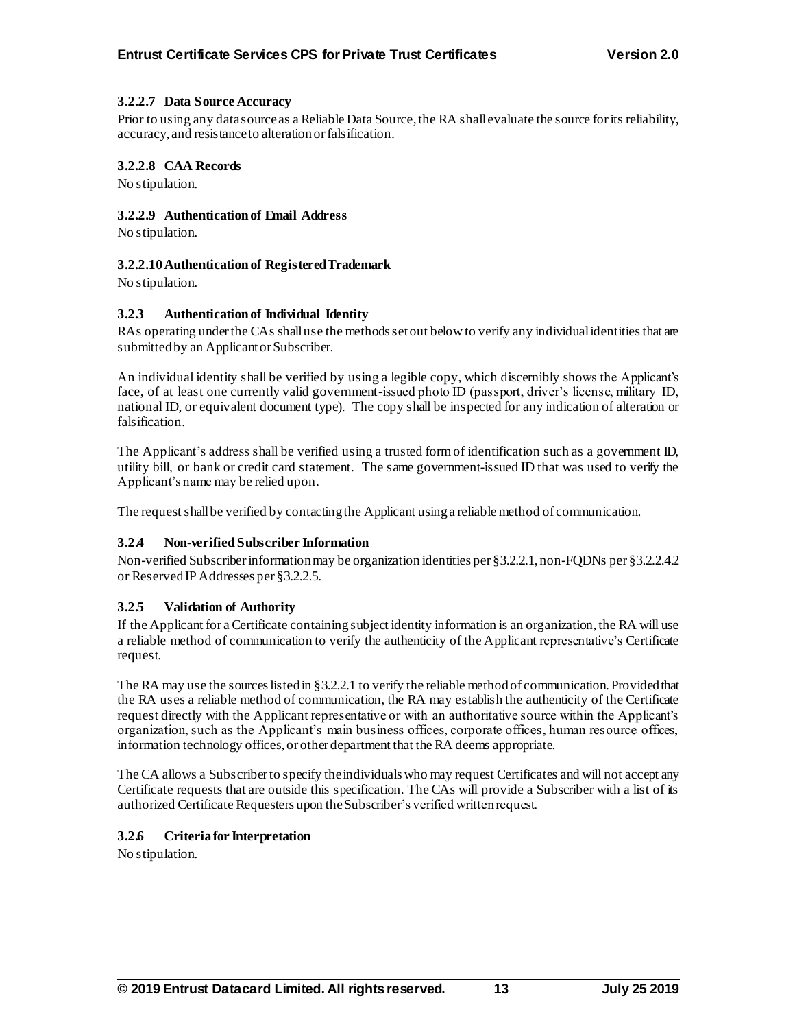#### 3.2.2.7 Data Source Accuracy

Prior to using any data source as a Reliable Data Source, the RA shall evaluate the source for its reliability, accuracy, and resistance to alteration or falsification.

#### 3.2.2.8 CAA Records

No stipulation.

#### 3.2.2.9 Authentication of Email Address

No stipulation.

#### 3.2.2.10 Authentication of Registered Trademark

No stipulation.

### 3.2.3 Authentication of Individual Identity

RAs operating under the CAs shall use the methods set out below to verify any individual identities that are submitted by an Applicant or Subscriber.

An individual identity shall be verified by using a legible copy, which discernibly shows the Applicant's face, of at least one currently valid government-issued photo ID (passport, driver's license, military ID, national ID, or equivalent document type). The copy shall be inspected for any indication of alteration or falsification.

The Applicant's address shall be verified using a trusted form of identification such as a government ID, utility bill, or bank or credit card statement. The same government-issued ID that was used to verify the Applicant's name may be relied upon.

The request shall be verified by contacting the Applicant using a reliable method of communication.

### 3.2.4 Non-verified Subscriber Information

Non-verified Subscriber information may be organization identities per §3.2.2.1, non-FQDNs per §3.2.2.4.2 or Reserved IP Addresses per §3.2.2.5.

### 3.2.5 Validation of Authority

If the Applicant for a Certificate containing subject identity information is an organization, the RA will use a reliable method of communication to verify the authenticity of the Applicant representative's Certificate request.

The RA may use the sources listed in §3.2.2.1 to verify the reliable method of communication. Provided that the RA uses a reliable method of communication, the RA may establish the authenticity of the Certificate request directly with the Applicant representative or with an authoritative source within the Applicant's organization, such as the Applicant's main business offices, corporate offices, human resource offices, information technology offices, or other department that the RA deems appropriate.

The CA allows a Subscriber to specify the individuals who may request Certificates and will not accept any Certificate requests that are outside this specification. The CAs will provide a Subscriber with a list of its authorized Certificate Requesters upon the Subscriber's verified written request.

### 3.2.6 Criteria for Interpretation

No stipulation.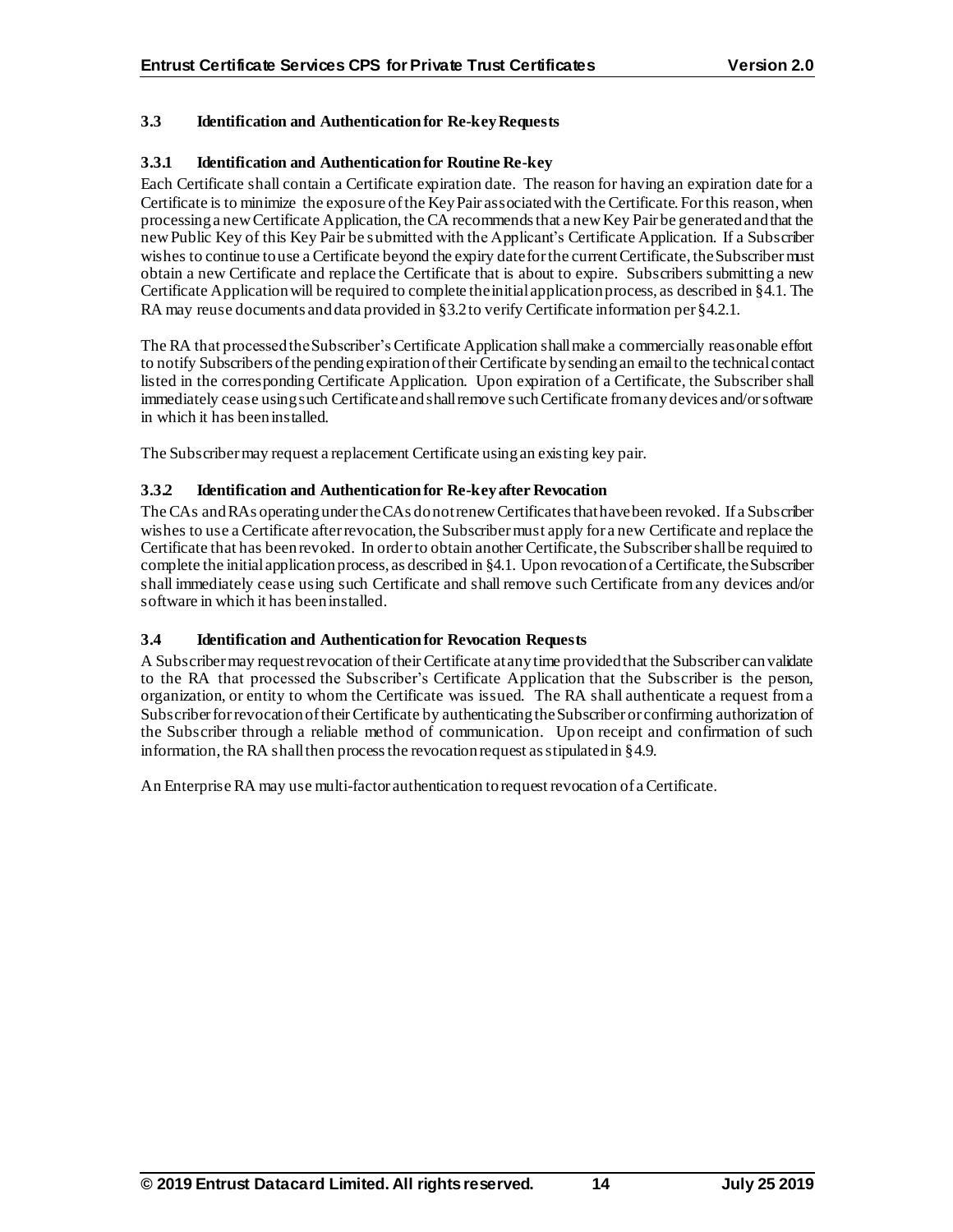### 3.3 Identification and Authentication for Re-key Requests

#### 3.3.1 Identification and Authentication for Routine Re-key

Each Certificate shall contain a Certificate expiration date. The reason for having an expiration date for a Certificate is to minimize the exposure of the Key Pair associated with the Certificate. For this reason, when processing a new Certificate Application, the CA recommends that a new Key Pair be generated and that the new Public Key of this Key Pair be submitted with the Applicant's Certificate Application. If a Subscriber wishes to continue to use a Certificate beyond the expiry date for the current Certificate, the Subscriber must obtain a new Certificate and replace the Certificate that is about to expire. Subscribers submitting a new Certificate Application will be required to complete the initial application process, as described in §4.1. The RA may reuse documents and data provided in §3.2 to verify Certificate information per §4.2.1.

The RA that processed the Subscriber's Certificate Application shall make a commercially reasonable effort to notify Subscribers of the pending expiration of their Certificate by sending an email to the technical contact listed in the corresponding Certificate Application. Upon expiration of a Certificate, the Subscriber shall immediately cease using such Certificate and shall remove such Certificate from any devices and/or software in which it has been installed.

The Subscriber may request a replacement Certificate using an existing key pair.

#### 3.3.2 Identification and Authentication for Re-key after Revocation

The CAs and RAs operating under the CAs do not renew Certificates that have been revoked. If a Subscriber wishes to use a Certificate after revocation, the Subscriber must apply for a new Certificate and replace the Certificate that has been revoked. In order to obtain another Certificate, the Subscriber shall be required to complete the initial application process, as described in §4.1. Upon revocation of a Certificate, the Subscriber shall immediately cease using such Certificate and shall remove such Certificate from any devices and/or software in which it has been installed.

### 3.4 Identification and Authentication for Revocation Requests

A Subscriber may request revocation of their Certificate at any time provided that the Subscriber can validate to the RA that processed the Subscriber's Certificate Application that the Subscriber is the person, organization, or entity to whom the Certificate was issued. The RA shall authenticate a request from a Subscriber for revocation of their Certificate by authenticating the Subscriber or confirming authorization of the Subscriber through a reliable method of communication. Upon receipt and confirmation of such information, the RA shall then process the revocation request as stipulated in §4.9.

An Enterprise RA may use multi-factor authentication to request revocation of a Certificate.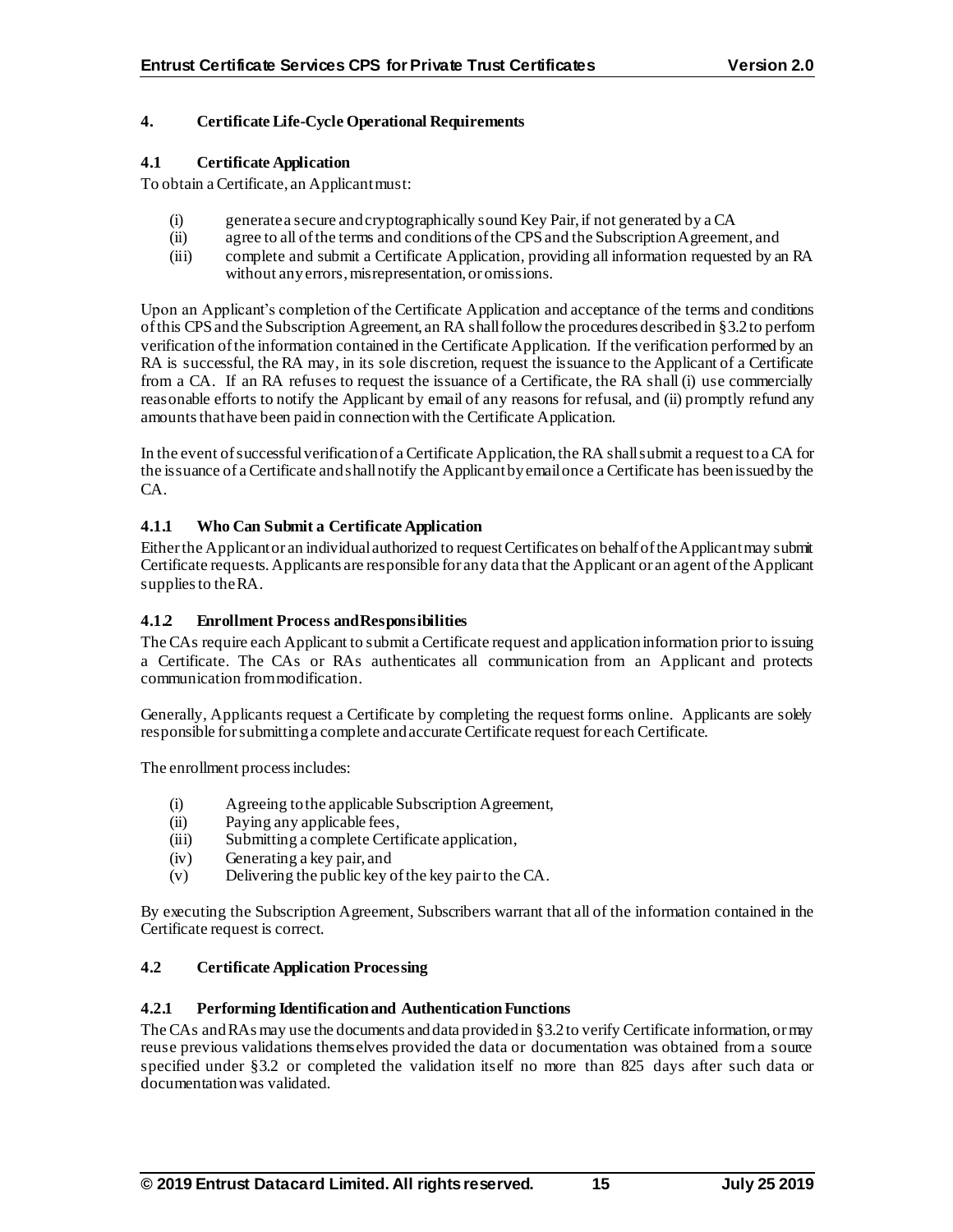## 4. Certificate Life-Cycle Operational Requirements

### 4.1 Certificate Application

To obtain a Certificate, an Applicant must:

(i) generate a secure and cryptographically sound Key Pair, if not generated by a CA
(ii) agree to all of the terms and conditions of the CPS and the Subscription Agreement, and
(iii) complete and submit a Certificate Application, providing all information requested by an RA without any errors, misrepresentation, or omissions.

Upon an Applicant's completion of the Certificate Application and acceptance of the terms and conditions of this CPS and the Subscription Agreement, an RA shall follow the procedures described in §3.2 to perform verification of the information contained in the Certificate Application. If the verification performed by an RA is successful, the RA may, in its sole discretion, request the issuance to the Applicant of a Certificate from a CA. If an RA refuses to request the issuance of a Certificate, the RA shall (i) use commercially reasonable efforts to notify the Applicant by email of any reasons for refusal, and (ii) promptly refund any amounts that have been paid in connection with the Certificate Application.

In the event of successful verification of a Certificate Application, the RA shall submit a request to a CA for the issuance of a Certificate and shall notify the Applicant by email once a Certificate has been issued by the CA.

#### 4.1.1 Who Can Submit a Certificate Application

Either the Applicant or an individual authorized to request Certificates on behalf of the Applicant may submit Certificate requests. Applicants are responsible for any data that the Applicant or an agent of the Applicant supplies to the RA.

#### 4.1.2 Enrollment Process and Responsibilities

The CAs require each Applicant to submit a Certificate request and application information prior to issuing a Certificate. The CAs or RAs authenticates all communication from an Applicant and protects communication from modification.

Generally, Applicants request a Certificate by completing the request forms online. Applicants are solely responsible for submitting a complete and accurate Certificate request for each Certificate.

The enrollment process includes:

(i) Agreeing to the applicable Subscription Agreement,
(ii) Paying any applicable fees,
(iii) Submitting a complete Certificate application,
(iv) Generating a key pair, and
(v) Delivering the public key of the key pair to the CA.

By executing the Subscription Agreement, Subscribers warrant that all of the information contained in the Certificate request is correct.

### 4.2 Certificate Application Processing

#### 4.2.1 Performing Identification and Authentication Functions

The CAs and RAs may use the documents and data provided in §3.2 to verify Certificate information, or may reuse previous validations themselves provided the data or documentation was obtained from a source specified under §3.2 or completed the validation itself no more than 825 days after such data or documentation was validated.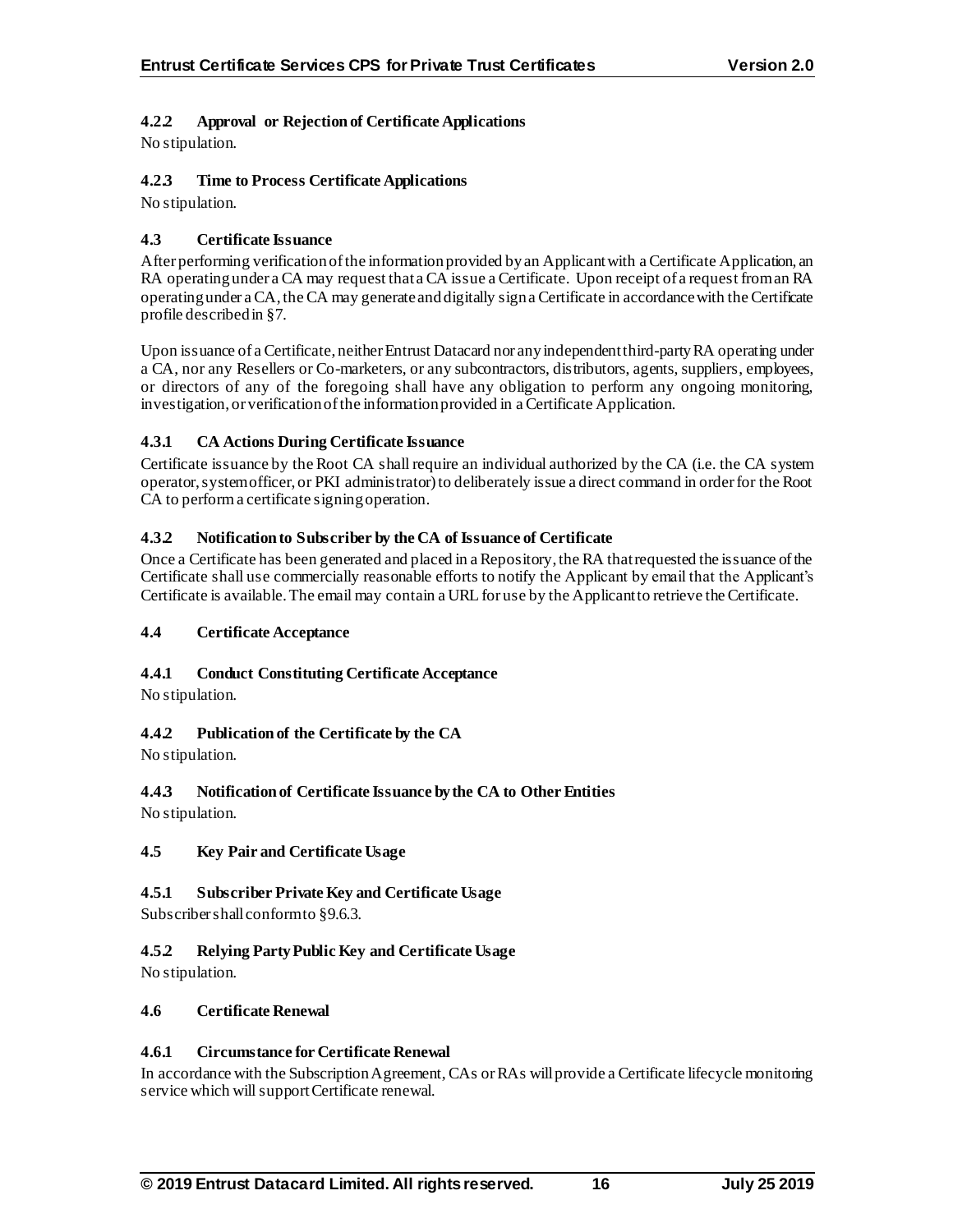#### 4.2.2 Approval or Rejection of Certificate Applications

No stipulation.

#### 4.2.3 Time to Process Certificate Applications

No stipulation.

### 4.3 Certificate Issuance

After performing verification of the information provided by an Applicant with a Certificate Application, an RA operating under a CA may request that a CA issue a Certificate. Upon receipt of a request from an RA operating under a CA, the CA may generate and digitally sign a Certificate in accordance with the Certificate profile described in §7.

Upon issuance of a Certificate, neither Entrust Datacard nor any independent third-party RA operating under a CA, nor any Resellers or Co-marketers, or any subcontractors, distributors, agents, suppliers, employees, or directors of any of the foregoing shall have any obligation to perform any ongoing monitoring, investigation, or verification of the information provided in a Certificate Application.

#### 4.3.1 CA Actions During Certificate Issuance

Certificate issuance by the Root CA shall require an individual authorized by the CA (i.e. the CA system operator, system officer, or PKI administrator) to deliberately issue a direct command in order for the Root CA to perform a certificate signing operation.

#### 4.3.2 Notification to Subscriber by the CA of Issuance of Certificate

Once a Certificate has been generated and placed in a Repository, the RA that requested the issuance of the Certificate shall use commercially reasonable efforts to notify the Applicant by email that the Applicant's Certificate is available. The email may contain a URL for use by the Applicant to retrieve the Certificate.

### 4.4 Certificate Acceptance

#### 4.4.1 Conduct Constituting Certificate Acceptance

No stipulation.

#### 4.4.2 Publication of the Certificate by the CA

No stipulation.

#### 4.4.3 Notification of Certificate Issuance by the CA to Other Entities

No stipulation.

### 4.5 Key Pair and Certificate Usage

#### 4.5.1 Subscriber Private Key and Certificate Usage

Subscriber shall conform to §9.6.3.

#### 4.5.2 Relying Party Public Key and Certificate Usage

No stipulation.

### 4.6 Certificate Renewal

#### 4.6.1 Circumstance for Certificate Renewal

In accordance with the Subscription Agreement, CAs or RAs will provide a Certificate lifecycle monitoring service which will support Certificate renewal.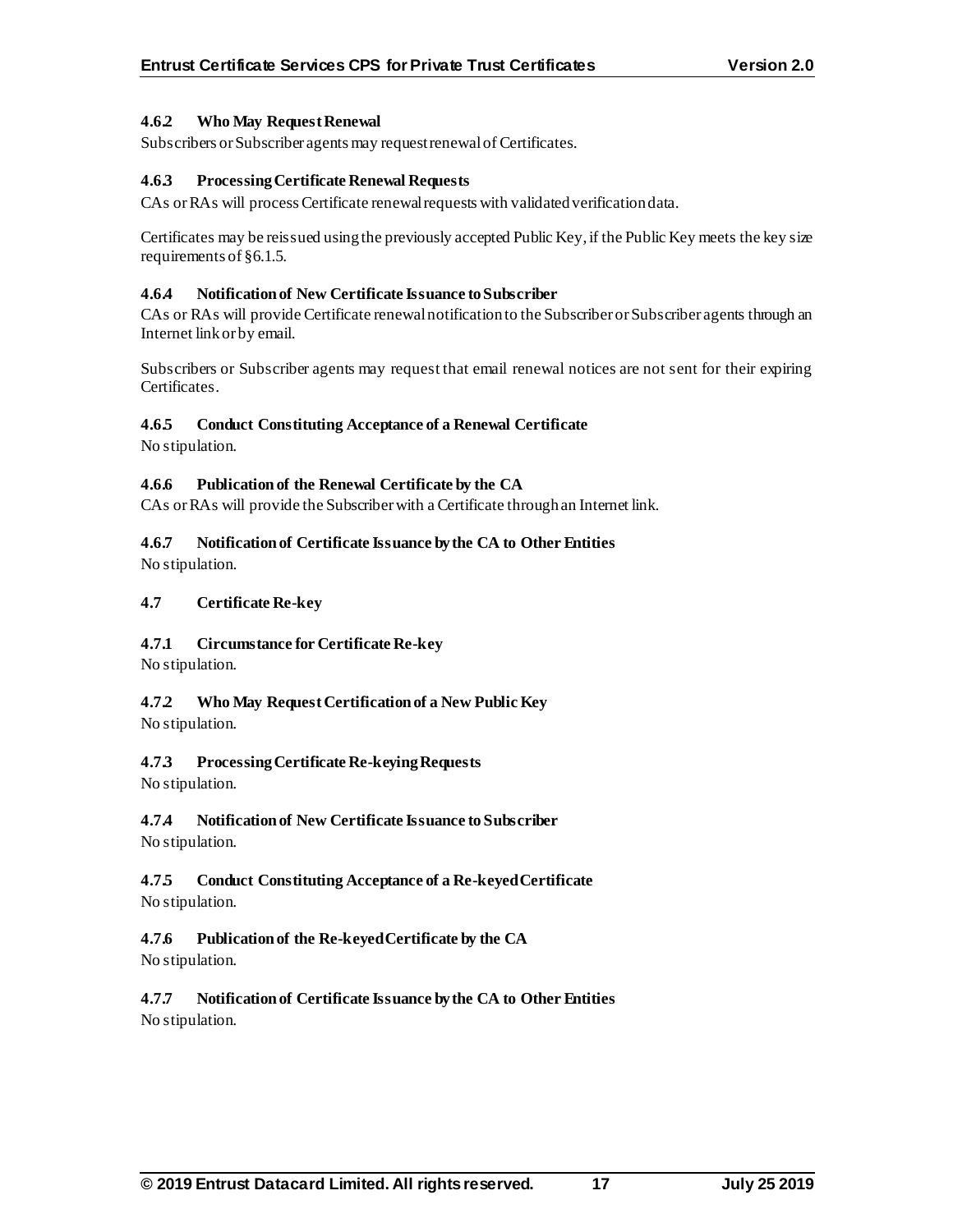#### 4.6.2 Who May Request Renewal

Subscribers or Subscriber agents may request renewal of Certificates.

#### 4.6.3 Processing Certificate Renewal Requests

CAs or RAs will process Certificate renewal requests with validated verification data.

Certificates may be reissued using the previously accepted Public Key, if the Public Key meets the key size requirements of §6.1.5.

#### 4.6.4 Notification of New Certificate Issuance to Subscriber

CAs or RAs will provide Certificate renewal notification to the Subscriber or Subscriber agents through an Internet link or by email.

Subscribers or Subscriber agents may request that email renewal notices are not sent for their expiring Certificates.

#### 4.6.5 Conduct Constituting Acceptance of a Renewal Certificate

No stipulation.

#### 4.6.6 Publication of the Renewal Certificate by the CA

CAs or RAs will provide the Subscriber with a Certificate through an Internet link.

#### 4.6.7 Notification of Certificate Issuance by the CA to Other Entities

No stipulation.

### 4.7 Certificate Re-key

#### 4.7.1 Circumstance for Certificate Re-key

No stipulation.

#### 4.7.2 Who May Request Certification of a New Public Key

No stipulation.

#### 4.7.3 Processing Certificate Re-keying Requests

No stipulation.

#### 4.7.4 Notification of New Certificate Issuance to Subscriber

No stipulation.

#### 4.7.5 Conduct Constituting Acceptance of a Re-keyed Certificate

No stipulation.

#### 4.7.6 Publication of the Re-keyed Certificate by the CA

No stipulation.

#### 4.7.7 Notification of Certificate Issuance by the CA to Other Entities

No stipulation.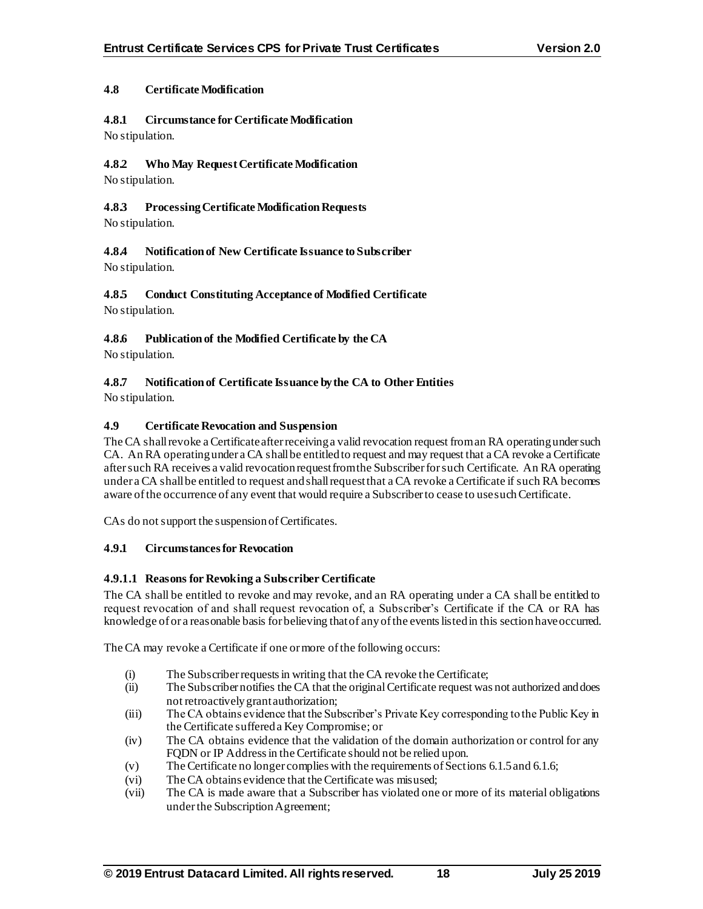### 4.8 Certificate Modification

#### 4.8.1 Circumstance for Certificate Modification

No stipulation.

#### 4.8.2 Who May Request Certificate Modification

No stipulation.

#### 4.8.3 Processing Certificate Modification Requests

No stipulation.

#### 4.8.4 Notification of New Certificate Issuance to Subscriber

No stipulation.

#### 4.8.5 Conduct Constituting Acceptance of Modified Certificate

No stipulation.

#### 4.8.6 Publication of the Modified Certificate by the CA

No stipulation.

#### 4.8.7 Notification of Certificate Issuance by the CA to Other Entities

No stipulation.

### 4.9 Certificate Revocation and Suspension

The CA shall revoke a Certificate after receiving a valid revocation request from an RA operating under such CA. An RA operating under a CA shall be entitled to request and may request that a CA revoke a Certificate after such RA receives a valid revocation request from the Subscriber for such Certificate. An RA operating under a CA shall be entitled to request and shall request that a CA revoke a Certificate if such RA becomes aware of the occurrence of any event that would require a Subscriber to cease to use such Certificate.

CAs do not support the suspension of Certificates.

#### 4.9.1 Circumstances for Revocation

##### 4.9.1.1 Reasons for Revoking a Subscriber Certificate

The CA shall be entitled to revoke and may revoke, and an RA operating under a CA shall be entitled to request revocation of and shall request revocation of, a Subscriber's Certificate if the CA or RA has knowledge of or a reasonable basis for believing that of any of the events listed in this section have occurred.

The CA may revoke a Certificate if one or more of the following occurs:

(i) The Subscriber requests in writing that the CA revoke the Certificate;
(ii) The Subscriber notifies the CA that the original Certificate request was not authorized and does not retroactively grant authorization;
(iii) The CA obtains evidence that the Subscriber's Private Key corresponding to the Public Key in the Certificate suffered a Key Compromise; or
(iv) The CA obtains evidence that the validation of the domain authorization or control for any FQDN or IP Address in the Certificate should not be relied upon.
(v) The Certificate no longer complies with the requirements of Sections 6.1.5 and 6.1.6;
(vi) The CA obtains evidence that the Certificate was misused;
(vii) The CA is made aware that a Subscriber has violated one or more of its material obligations under the Subscription Agreement;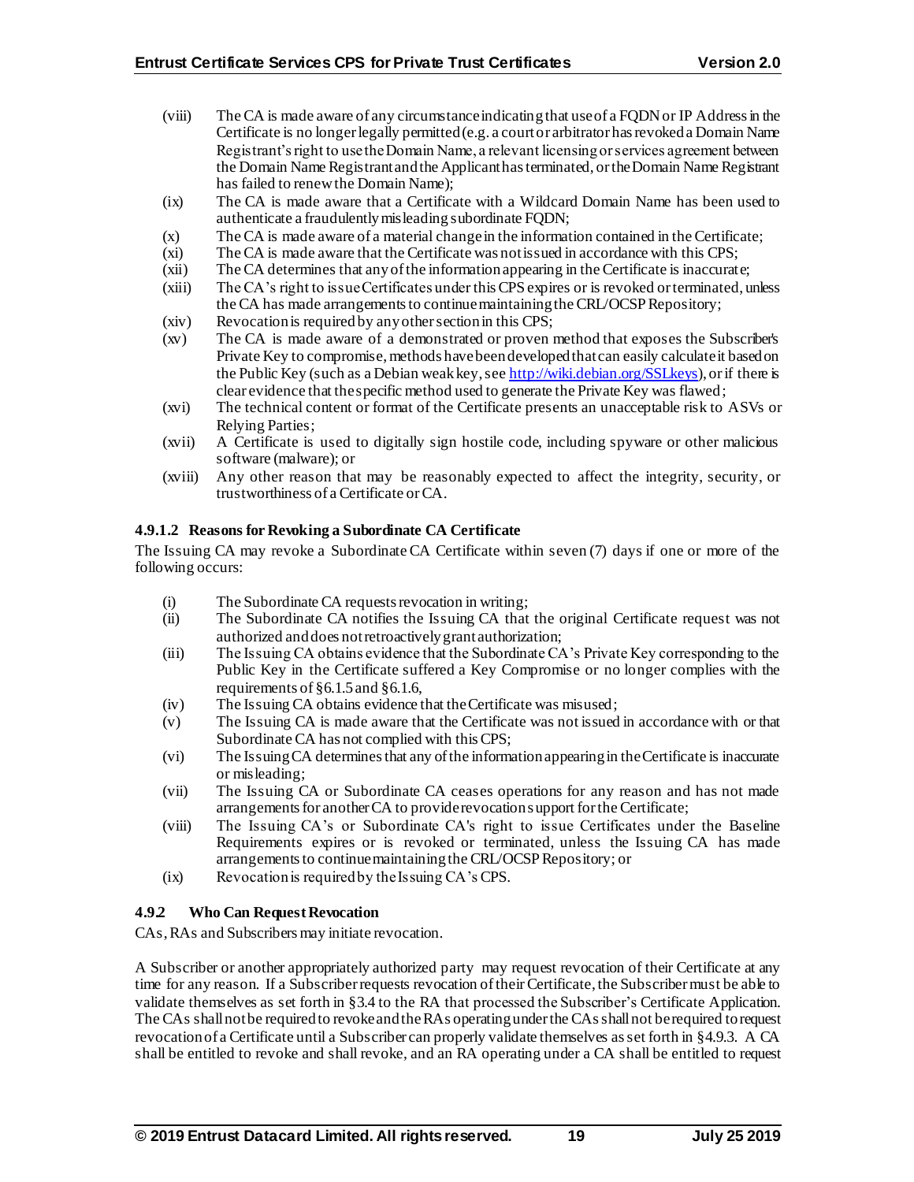- (viii) The CA is made aware of any circumstance indicating that use of a FQDN or IP Address in the Certificate is no longer legally permitted (e.g. a court or arbitrator has revoked a Domain Name Registrant's right to use the Domain Name, a relevant licensing or services agreement between the Domain Name Registrant and the Applicant has terminated, or the Domain Name Registrant has failed to renew the Domain Name);
- (ix) The CA is made aware that a Certificate with a Wildcard Domain Name has been used to authenticate a fraudulently misleading subordinate FQDN;
- (x) The CA is made aware of a material change in the information contained in the Certificate;
- (xi) The CA is made aware that the Certificate was not issued in accordance with this CPS;
- (xii) The CA determines that any of the information appearing in the Certificate is inaccurate;
- (xiii) The CA's right to issue Certificates under this CPS expires or is revoked or terminated, unless the CA has made arrangements to continue maintaining the CRL/OCSP Repository;
- (xiv) Revocation is required by any other section in this CPS;
- (xv) The CA is made aware of a demonstrated or proven method that exposes the Subscriber's Private Key to compromise, methods have been developed that can easily calculate it based on the Public Key (such as a Debian weak key, see http://wiki.debian.org/SSLkeys), or if there is clear evidence that the specific method used to generate the Private Key was flawed;
- (xvi) The technical content or format of the Certificate presents an unacceptable risk to ASVs or Relying Parties;
- (xvii) A Certificate is used to digitally sign hostile code, including spyware or other malicious software (malware); or
- (xviii) Any other reason that may be reasonably expected to affect the integrity, security, or trustworthiness of a Certificate or CA.

#### 4.9.1.2 Reasons for Revoking a Subordinate CA Certificate

The Issuing CA may revoke a Subordinate CA Certificate within seven (7) days if one or more of the following occurs:

- (i) The Subordinate CA requests revocation in writing;
- (ii) The Subordinate CA notifies the Issuing CA that the original Certificate request was not authorized and does not retroactively grant authorization;
- (iii) The Issuing CA obtains evidence that the Subordinate CA's Private Key corresponding to the Public Key in the Certificate suffered a Key Compromise or no longer complies with the requirements of §6.1.5 and §6.1.6,
- (iv) The Issuing CA obtains evidence that the Certificate was misused;
- (v) The Issuing CA is made aware that the Certificate was not issued in accordance with or that Subordinate CA has not complied with this CPS;
- (vi) The Issuing CA determines that any of the information appearing in the Certificate is inaccurate or misleading;
- (vii) The Issuing CA or Subordinate CA ceases operations for any reason and has not made arrangements for another CA to provide revocation support for the Certificate;
- (viii) The Issuing CA's or Subordinate CA's right to issue Certificates under the Baseline Requirements expires or is revoked or terminated, unless the Issuing CA has made arrangements to continue maintaining the CRL/OCSP Repository; or
- (ix) Revocation is required by the Issuing CA's CPS.

### 4.9.2 Who Can Request Revocation

CAs, RAs and Subscribers may initiate revocation.

A Subscriber or another appropriately authorized party may request revocation of their Certificate at any time for any reason. If a Subscriber requests revocation of their Certificate, the Subscriber must be able to validate themselves as set forth in §3.4 to the RA that processed the Subscriber's Certificate Application. The CAs shall not be required to revoke and the RAs operating under the CAs shall not be required to request revocation of a Certificate until a Subscriber can properly validate themselves as set forth in §4.9.3. A CA shall be entitled to revoke and shall revoke, and an RA operating under a CA shall be entitled to request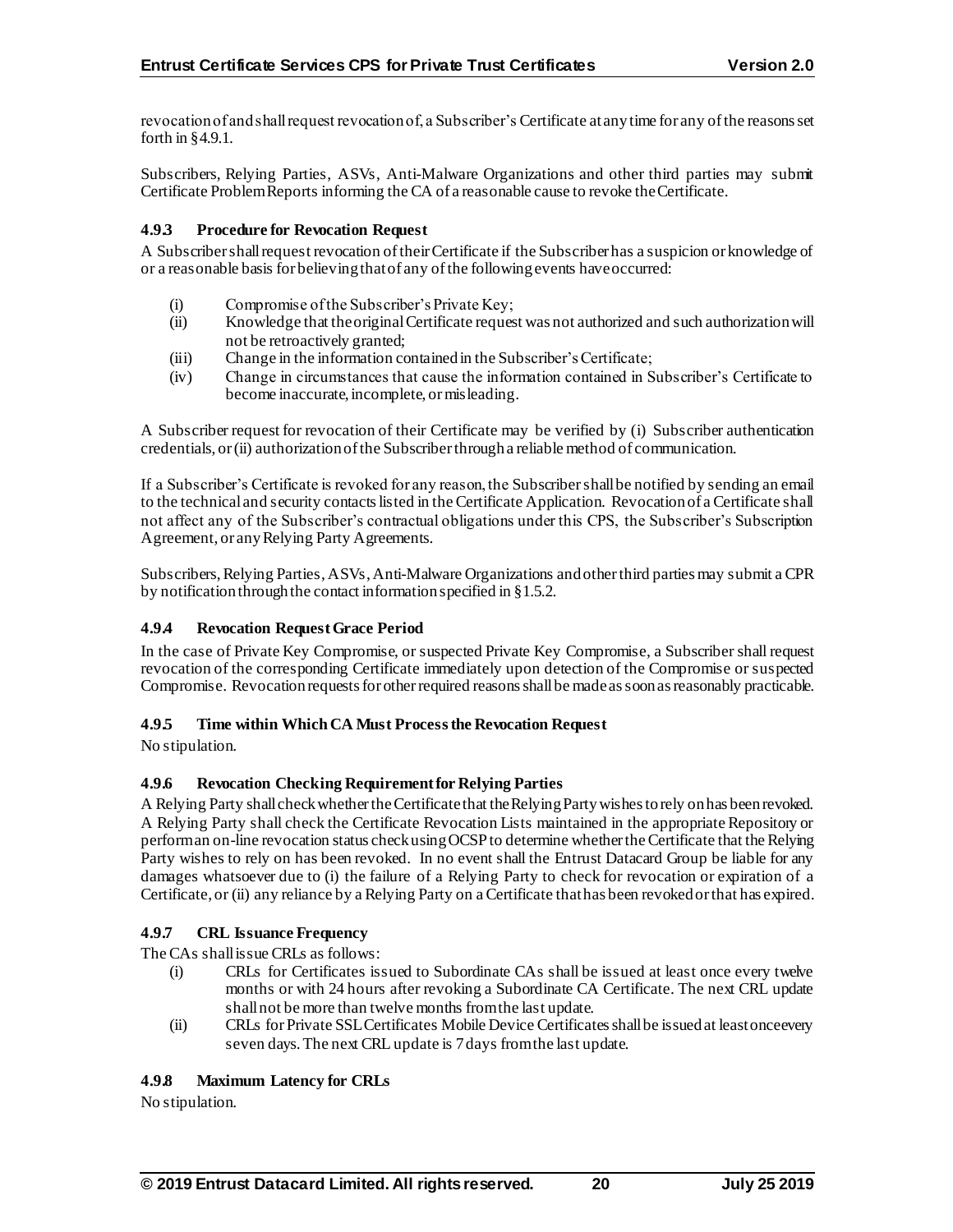revocation of and shall request revocation of, a Subscriber's Certificate at any time for any of the reasons set forth in §4.9.1.

Subscribers, Relying Parties, ASVs, Anti-Malware Organizations and other third parties may submit Certificate Problem Reports informing the CA of a reasonable cause to revoke the Certificate.

### 4.9.3 Procedure for Revocation Request

A Subscriber shall request revocation of their Certificate if the Subscriber has a suspicion or knowledge of or a reasonable basis for believing that of any of the following events have occurred:

(i) Compromise of the Subscriber's Private Key;
(ii) Knowledge that the original Certificate request was not authorized and such authorization will not be retroactively granted;
(iii) Change in the information contained in the Subscriber's Certificate;
(iv) Change in circumstances that cause the information contained in Subscriber's Certificate to become inaccurate, incomplete, or misleading.

A Subscriber request for revocation of their Certificate may be verified by (i) Subscriber authentication credentials, or (ii) authorization of the Subscriber through a reliable method of communication.

If a Subscriber's Certificate is revoked for any reason, the Subscriber shall be notified by sending an email to the technical and security contacts listed in the Certificate Application. Revocation of a Certificate shall not affect any of the Subscriber's contractual obligations under this CPS, the Subscriber's Subscription Agreement, or any Relying Party Agreements.

Subscribers, Relying Parties, ASVs, Anti-Malware Organizations and other third parties may submit a CPR by notification through the contact information specified in §1.5.2.

### 4.9.4 Revocation Request Grace Period

In the case of Private Key Compromise, or suspected Private Key Compromise, a Subscriber shall request revocation of the corresponding Certificate immediately upon detection of the Compromise or suspected Compromise. Revocation requests for other required reasons shall be made as soon as reasonably practicable.

### 4.9.5 Time within Which CA Must Process the Revocation Request

No stipulation.

### 4.9.6 Revocation Checking Requirement for Relying Parties

A Relying Party shall check whether the Certificate that the Relying Party wishes to rely on has been revoked. A Relying Party shall check the Certificate Revocation Lists maintained in the appropriate Repository or perform an on-line revocation status check using OCSP to determine whether the Certificate that the Relying Party wishes to rely on has been revoked. In no event shall the Entrust Datacard Group be liable for any damages whatsoever due to (i) the failure of a Relying Party to check for revocation or expiration of a Certificate, or (ii) any reliance by a Relying Party on a Certificate that has been revoked or that has expired.

### 4.9.7 CRL Issuance Frequency

The CAs shall issue CRLs as follows:

(i) CRLs for Certificates issued to Subordinate CAs shall be issued at least once every twelve months or with 24 hours after revoking a Subordinate CA Certificate. The next CRL update shall not be more than twelve months from the last update.
(ii) CRLs for Private SSL Certificates Mobile Device Certificates shall be issued at least once every seven days. The next CRL update is 7 days from the last update.

### 4.9.8 Maximum Latency for CRLs

No stipulation.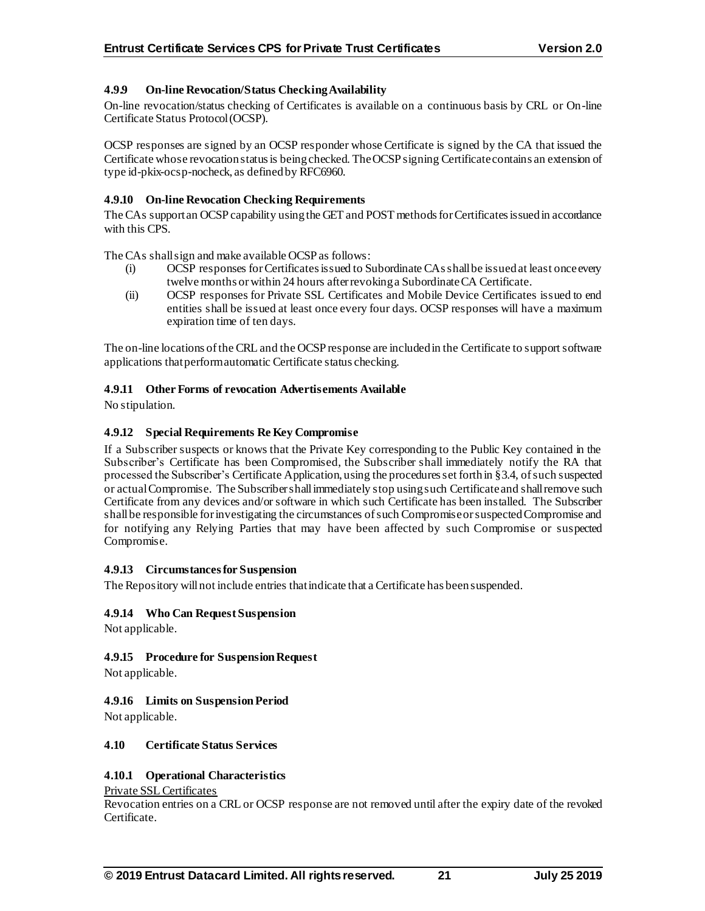#### 4.9.9 On-line Revocation/Status Checking Availability

On-line revocation/status checking of Certificates is available on a continuous basis by CRL or On-line Certificate Status Protocol (OCSP).

OCSP responses are signed by an OCSP responder whose Certificate is signed by the CA that issued the Certificate whose revocation status is being checked. The OCSP signing Certificate contains an extension of type id-pkix-ocsp-nocheck, as defined by RFC6960.

#### 4.9.10 On-line Revocation Checking Requirements

The CAs support an OCSP capability using the GET and POST methods for Certificates issued in accordance with this CPS.

The CAs shall sign and make available OCSP as follows:

(i) OCSP responses for Certificates issued to Subordinate CAs shall be issued at least once every twelve months or within 24 hours after revoking a Subordinate CA Certificate.

(ii) OCSP responses for Private SSL Certificates and Mobile Device Certificates issued to end entities shall be issued at least once every four days. OCSP responses will have a maximum expiration time of ten days.

The on-line locations of the CRL and the OCSP response are included in the Certificate to support software applications that perform automatic Certificate status checking.

#### 4.9.11 Other Forms of revocation Advertisements Available

No stipulation.

#### 4.9.12 Special Requirements Re Key Compromise

If a Subscriber suspects or knows that the Private Key corresponding to the Public Key contained in the Subscriber's Certificate has been Compromised, the Subscriber shall immediately notify the RA that processed the Subscriber's Certificate Application, using the procedures set forth in §3.4, of such suspected or actual Compromise. The Subscriber shall immediately stop using such Certificate and shall remove such Certificate from any devices and/or software in which such Certificate has been installed. The Subscriber shall be responsible for investigating the circumstances of such Compromise or suspected Compromise and for notifying any Relying Parties that may have been affected by such Compromise or suspected Compromise.

#### 4.9.13 Circumstances for Suspension

The Repository will not include entries that indicate that a Certificate has been suspended.

#### 4.9.14 Who Can Request Suspension

Not applicable.

#### 4.9.15 Procedure for Suspension Request

Not applicable.

#### 4.9.16 Limits on Suspension Period

Not applicable.

### 4.10 Certificate Status Services

#### 4.10.1 Operational Characteristics

Private SSL Certificates

Revocation entries on a CRL or OCSP response are not removed until after the expiry date of the revoked Certificate.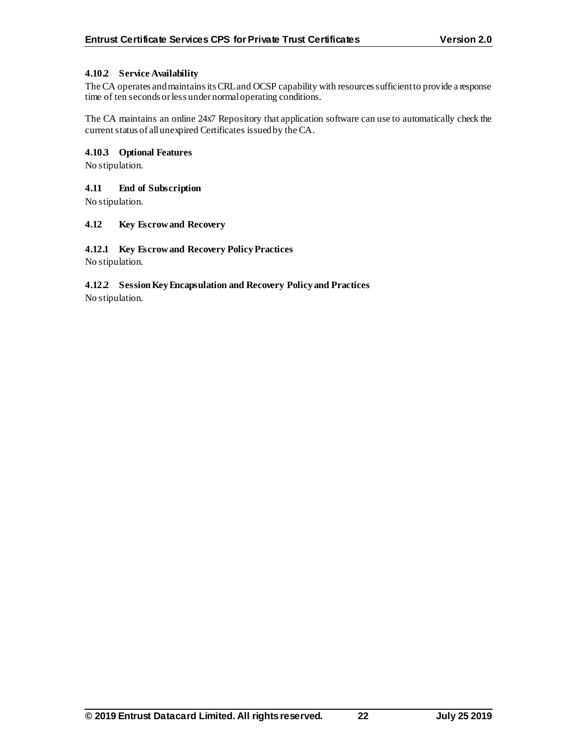#### 4.10.2 Service Availability

The CA operates and maintains its CRL and OCSP capability with resources sufficient to provide a response time of ten seconds or less under normal operating conditions.

The CA maintains an online 24x7 Repository that application software can use to automatically check the current status of all unexpired Certificates issued by the CA.

#### 4.10.3 Optional Features

No stipulation.

### 4.11 End of Subscription

No stipulation.

### 4.12 Key Escrow and Recovery

#### 4.12.1 Key Escrow and Recovery Policy Practices

No stipulation.

#### 4.12.2 Session Key Encapsulation and Recovery Policy and Practices

No stipulation.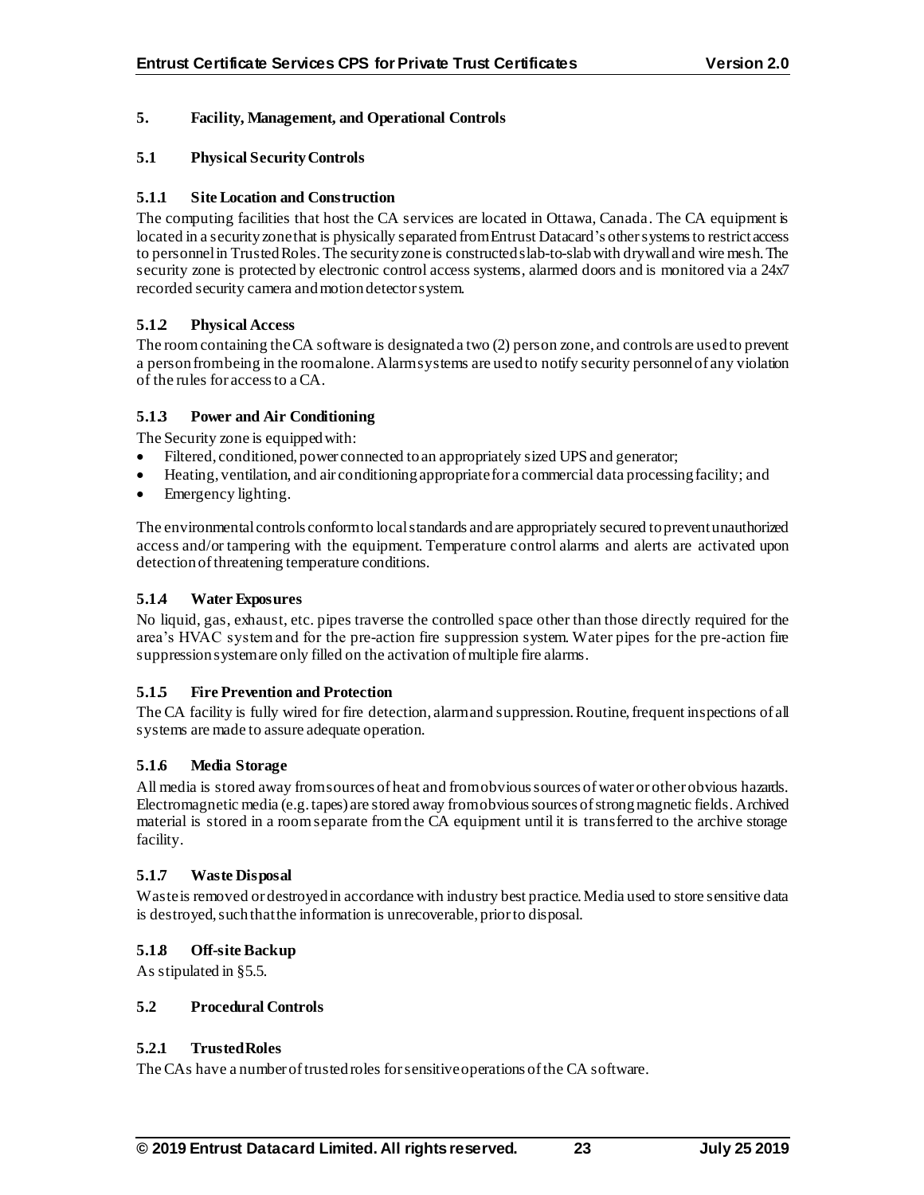# 5. Facility, Management, and Operational Controls

## 5.1 Physical Security Controls

### 5.1.1 Site Location and Construction

The computing facilities that host the CA services are located in Ottawa, Canada. The CA equipment is located in a security zone that is physically separated from Entrust Datacard's other systems to restrict access to personnel in Trusted Roles. The security zone is constructed slab-to-slab with drywall and wire mesh. The security zone is protected by electronic control access systems, alarmed doors and is monitored via a 24x7 recorded security camera and motion detector system.

### 5.1.2 Physical Access

The room containing the CA software is designated a two (2) person zone, and controls are used to prevent a person from being in the room alone. Alarm systems are used to notify security personnel of any violation of the rules for access to a CA.

### 5.1.3 Power and Air Conditioning

The Security zone is equipped with:

- Filtered, conditioned, power connected to an appropriately sized UPS and generator;
- Heating, ventilation, and air conditioning appropriate for a commercial data processing facility; and
- Emergency lighting.

The environmental controls conform to local standards and are appropriately secured to prevent unauthorized access and/or tampering with the equipment. Temperature control alarms and alerts are activated upon detection of threatening temperature conditions.

### 5.1.4 Water Exposures

No liquid, gas, exhaust, etc. pipes traverse the controlled space other than those directly required for the area's HVAC system and for the pre-action fire suppression system. Water pipes for the pre-action fire suppression system are only filled on the activation of multiple fire alarms.

### 5.1.5 Fire Prevention and Protection

The CA facility is fully wired for fire detection, alarm and suppression. Routine, frequent inspections of all systems are made to assure adequate operation.

### 5.1.6 Media Storage

All media is stored away from sources of heat and from obvious sources of water or other obvious hazards. Electromagnetic media (e.g. tapes) are stored away from obvious sources of strong magnetic fields. Archived material is stored in a room separate from the CA equipment until it is transferred to the archive storage facility.

### 5.1.7 Waste Disposal

Waste is removed or destroyed in accordance with industry best practice. Media used to store sensitive data is destroyed, such that the information is unrecoverable, prior to disposal.

### 5.1.8 Off-site Backup

As stipulated in §5.5.

## 5.2 Procedural Controls

### 5.2.1 Trusted Roles

The CAs have a number of trusted roles for sensitive operations of the CA software.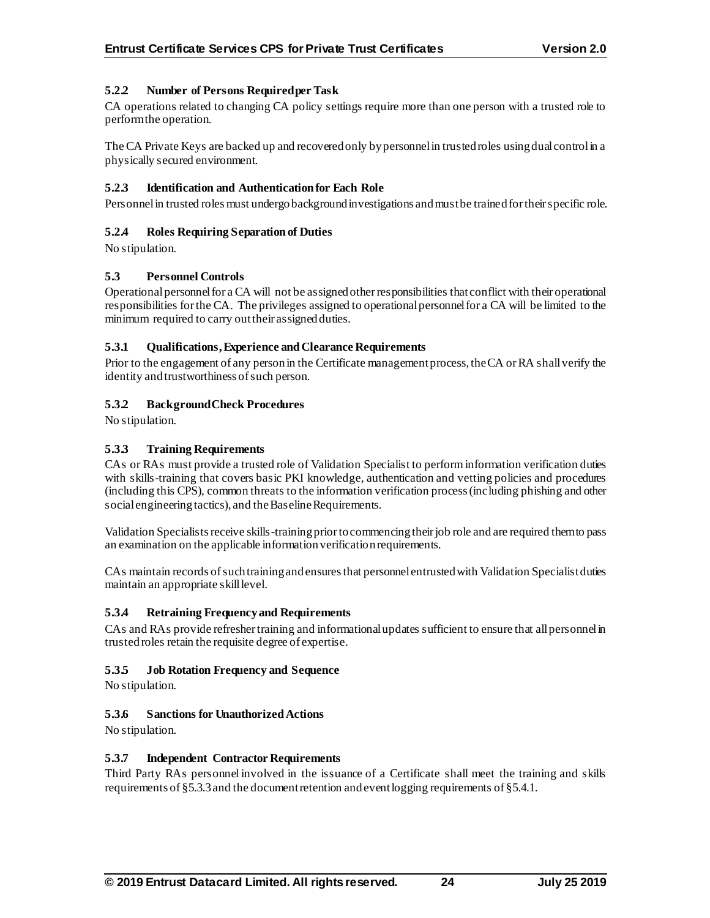### 5.2.2 Number of Persons Required per Task

CA operations related to changing CA policy settings require more than one person with a trusted role to perform the operation.

The CA Private Keys are backed up and recovered only by personnel in trusted roles using dual control in a physically secured environment.

### 5.2.3 Identification and Authentication for Each Role

Personnel in trusted roles must undergo background investigations and must be trained for their specific role.

### 5.2.4 Roles Requiring Separation of Duties

No stipulation.

## 5.3 Personnel Controls

Operational personnel for a CA will not be assigned other responsibilities that conflict with their operational responsibilities for the CA. The privileges assigned to operational personnel for a CA will be limited to the minimum required to carry out their assigned duties.

### 5.3.1 Qualifications, Experience and Clearance Requirements

Prior to the engagement of any person in the Certificate management process, the CA or RA shall verify the identity and trustworthiness of such person.

### 5.3.2 Background Check Procedures

No stipulation.

### 5.3.3 Training Requirements

CAs or RAs must provide a trusted role of Validation Specialist to perform information verification duties with skills-training that covers basic PKI knowledge, authentication and vetting policies and procedures (including this CPS), common threats to the information verification process (including phishing and other social engineering tactics), and the Baseline Requirements.

Validation Specialists receive skills-training prior to commencing their job role and are required them to pass an examination on the applicable information verification requirements.

CAs maintain records of such training and ensures that personnel entrusted with Validation Specialist duties maintain an appropriate skill level.

### 5.3.4 Retraining Frequency and Requirements

CAs and RAs provide refresher training and informational updates sufficient to ensure that all personnel in trusted roles retain the requisite degree of expertise.

### 5.3.5 Job Rotation Frequency and Sequence

No stipulation.

### 5.3.6 Sanctions for Unauthorized Actions

No stipulation.

### 5.3.7 Independent Contractor Requirements

Third Party RAs personnel involved in the issuance of a Certificate shall meet the training and skills requirements of §5.3.3 and the document retention and event logging requirements of §5.4.1.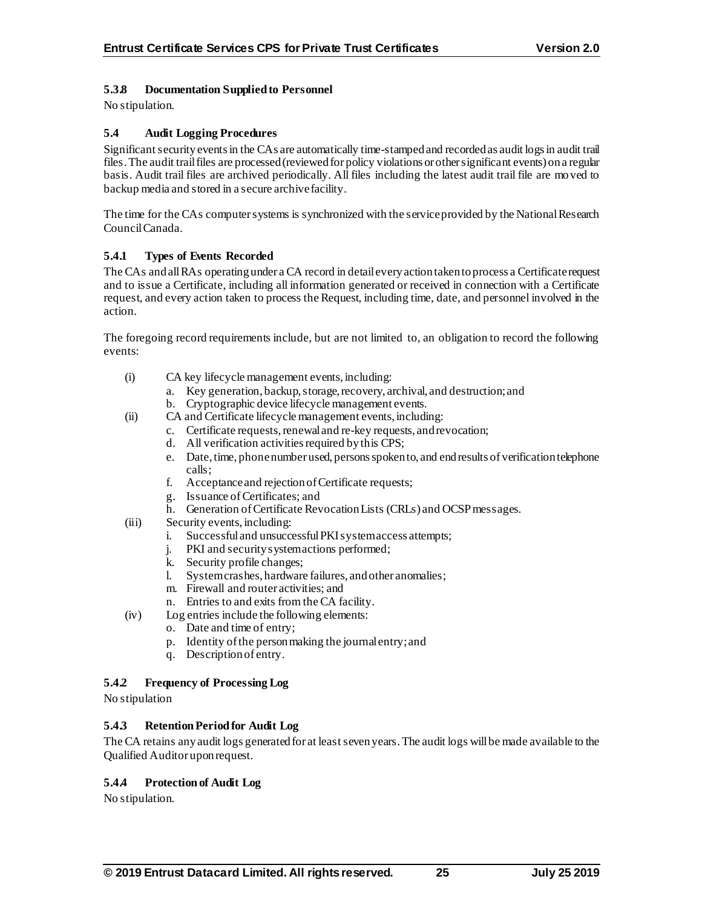### 5.3.8 Documentation Supplied to Personnel

No stipulation.

### 5.4 Audit Logging Procedures

Significant security events in the CAs are automatically time-stamped and recorded as audit logs in audit trail files. The audit trail files are processed (reviewed for policy violations or other significant events) on a regular basis. Audit trail files are archived periodically. All files including the latest audit trail file are moved to backup media and stored in a secure archive facility.

The time for the CAs computer systems is synchronized with the service provided by the National Research Council Canada.

### 5.4.1 Types of Events Recorded

The CAs and all RAs operating under a CA record in detail every action taken to process a Certificate request and to issue a Certificate, including all information generated or received in connection with a Certificate request, and every action taken to process the Request, including time, date, and personnel involved in the action.

The foregoing record requirements include, but are not limited to, an obligation to record the following events:

(i) CA key lifecycle management events, including:
  a. Key generation, backup, storage, recovery, archival, and destruction; and
  b. Cryptographic device lifecycle management events.

(ii) CA and Certificate lifecycle management events, including:
  c. Certificate requests, renewal and re-key requests, and revocation;
  d. All verification activities required by this CPS;
  e. Date, time, phone number used, persons spoken to, and end results of verification telephone calls;
  f. Acceptance and rejection of Certificate requests;
  g. Issuance of Certificates; and
  h. Generation of Certificate Revocation Lists (CRLs) and OCSP messages.

(iii) Security events, including:
  i. Successful and unsuccessful PKI system access attempts;
  j. PKI and security system actions performed;
  k. Security profile changes;
  l. System crashes, hardware failures, and other anomalies;
  m. Firewall and router activities; and
  n. Entries to and exits from the CA facility.

(iv) Log entries include the following elements:
  o. Date and time of entry;
  p. Identity of the person making the journal entry; and
  q. Description of entry.

### 5.4.2 Frequency of Processing Log

No stipulation

### 5.4.3 Retention Period for Audit Log

The CA retains any audit logs generated for at least seven years. The audit logs will be made available to the Qualified Auditor upon request.

### 5.4.4 Protection of Audit Log

No stipulation.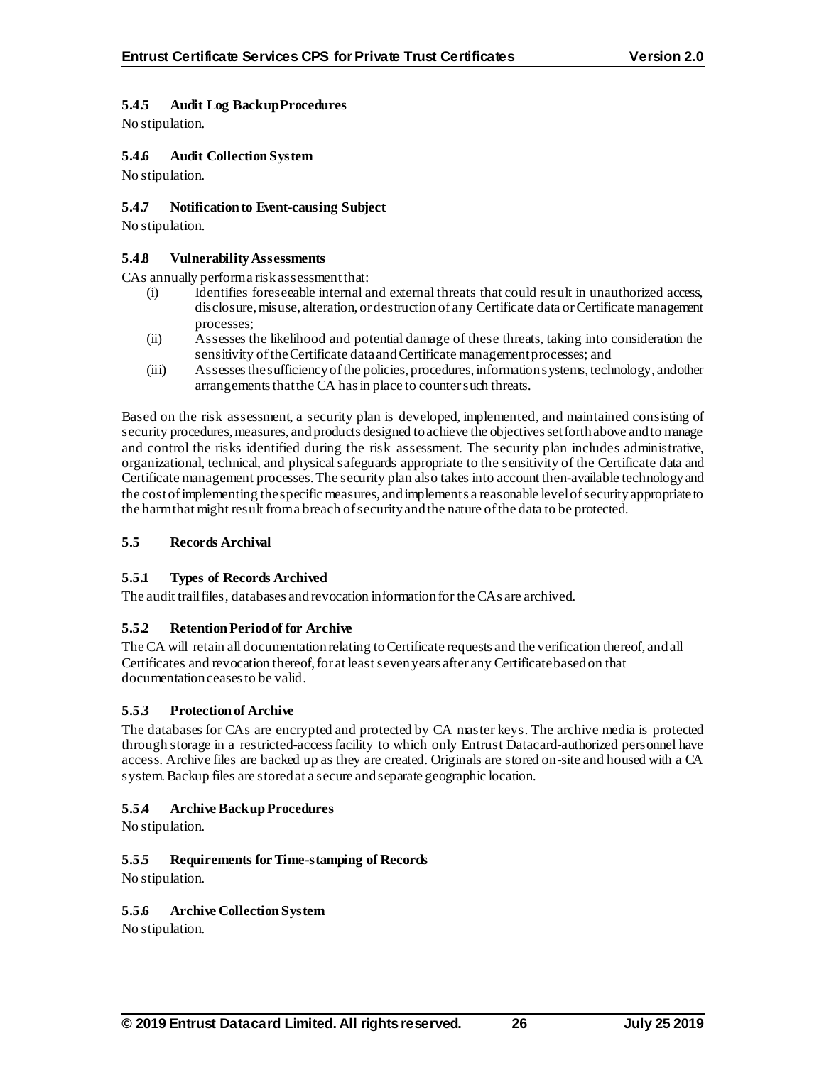#### 5.4.5 Audit Log Backup Procedures

No stipulation.

#### 5.4.6 Audit Collection System

No stipulation.

#### 5.4.7 Notification to Event-causing Subject

No stipulation.

#### 5.4.8 Vulnerability Assessments

CAs annually perform a risk assessment that:

(i) Identifies foreseeable internal and external threats that could result in unauthorized access, disclosure, misuse, alteration, or destruction of any Certificate data or Certificate management processes;

(ii) Assesses the likelihood and potential damage of these threats, taking into consideration the sensitivity of the Certificate data and Certificate management processes; and

(iii) Assesses the sufficiency of the policies, procedures, information systems, technology, and other arrangements that the CA has in place to counter such threats.

Based on the risk assessment, a security plan is developed, implemented, and maintained consisting of security procedures, measures, and products designed to achieve the objectives set forth above and to manage and control the risks identified during the risk assessment. The security plan includes administrative, organizational, technical, and physical safeguards appropriate to the sensitivity of the Certificate data and Certificate management processes. The security plan also takes into account then-available technology and the cost of implementing the specific measures, and implements a reasonable level of security appropriate to the harm that might result from a breach of security and the nature of the data to be protected.

### 5.5 Records Archival

#### 5.5.1 Types of Records Archived

The audit trail files, databases and revocation information for the CAs are archived.

#### 5.5.2 Retention Period of for Archive

The CA will retain all documentation relating to Certificate requests and the verification thereof, and all Certificates and revocation thereof, for at least seven years after any Certificate based on that documentation ceases to be valid.

#### 5.5.3 Protection of Archive

The databases for CAs are encrypted and protected by CA master keys. The archive media is protected through storage in a restricted-access facility to which only Entrust Datacard-authorized personnel have access. Archive files are backed up as they are created. Originals are stored on-site and housed with a CA system. Backup files are stored at a secure and separate geographic location.

#### 5.5.4 Archive Backup Procedures

No stipulation.

#### 5.5.5 Requirements for Time-stamping of Records

No stipulation.

#### 5.5.6 Archive Collection System

No stipulation.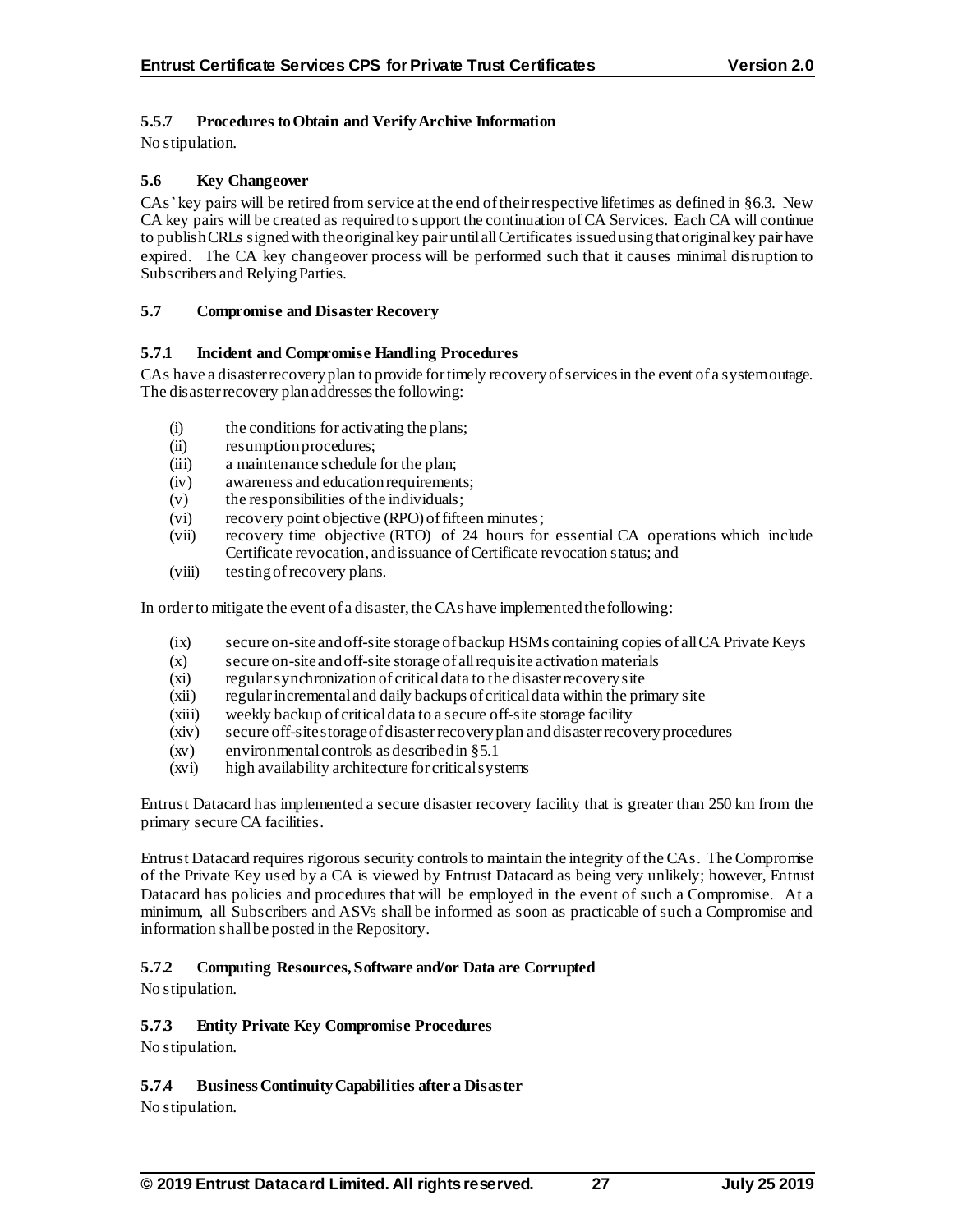### 5.5.7 Procedures to Obtain and Verify Archive Information

No stipulation.

### 5.6 Key Changeover

CAs' key pairs will be retired from service at the end of their respective lifetimes as defined in §6.3. New CA key pairs will be created as required to support the continuation of CA Services. Each CA will continue to publish CRLs signed with the original key pair until all Certificates issued using that original key pair have expired. The CA key changeover process will be performed such that it causes minimal disruption to Subscribers and Relying Parties.

### 5.7 Compromise and Disaster Recovery

### 5.7.1 Incident and Compromise Handling Procedures

CAs have a disaster recovery plan to provide for timely recovery of services in the event of a system outage. The disaster recovery plan addresses the following:

- (i) the conditions for activating the plans;
- (ii) resumption procedures;
- (iii) a maintenance schedule for the plan;
- (iv) awareness and education requirements;
- (v) the responsibilities of the individuals;
- (vi) recovery point objective (RPO) of fifteen minutes;
- (vii) recovery time objective (RTO) of 24 hours for essential CA operations which include Certificate revocation, and issuance of Certificate revocation status; and
- (viii) testing of recovery plans.

In order to mitigate the event of a disaster, the CAs have implemented the following:

- (ix) secure on-site and off-site storage of backup HSMs containing copies of all CA Private Keys
- (x) secure on-site and off-site storage of all requisite activation materials
- (xi) regular synchronization of critical data to the disaster recovery site
- (xii) regular incremental and daily backups of critical data within the primary site
- (xiii) weekly backup of critical data to a secure off-site storage facility
- (xiv) secure off-site storage of disaster recovery plan and disaster recovery procedures
- (xv) environmental controls as described in §5.1
- (xvi) high availability architecture for critical systems

Entrust Datacard has implemented a secure disaster recovery facility that is greater than 250 km from the primary secure CA facilities.

Entrust Datacard requires rigorous security controls to maintain the integrity of the CAs. The Compromise of the Private Key used by a CA is viewed by Entrust Datacard as being very unlikely; however, Entrust Datacard has policies and procedures that will be employed in the event of such a Compromise. At a minimum, all Subscribers and ASVs shall be informed as soon as practicable of such a Compromise and information shall be posted in the Repository.

### 5.7.2 Computing Resources, Software and/or Data are Corrupted

No stipulation.

### 5.7.3 Entity Private Key Compromise Procedures

No stipulation.

### 5.7.4 Business Continuity Capabilities after a Disaster

No stipulation.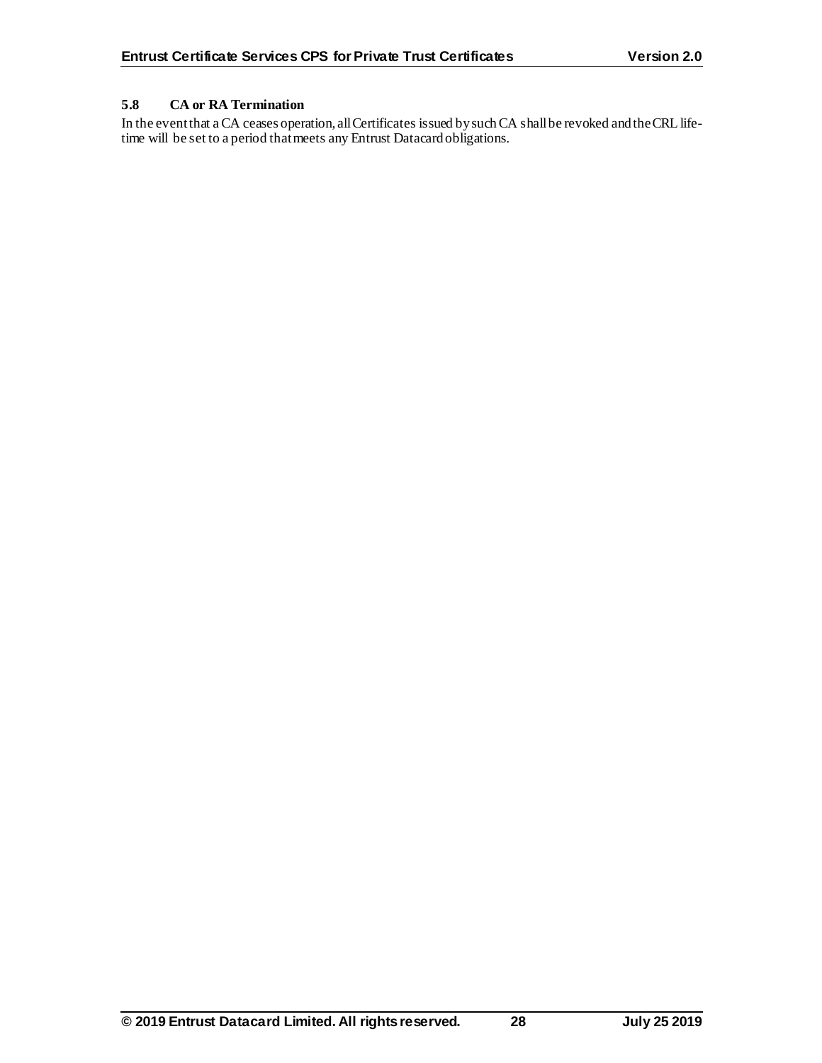### 5.8 CA or RA Termination

In the event that a CA ceases operation, all Certificates issued by such CA shall be revoked and the CRL life-time will be set to a period that meets any Entrust Datacard obligations.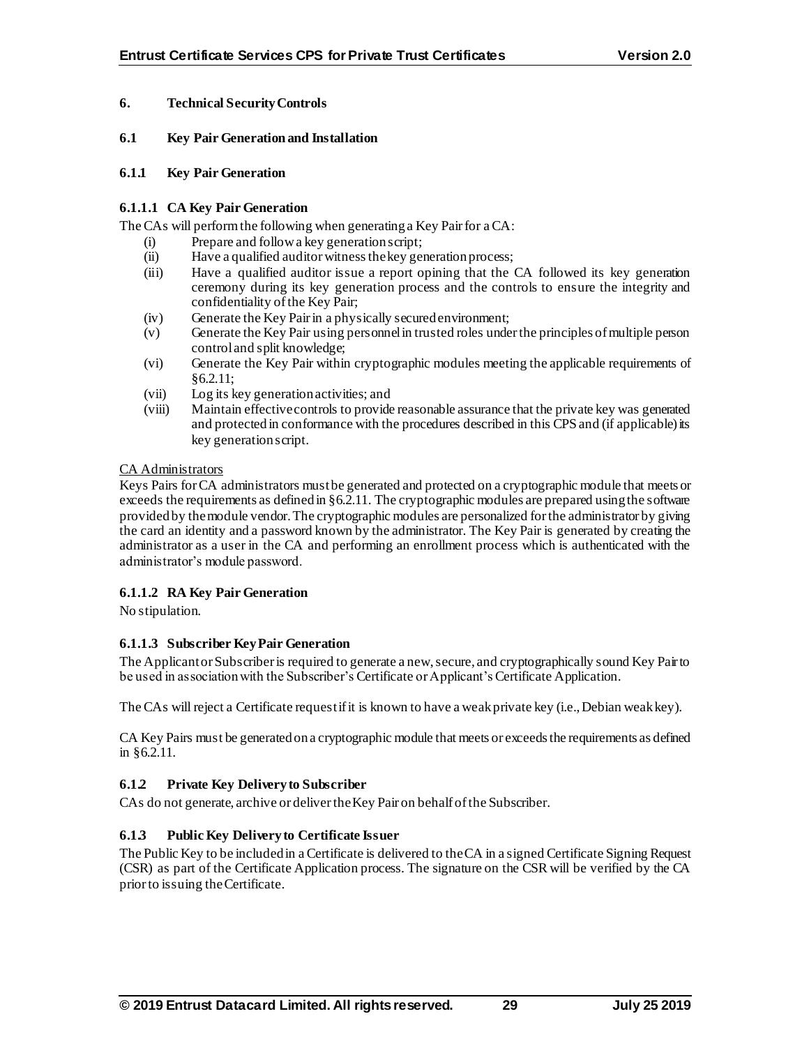## 6. Technical Security Controls

### 6.1 Key Pair Generation and Installation

#### 6.1.1 Key Pair Generation

##### 6.1.1.1 CA Key Pair Generation

The CAs will perform the following when generating a Key Pair for a CA:

- (i) Prepare and follow a key generation script;
- (ii) Have a qualified auditor witness the key generation process;
- (iii) Have a qualified auditor issue a report opining that the CA followed its key generation ceremony during its key generation process and the controls to ensure the integrity and confidentiality of the Key Pair;
- (iv) Generate the Key Pair in a physically secured environment;
- (v) Generate the Key Pair using personnel in trusted roles under the principles of multiple person control and split knowledge;
- (vi) Generate the Key Pair within cryptographic modules meeting the applicable requirements of §6.2.11;
- (vii) Log its key generation activities; and
- (viii) Maintain effective controls to provide reasonable assurance that the private key was generated and protected in conformance with the procedures described in this CPS and (if applicable) its key generation script.

<u>CA Administrators</u>

Keys Pairs for CA administrators must be generated and protected on a cryptographic module that meets or exceeds the requirements as defined in §6.2.11. The cryptographic modules are prepared using the software provided by the module vendor. The cryptographic modules are personalized for the administrator by giving the card an identity and a password known by the administrator. The Key Pair is generated by creating the administrator as a user in the CA and performing an enrollment process which is authenticated with the administrator's module password.

##### 6.1.1.2 RA Key Pair Generation

No stipulation.

##### 6.1.1.3 Subscriber Key Pair Generation

The Applicant or Subscriber is required to generate a new, secure, and cryptographically sound Key Pair to be used in association with the Subscriber's Certificate or Applicant's Certificate Application.

The CAs will reject a Certificate request if it is known to have a weak private key (i.e., Debian weak key).

CA Key Pairs must be generated on a cryptographic module that meets or exceeds the requirements as defined in §6.2.11.

#### 6.1.2 Private Key Delivery to Subscriber

CAs do not generate, archive or deliver the Key Pair on behalf of the Subscriber.

#### 6.1.3 Public Key Delivery to Certificate Issuer

The Public Key to be included in a Certificate is delivered to the CA in a signed Certificate Signing Request (CSR) as part of the Certificate Application process. The signature on the CSR will be verified by the CA prior to issuing the Certificate.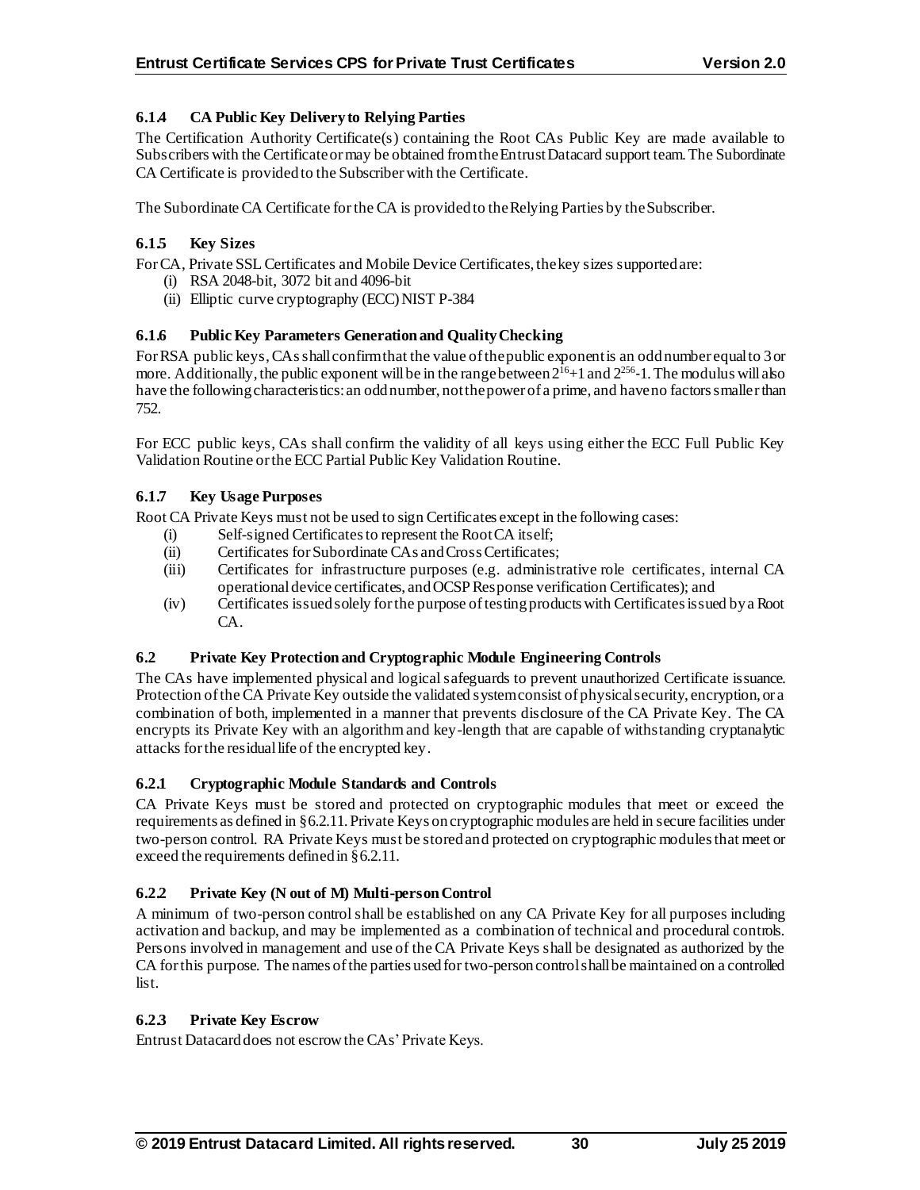### 6.1.4 CA Public Key Delivery to Relying Parties

The Certification Authority Certificate(s) containing the Root CAs Public Key are made available to Subscribers with the Certificate or may be obtained from the Entrust Datacard support team. The Subordinate CA Certificate is provided to the Subscriber with the Certificate.

The Subordinate CA Certificate for the CA is provided to the Relying Parties by the Subscriber.

### 6.1.5 Key Sizes

For CA, Private SSL Certificates and Mobile Device Certificates, the key sizes supported are:

(i) RSA 2048-bit, 3072 bit and 4096-bit
(ii) Elliptic curve cryptography (ECC) NIST P-384

### 6.1.6 Public Key Parameters Generation and Quality Checking

For RSA public keys, CAs shall confirm that the value of the public exponent is an odd number equal to 3 or more. Additionally, the public exponent will be in the range between $2^{16}+1$ and $2^{256}-1$. The modulus will also have the following characteristics: an odd number, not the power of a prime, and have no factors smaller than 752.

For ECC public keys, CAs shall confirm the validity of all keys using either the ECC Full Public Key Validation Routine or the ECC Partial Public Key Validation Routine.

### 6.1.7 Key Usage Purposes

Root CA Private Keys must not be used to sign Certificates except in the following cases:

(i) Self-signed Certificates to represent the Root CA itself;
(ii) Certificates for Subordinate CAs and Cross Certificates;
(iii) Certificates for infrastructure purposes (e.g. administrative role certificates, internal CA operational device certificates, and OCSP Response verification Certificates); and
(iv) Certificates issued solely for the purpose of testing products with Certificates issued by a Root CA.

### 6.2 Private Key Protection and Cryptographic Module Engineering Controls

The CAs have implemented physical and logical safeguards to prevent unauthorized Certificate issuance. Protection of the CA Private Key outside the validated system consist of physical security, encryption, or a combination of both, implemented in a manner that prevents disclosure of the CA Private Key. The CA encrypts its Private Key with an algorithm and key-length that are capable of withstanding cryptanalytic attacks for the residual life of the encrypted key.

### 6.2.1 Cryptographic Module Standards and Controls

CA Private Keys must be stored and protected on cryptographic modules that meet or exceed the requirements as defined in §6.2.11. Private Keys on cryptographic modules are held in secure facilities under two-person control. RA Private Keys must be stored and protected on cryptographic modules that meet or exceed the requirements defined in §6.2.11.

### 6.2.2 Private Key (N out of M) Multi-person Control

A minimum of two-person control shall be established on any CA Private Key for all purposes including activation and backup, and may be implemented as a combination of technical and procedural controls. Persons involved in management and use of the CA Private Keys shall be designated as authorized by the CA for this purpose. The names of the parties used for two-person control shall be maintained on a controlled list.

### 6.2.3 Private Key Escrow

Entrust Datacard does not escrow the CAs' Private Keys.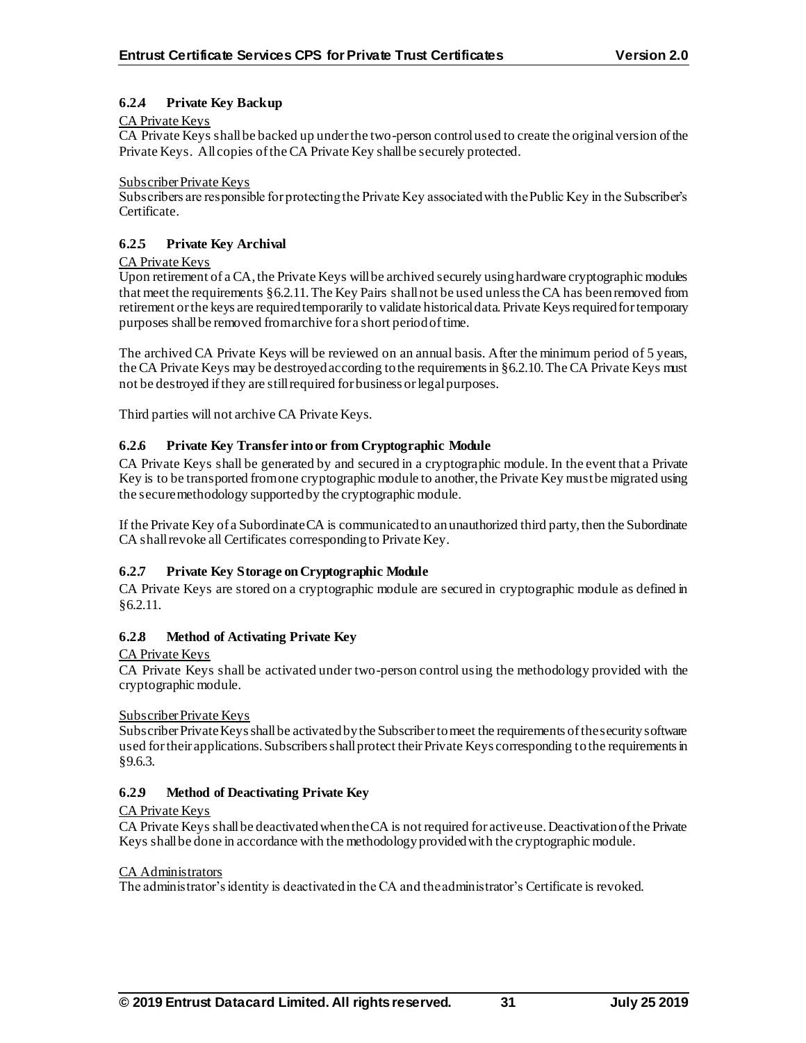### 6.2.4 Private Key Backup

CA Private Keys

CA Private Keys shall be backed up under the two-person control used to create the original version of the Private Keys. All copies of the CA Private Key shall be securely protected.

Subscriber Private Keys

Subscribers are responsible for protecting the Private Key associated with the Public Key in the Subscriber's Certificate.

### 6.2.5 Private Key Archival

CA Private Keys

Upon retirement of a CA, the Private Keys will be archived securely using hardware cryptographic modules that meet the requirements §6.2.11. The Key Pairs shall not be used unless the CA has been removed from retirement or the keys are required temporarily to validate historical data. Private Keys required for temporary purposes shall be removed from archive for a short period of time.

The archived CA Private Keys will be reviewed on an annual basis. After the minimum period of 5 years, the CA Private Keys may be destroyed according to the requirements in §6.2.10. The CA Private Keys must not be destroyed if they are still required for business or legal purposes.

Third parties will not archive CA Private Keys.

### 6.2.6 Private Key Transfer into or from Cryptographic Module

CA Private Keys shall be generated by and secured in a cryptographic module. In the event that a Private Key is to be transported from one cryptographic module to another, the Private Key must be migrated using the secure methodology supported by the cryptographic module.

If the Private Key of a Subordinate CA is communicated to an unauthorized third party, then the Subordinate CA shall revoke all Certificates corresponding to Private Key.

### 6.2.7 Private Key Storage on Cryptographic Module

CA Private Keys are stored on a cryptographic module are secured in cryptographic module as defined in §6.2.11.

### 6.2.8 Method of Activating Private Key

CA Private Keys

CA Private Keys shall be activated under two-person control using the methodology provided with the cryptographic module.

Subscriber Private Keys

Subscriber Private Keys shall be activated by the Subscriber to meet the requirements of the security software used for their applications. Subscribers shall protect their Private Keys corresponding to the requirements in §9.6.3.

### 6.2.9 Method of Deactivating Private Key

CA Private Keys

CA Private Keys shall be deactivated when the CA is not required for active use. Deactivation of the Private Keys shall be done in accordance with the methodology provided with the cryptographic module.

CA Administrators

The administrator's identity is deactivated in the CA and the administrator's Certificate is revoked.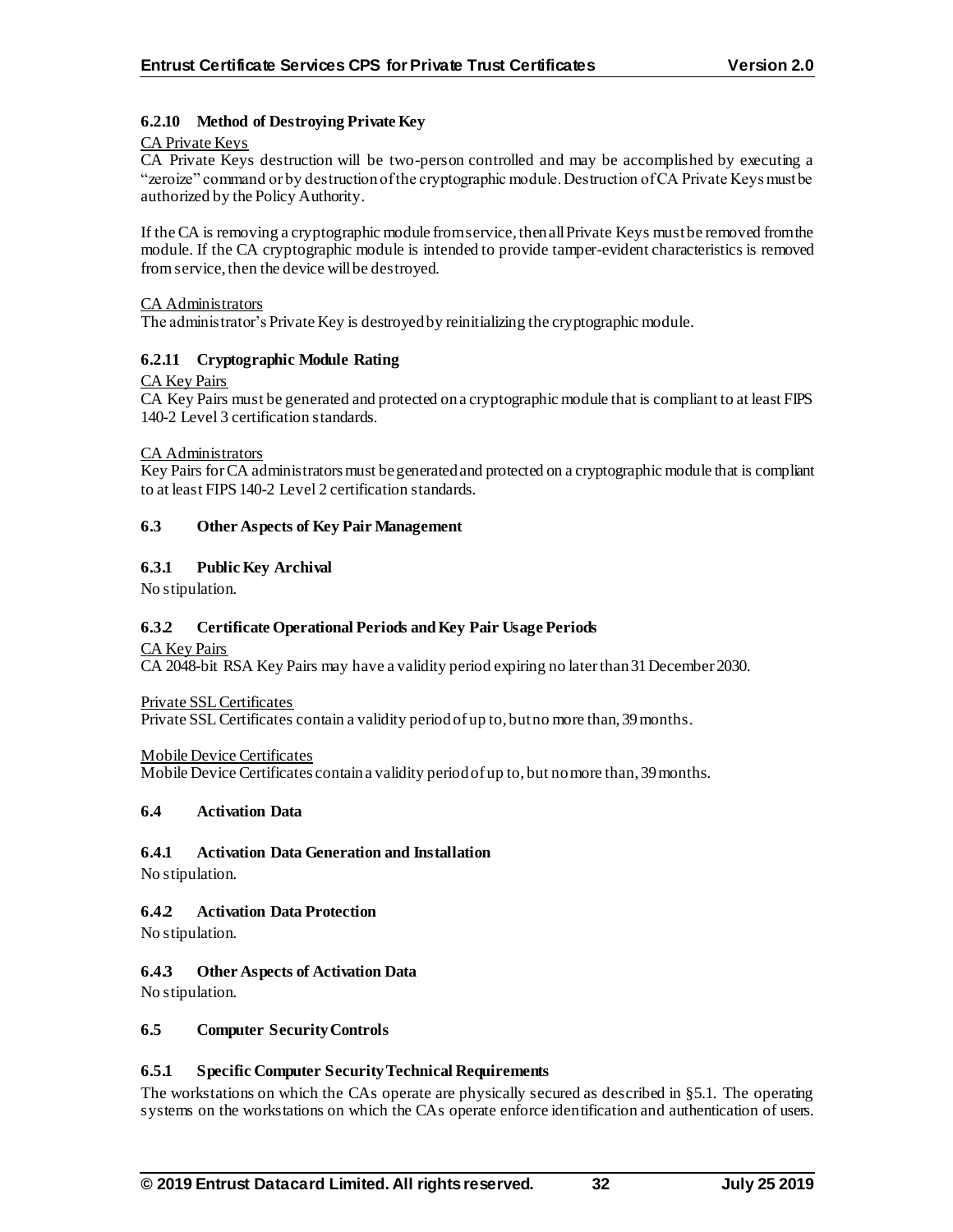#### 6.2.10 Method of Destroying Private Key

CA Private Keys

CA Private Keys destruction will be two-person controlled and may be accomplished by executing a "zeroize" command or by destruction of the cryptographic module. Destruction of CA Private Keys must be authorized by the Policy Authority.

If the CA is removing a cryptographic module from service, then all Private Keys must be removed from the module. If the CA cryptographic module is intended to provide tamper-evident characteristics is removed from service, then the device will be destroyed.

CA Administrators

The administrator's Private Key is destroyed by reinitializing the cryptographic module.

#### 6.2.11 Cryptographic Module Rating

CA Key Pairs

CA Key Pairs must be generated and protected on a cryptographic module that is compliant to at least FIPS 140-2 Level 3 certification standards.

CA Administrators

Key Pairs for CA administrators must be generated and protected on a cryptographic module that is compliant to at least FIPS 140-2 Level 2 certification standards.

### 6.3 Other Aspects of Key Pair Management

#### 6.3.1 Public Key Archival

No stipulation.

#### 6.3.2 Certificate Operational Periods and Key Pair Usage Periods

CA Key Pairs

CA 2048-bit RSA Key Pairs may have a validity period expiring no later than 31 December 2030.

Private SSL Certificates

Private SSL Certificates contain a validity period of up to, but no more than, 39 months.

Mobile Device Certificates

Mobile Device Certificates contain a validity period of up to, but no more than, 39 months.

### 6.4 Activation Data

#### 6.4.1 Activation Data Generation and Installation

No stipulation.

#### 6.4.2 Activation Data Protection

No stipulation.

#### 6.4.3 Other Aspects of Activation Data

No stipulation.

### 6.5 Computer Security Controls

#### 6.5.1 Specific Computer Security Technical Requirements

The workstations on which the CAs operate are physically secured as described in §5.1. The operating systems on the workstations on which the CAs operate enforce identification and authentication of users.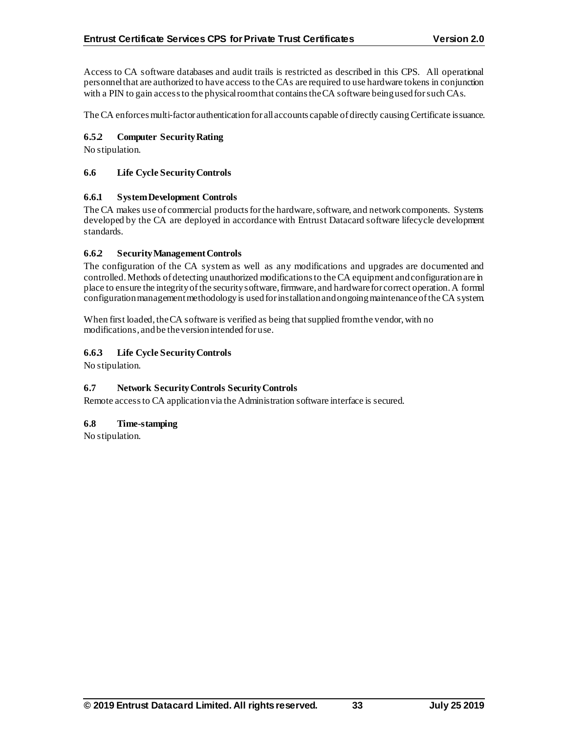Access to CA software databases and audit trails is restricted as described in this CPS. All operational personnel that are authorized to have access to the CAs are required to use hardware tokens in conjunction with a PIN to gain access to the physical room that contains the CA software being used for such CAs.

The CA enforces multi-factor authentication for all accounts capable of directly causing Certificate issuance.

### 6.5.2 Computer Security Rating

No stipulation.

## 6.6 Life Cycle Security Controls

### 6.6.1 System Development Controls

The CA makes use of commercial products for the hardware, software, and network components. Systems developed by the CA are deployed in accordance with Entrust Datacard software lifecycle development standards.

### 6.6.2 Security Management Controls

The configuration of the CA system as well as any modifications and upgrades are documented and controlled. Methods of detecting unauthorized modifications to the CA equipment and configuration are in place to ensure the integrity of the security software, firmware, and hardware for correct operation. A formal configuration management methodology is used for installation and ongoing maintenance of the CA system.

When first loaded, the CA software is verified as being that supplied from the vendor, with no modifications, and be the version intended for use.

### 6.6.3 Life Cycle Security Controls

No stipulation.

## 6.7 Network Security Controls Security Controls

Remote access to CA application via the Administration software interface is secured.

## 6.8 Time-stamping

No stipulation.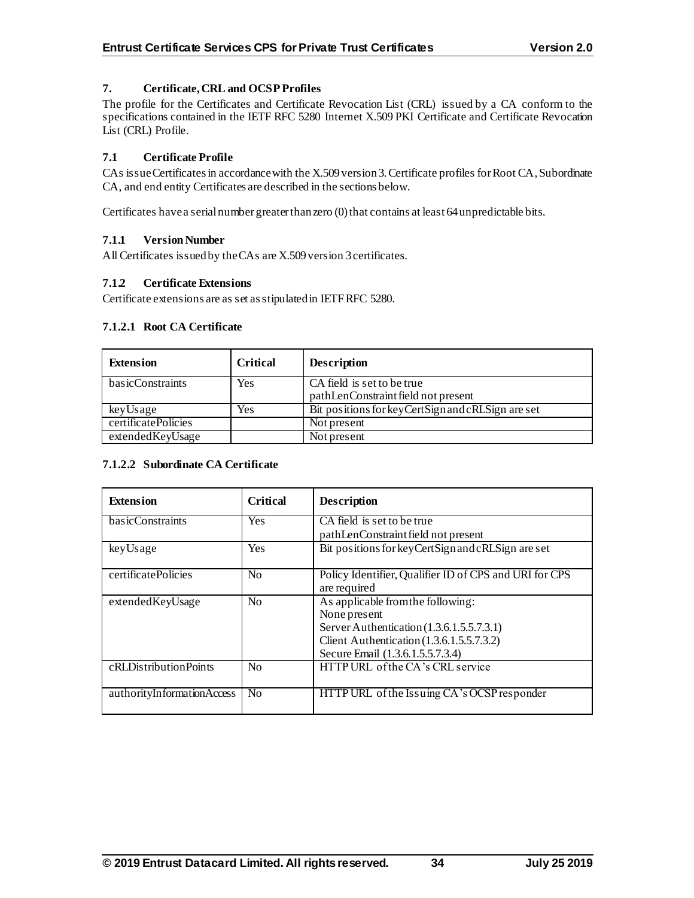# 7. Certificate, CRL and OCSP Profiles

The profile for the Certificates and Certificate Revocation List (CRL) issued by a CA conform to the specifications contained in the IETF RFC 5280 Internet X.509 PKI Certificate and Certificate Revocation List (CRL) Profile.

## 7.1 Certificate Profile

CAs issue Certificates in accordance with the X.509 version 3. Certificate profiles for Root CA, Subordinate CA, and end entity Certificates are described in the sections below.

Certificates have a serial number greater than zero (0) that contains at least 64 unpredictable bits.

### 7.1.1 Version Number

All Certificates issued by the CAs are X.509 version 3 certificates.

### 7.1.2 Certificate Extensions

Certificate extensions are as set as stipulated in IETF RFC 5280.

#### 7.1.2.1 Root CA Certificate

| Extension | Critical | Description |
|---|---|---|
| basicConstraints | Yes | CA field is set to be true<br>pathLenConstraint field not present |
| keyUsage | Yes | Bit positions for keyCertSign and cRLSign are set |
| certificatePolicies | | Not present |
| extendedKeyUsage | | Not present |

#### 7.1.2.2 Subordinate CA Certificate

| Extension | Critical | Description |
|---|---|---|
| basicConstraints | Yes | CA field is set to be true<br>pathLenConstraint field not present |
| keyUsage | Yes | Bit positions for keyCertSign and cRLSign are set |
| certificatePolicies | No | Policy Identifier, Qualifier ID of CPS and URI for CPS are required |
| extendedKeyUsage | No | As applicable from the following:<br>None present<br>Server Authentication (1.3.6.1.5.5.7.3.1)<br>Client Authentication (1.3.6.1.5.5.7.3.2)<br>Secure Email (1.3.6.1.5.5.7.3.4) |
| cRLDistributionPoints | No | HTTP URL of the CA's CRL service |
| authorityInformationAccess | No | HTTP URL of the Issuing CA's OCSP responder |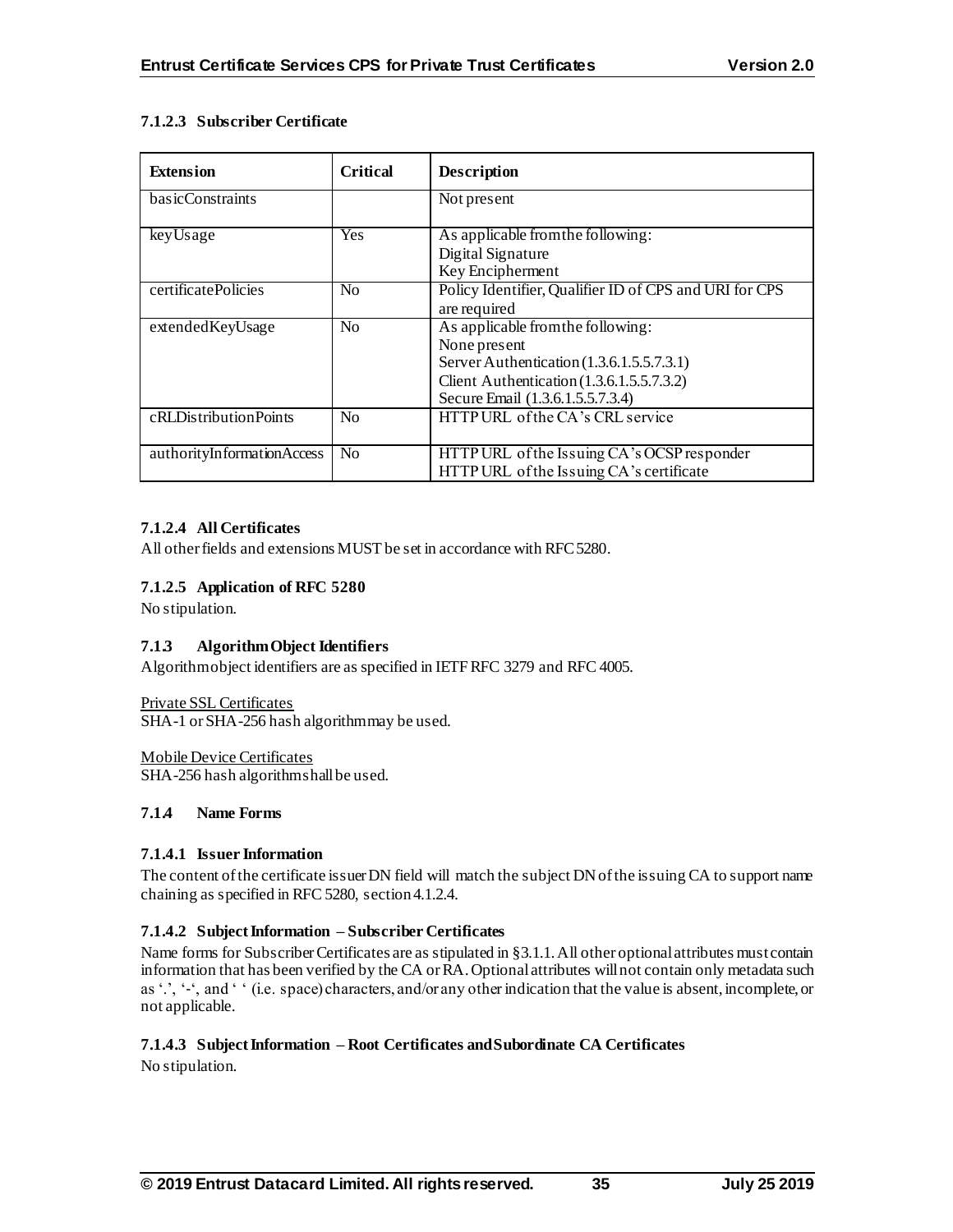#### 7.1.2.3 Subscriber Certificate

| Extension | Critical | Description |
|---|---|---|
| basicConstraints | | Not present |
| keyUsage | Yes | As applicable from the following:<br>Digital Signature<br>Key Encipherment |
| certificatePolicies | No | Policy Identifier, Qualifier ID of CPS and URI for CPS are required |
| extendedKeyUsage | No | As applicable from the following:<br>None present<br>Server Authentication (1.3.6.1.5.5.7.3.1)<br>Client Authentication (1.3.6.1.5.5.7.3.2)<br>Secure Email (1.3.6.1.5.5.7.3.4) |
| cRLDistributionPoints | No | HTTP URL of the CA's CRL service |
| authorityInformationAccess | No | HTTP URL of the Issuing CA's OCSP responder<br>HTTP URL of the Issuing CA's certificate |

#### 7.1.2.4 All Certificates

All other fields and extensions MUST be set in accordance with RFC 5280.

#### 7.1.2.5 Application of RFC 5280

No stipulation.

### 7.1.3 Algorithm Object Identifiers

Algorithm object identifiers are as specified in IETF RFC 3279 and RFC 4005.

Private SSL Certificates
SHA-1 or SHA-256 hash algorithm may be used.

Mobile Device Certificates
SHA-256 hash algorithm shall be used.

### 7.1.4 Name Forms

#### 7.1.4.1 Issuer Information

The content of the certificate issuer DN field will match the subject DN of the issuing CA to support name chaining as specified in RFC 5280, section 4.1.2.4.

#### 7.1.4.2 Subject Information – Subscriber Certificates

Name forms for Subscriber Certificates are as stipulated in §3.1.1. All other optional attributes must contain information that has been verified by the CA or RA. Optional attributes will not contain only metadata such as '.', '-', and ' ' (i.e. space) characters, and/or any other indication that the value is absent, incomplete, or not applicable.

#### 7.1.4.3 Subject Information – Root Certificates and Subordinate CA Certificates

No stipulation.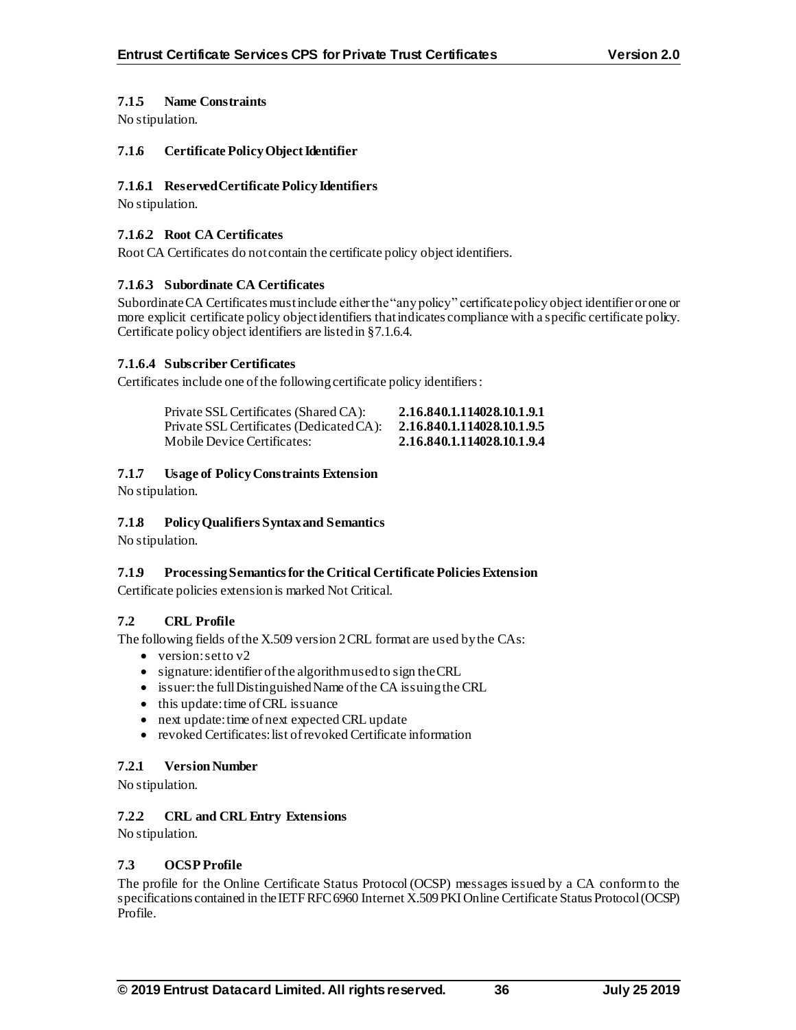### 7.1.5 Name Constraints

No stipulation.

### 7.1.6 Certificate Policy Object Identifier

#### 7.1.6.1 Reserved Certificate Policy Identifiers

No stipulation.

#### 7.1.6.2 Root CA Certificates

Root CA Certificates do not contain the certificate policy object identifiers.

#### 7.1.6.3 Subordinate CA Certificates

Subordinate CA Certificates must include either the "any policy" certificate policy object identifier or one or more explicit certificate policy object identifiers that indicates compliance with a specific certificate policy. Certificate policy object identifiers are listed in §7.1.6.4.

#### 7.1.6.4 Subscriber Certificates

Certificates include one of the following certificate policy identifiers:

| | |
|---|---|
| Private SSL Certificates (Shared CA): | **2.16.840.1.114028.10.1.9.1** |
| Private SSL Certificates (Dedicated CA): | **2.16.840.1.114028.10.1.9.5** |
| Mobile Device Certificates: | **2.16.840.1.114028.10.1.9.4** |

### 7.1.7 Usage of Policy Constraints Extension

No stipulation.

### 7.1.8 Policy Qualifiers Syntax and Semantics

No stipulation.

### 7.1.9 Processing Semantics for the Critical Certificate Policies Extension

Certificate policies extension is marked Not Critical.

## 7.2 CRL Profile

The following fields of the X.509 version 2 CRL format are used by the CAs:

- version: set to v2
- signature: identifier of the algorithm used to sign the CRL
- issuer: the full Distinguished Name of the CA issuing the CRL
- this update: time of CRL issuance
- next update: time of next expected CRL update
- revoked Certificates: list of revoked Certificate information

### 7.2.1 Version Number

No stipulation.

### 7.2.2 CRL and CRL Entry Extensions

No stipulation.

## 7.3 OCSP Profile

The profile for the Online Certificate Status Protocol (OCSP) messages issued by a CA conform to the specifications contained in the IETF RFC 6960 Internet X.509 PKI Online Certificate Status Protocol (OCSP) Profile.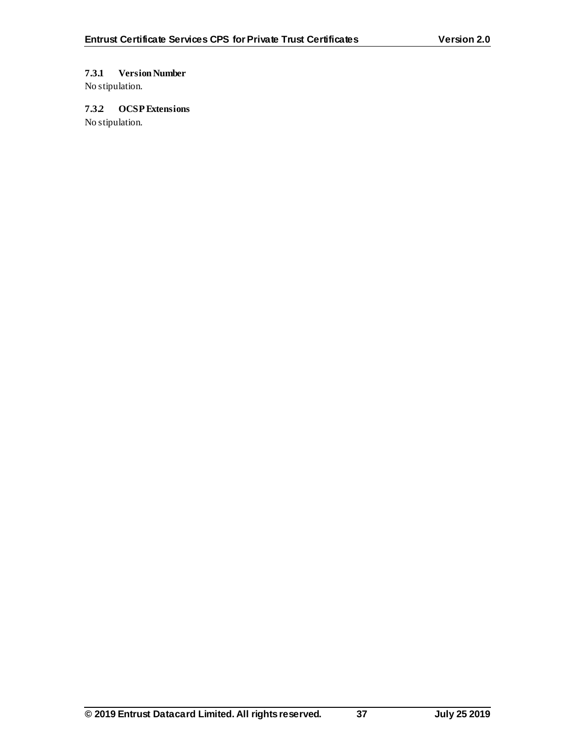#### 7.3.1 Version Number

No stipulation.

#### 7.3.2 OCSP Extensions

No stipulation.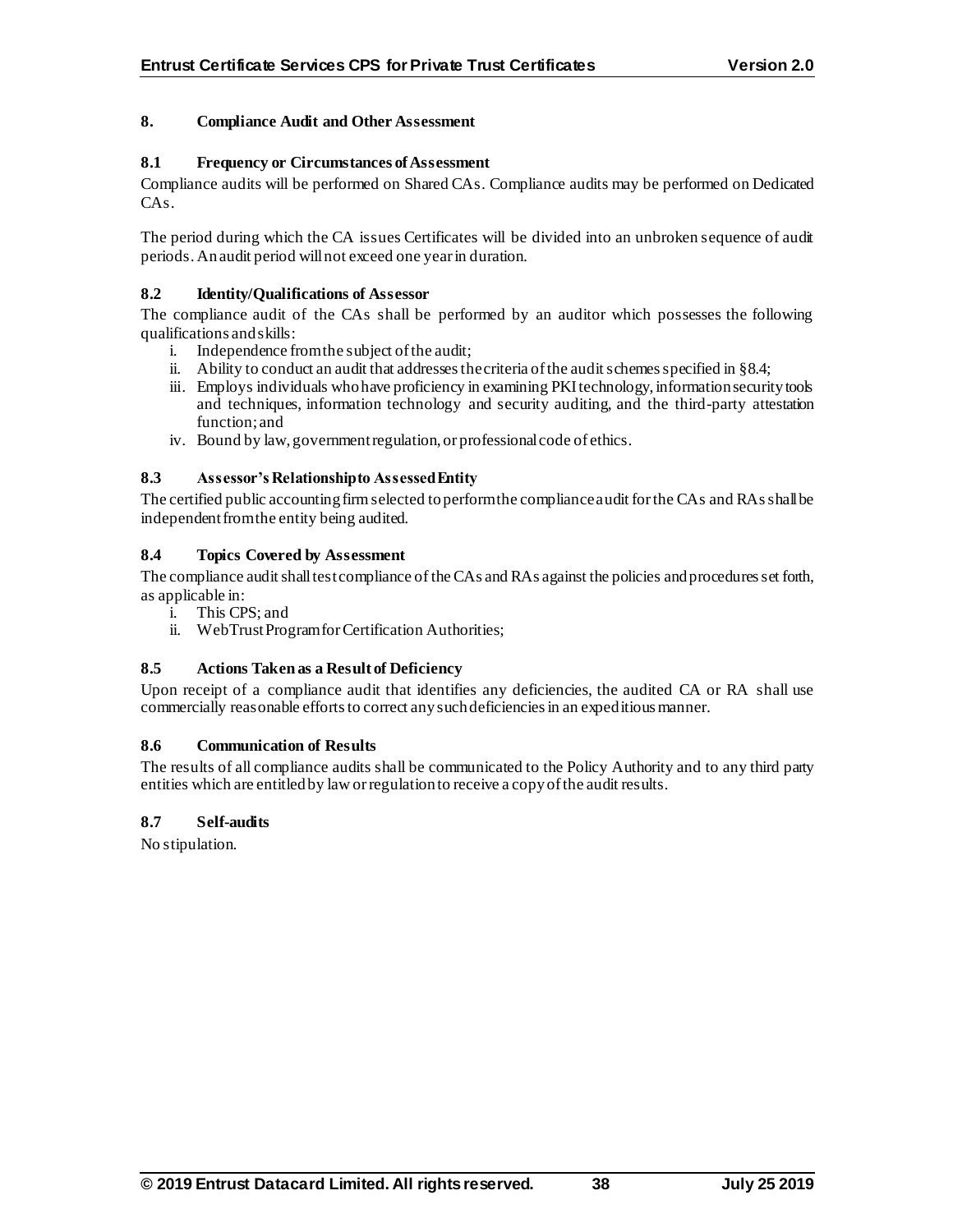## 8. Compliance Audit and Other Assessment

### 8.1 Frequency or Circumstances of Assessment

Compliance audits will be performed on Shared CAs. Compliance audits may be performed on Dedicated CAs.

The period during which the CA issues Certificates will be divided into an unbroken sequence of audit periods. An audit period will not exceed one year in duration.

### 8.2 Identity/Qualifications of Assessor

The compliance audit of the CAs shall be performed by an auditor which possesses the following qualifications and skills:

i. Independence from the subject of the audit;
ii. Ability to conduct an audit that addresses the criteria of the audit schemes specified in §8.4;
iii. Employs individuals who have proficiency in examining PKI technology, information security tools and techniques, information technology and security auditing, and the third-party attestation function; and
iv. Bound by law, government regulation, or professional code of ethics.

### 8.3 Assessor's Relationship to Assessed Entity

The certified public accounting firm selected to perform the compliance audit for the CAs and RAs shall be independent from the entity being audited.

### 8.4 Topics Covered by Assessment

The compliance audit shall test compliance of the CAs and RAs against the policies and procedures set forth, as applicable in:

i. This CPS; and
ii. WebTrust Program for Certification Authorities;

### 8.5 Actions Taken as a Result of Deficiency

Upon receipt of a compliance audit that identifies any deficiencies, the audited CA or RA shall use commercially reasonable efforts to correct any such deficiencies in an expeditious manner.

### 8.6 Communication of Results

The results of all compliance audits shall be communicated to the Policy Authority and to any third party entities which are entitled by law or regulation to receive a copy of the audit results.

### 8.7 Self-audits

No stipulation.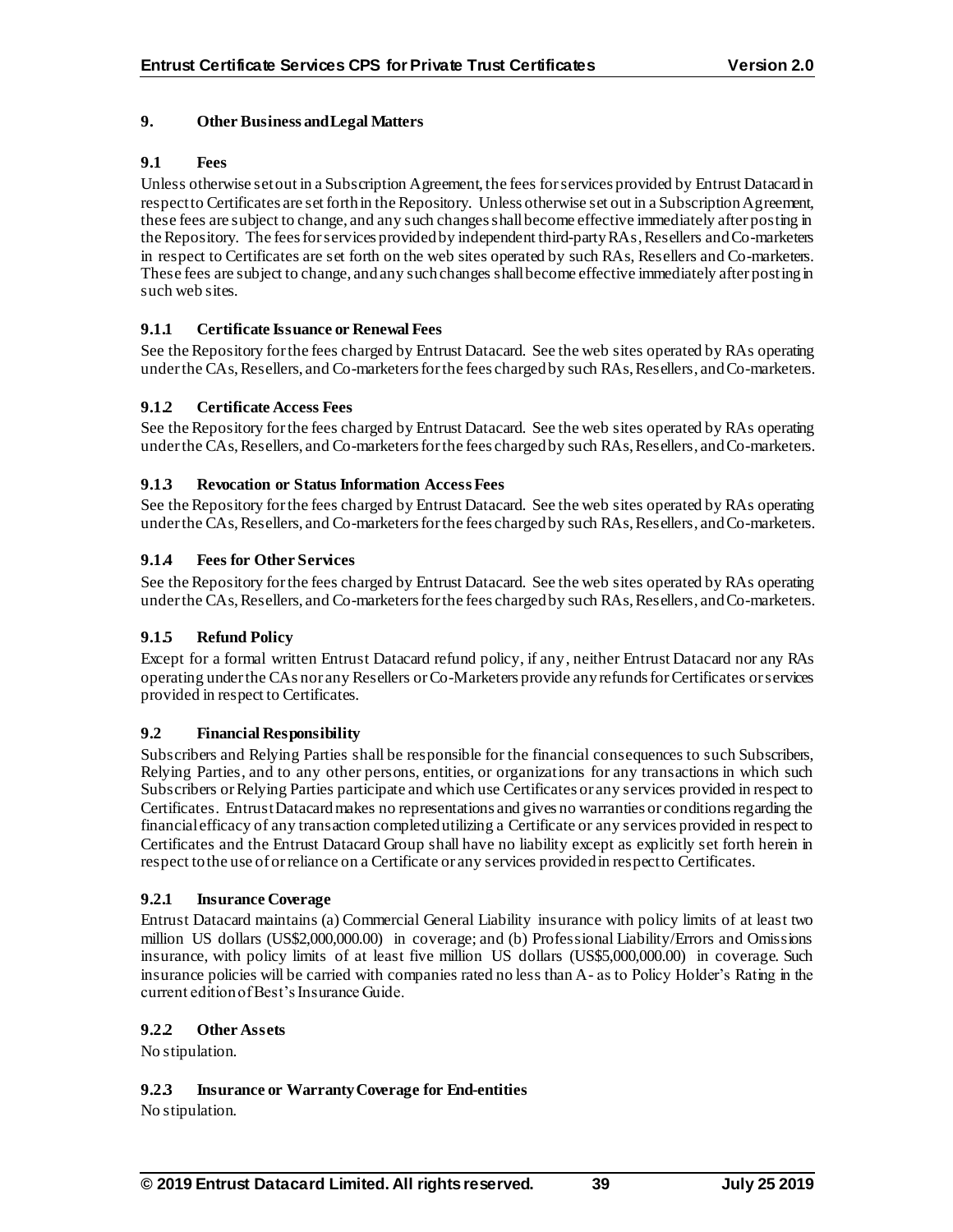# 9. Other Business and Legal Matters

## 9.1 Fees

Unless otherwise set out in a Subscription Agreement, the fees for services provided by Entrust Datacard in respect to Certificates are set forth in the Repository. Unless otherwise set out in a Subscription Agreement, these fees are subject to change, and any such changes shall become effective immediately after posting in the Repository. The fees for services provided by independent third-party RAs, Resellers and Co-marketers in respect to Certificates are set forth on the web sites operated by such RAs, Resellers and Co-marketers. These fees are subject to change, and any such changes shall become effective immediately after posting in such web sites.

### 9.1.1 Certificate Issuance or Renewal Fees

See the Repository for the fees charged by Entrust Datacard. See the web sites operated by RAs operating under the CAs, Resellers, and Co-marketers for the fees charged by such RAs, Resellers, and Co-marketers.

### 9.1.2 Certificate Access Fees

See the Repository for the fees charged by Entrust Datacard. See the web sites operated by RAs operating under the CAs, Resellers, and Co-marketers for the fees charged by such RAs, Resellers, and Co-marketers.

### 9.1.3 Revocation or Status Information Access Fees

See the Repository for the fees charged by Entrust Datacard. See the web sites operated by RAs operating under the CAs, Resellers, and Co-marketers for the fees charged by such RAs, Resellers, and Co-marketers.

### 9.1.4 Fees for Other Services

See the Repository for the fees charged by Entrust Datacard. See the web sites operated by RAs operating under the CAs, Resellers, and Co-marketers for the fees charged by such RAs, Resellers, and Co-marketers.

### 9.1.5 Refund Policy

Except for a formal written Entrust Datacard refund policy, if any, neither Entrust Datacard nor any RAs operating under the CAs nor any Resellers or Co-Marketers provide any refunds for Certificates or services provided in respect to Certificates.

## 9.2 Financial Responsibility

Subscribers and Relying Parties shall be responsible for the financial consequences to such Subscribers, Relying Parties, and to any other persons, entities, or organizations for any transactions in which such Subscribers or Relying Parties participate and which use Certificates or any services provided in respect to Certificates. Entrust Datacard makes no representations and gives no warranties or conditions regarding the financial efficacy of any transaction completed utilizing a Certificate or any services provided in respect to Certificates and the Entrust Datacard Group shall have no liability except as explicitly set forth herein in respect to the use of or reliance on a Certificate or any services provided in respect to Certificates.

### 9.2.1 Insurance Coverage

Entrust Datacard maintains (a) Commercial General Liability insurance with policy limits of at least two million US dollars (US$2,000,000.00) in coverage; and (b) Professional Liability/Errors and Omissions insurance, with policy limits of at least five million US dollars (US$5,000,000.00) in coverage. Such insurance policies will be carried with companies rated no less than A- as to Policy Holder's Rating in the current edition of Best's Insurance Guide.

### 9.2.2 Other Assets

No stipulation.

### 9.2.3 Insurance or Warranty Coverage for End-entities

No stipulation.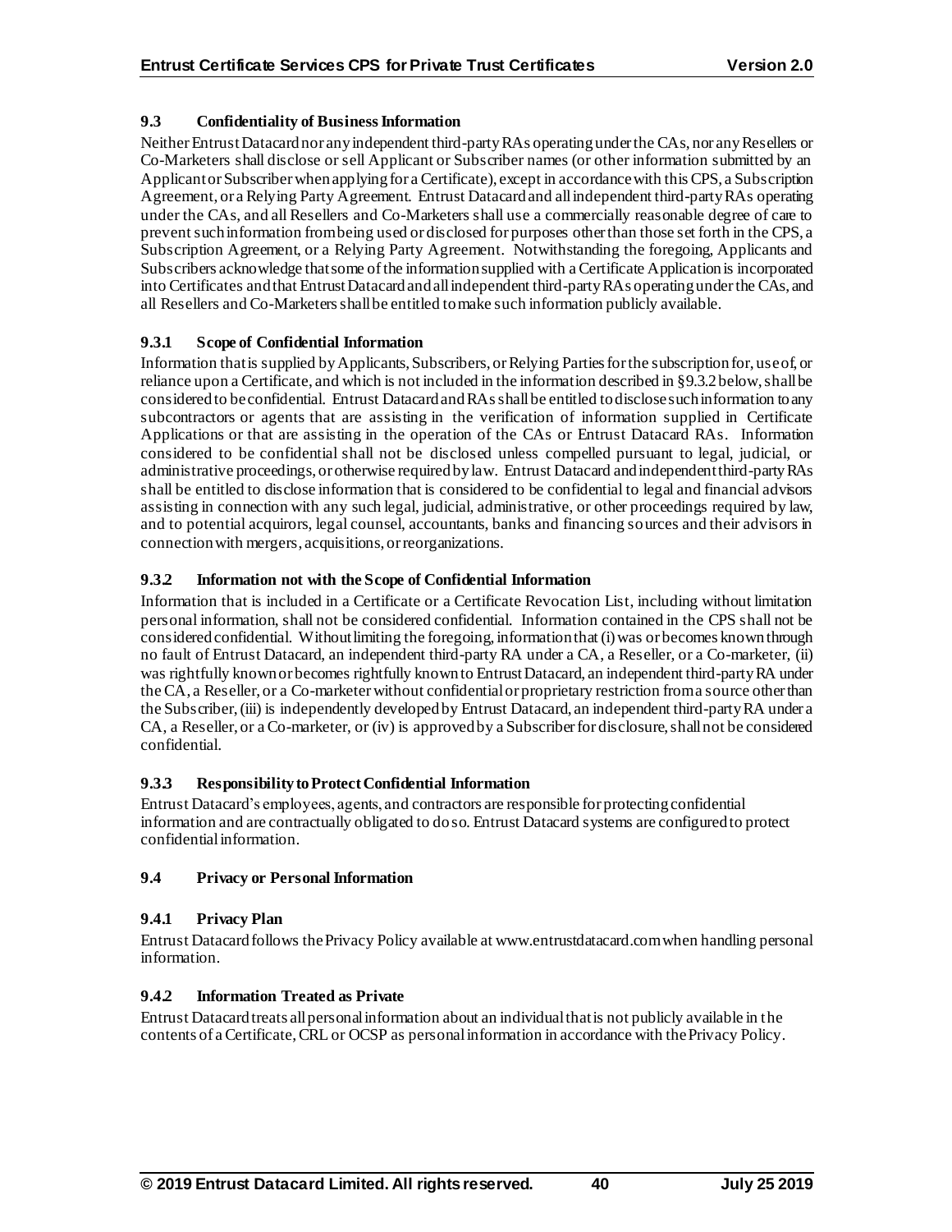### 9.3 Confidentiality of Business Information

Neither Entrust Datacard nor any independent third-party RAs operating under the CAs, nor any Resellers or Co-Marketers shall disclose or sell Applicant or Subscriber names (or other information submitted by an Applicant or Subscriber when applying for a Certificate), except in accordance with this CPS, a Subscription Agreement, or a Relying Party Agreement. Entrust Datacard and all independent third-party RAs operating under the CAs, and all Resellers and Co-Marketers shall use a commercially reasonable degree of care to prevent such information from being used or disclosed for purposes other than those set forth in the CPS, a Subscription Agreement, or a Relying Party Agreement. Notwithstanding the foregoing, Applicants and Subscribers acknowledge that some of the information supplied with a Certificate Application is incorporated into Certificates and that Entrust Datacard and all independent third-party RAs operating under the CAs, and all Resellers and Co-Marketers shall be entitled to make such information publicly available.

#### 9.3.1 Scope of Confidential Information

Information that is supplied by Applicants, Subscribers, or Relying Parties for the subscription for, use of, or reliance upon a Certificate, and which is not included in the information described in §9.3.2 below, shall be considered to be confidential. Entrust Datacard and RAs shall be entitled to disclose such information to any subcontractors or agents that are assisting in the verification of information supplied in Certificate Applications or that are assisting in the operation of the CAs or Entrust Datacard RAs. Information considered to be confidential shall not be disclosed unless compelled pursuant to legal, judicial, or administrative proceedings, or otherwise required by law. Entrust Datacard and independent third-party RAs shall be entitled to disclose information that is considered to be confidential to legal and financial advisors assisting in connection with any such legal, judicial, administrative, or other proceedings required by law, and to potential acquirors, legal counsel, accountants, banks and financing sources and their advisors in connection with mergers, acquisitions, or reorganizations.

#### 9.3.2 Information not with the Scope of Confidential Information

Information that is included in a Certificate or a Certificate Revocation List, including without limitation personal information, shall not be considered confidential. Information contained in the CPS shall not be considered confidential. Without limiting the foregoing, information that (i) was or becomes known through no fault of Entrust Datacard, an independent third-party RA under a CA, a Reseller, or a Co-marketer, (ii) was rightfully known or becomes rightfully known to Entrust Datacard, an independent third-party RA under the CA, a Reseller, or a Co-marketer without confidential or proprietary restriction from a source other than the Subscriber, (iii) is independently developed by Entrust Datacard, an independent third-party RA under a CA, a Reseller, or a Co-marketer, or (iv) is approved by a Subscriber for disclosure, shall not be considered confidential.

#### 9.3.3 Responsibility to Protect Confidential Information

Entrust Datacard's employees, agents, and contractors are responsible for protecting confidential information and are contractually obligated to do so. Entrust Datacard systems are configured to protect confidential information.

### 9.4 Privacy or Personal Information

#### 9.4.1 Privacy Plan

Entrust Datacard follows the Privacy Policy available at www.entrustdatacard.com when handling personal information.

#### 9.4.2 Information Treated as Private

Entrust Datacard treats all personal information about an individual that is not publicly available in the contents of a Certificate, CRL or OCSP as personal information in accordance with the Privacy Policy.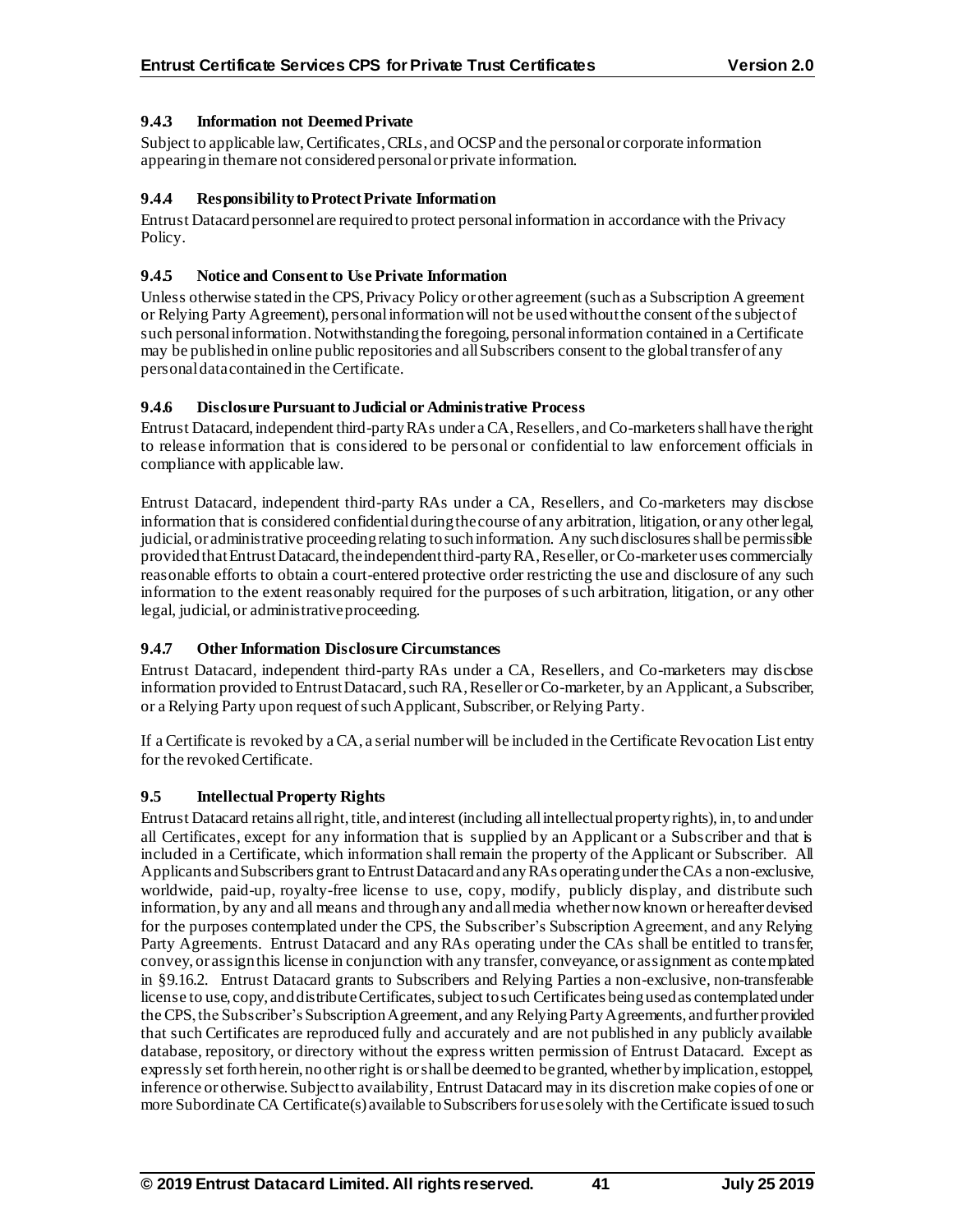#### 9.4.3 Information not Deemed Private

Subject to applicable law, Certificates, CRLs, and OCSP and the personal or corporate information appearing in them are not considered personal or private information.

#### 9.4.4 Responsibility to Protect Private Information

Entrust Datacard personnel are required to protect personal information in accordance with the Privacy Policy.

#### 9.4.5 Notice and Consent to Use Private Information

Unless otherwise stated in the CPS, Privacy Policy or other agreement (such as a Subscription Agreement or Relying Party Agreement), personal information will not be used without the consent of the subject of such personal information. Notwithstanding the foregoing, personal information contained in a Certificate may be published in online public repositories and all Subscribers consent to the global transfer of any personal data contained in the Certificate.

#### 9.4.6 Disclosure Pursuant to Judicial or Administrative Process

Entrust Datacard, independent third-party RAs under a CA, Resellers, and Co-marketers shall have the right to release information that is considered to be personal or confidential to law enforcement officials in compliance with applicable law.

Entrust Datacard, independent third-party RAs under a CA, Resellers, and Co-marketers may disclose information that is considered confidential during the course of any arbitration, litigation, or any other legal, judicial, or administrative proceeding relating to such information. Any such disclosures shall be permissible provided that Entrust Datacard, the independent third-party RA, Reseller, or Co-marketer uses commercially reasonable efforts to obtain a court-entered protective order restricting the use and disclosure of any such information to the extent reasonably required for the purposes of such arbitration, litigation, or any other legal, judicial, or administrative proceeding.

#### 9.4.7 Other Information Disclosure Circumstances

Entrust Datacard, independent third-party RAs under a CA, Resellers, and Co-marketers may disclose information provided to Entrust Datacard, such RA, Reseller or Co-marketer, by an Applicant, a Subscriber, or a Relying Party upon request of such Applicant, Subscriber, or Relying Party.

If a Certificate is revoked by a CA, a serial number will be included in the Certificate Revocation List entry for the revoked Certificate.

### 9.5 Intellectual Property Rights

Entrust Datacard retains all right, title, and interest (including all intellectual property rights), in, to and under all Certificates, except for any information that is supplied by an Applicant or a Subscriber and that is included in a Certificate, which information shall remain the property of the Applicant or Subscriber. All Applicants and Subscribers grant to Entrust Datacard and any RAs operating under the CAs a non-exclusive, worldwide, paid-up, royalty-free license to use, copy, modify, publicly display, and distribute such information, by any and all means and through any and all media whether now known or hereafter devised for the purposes contemplated under the CPS, the Subscriber's Subscription Agreement, and any Relying Party Agreements. Entrust Datacard and any RAs operating under the CAs shall be entitled to transfer, convey, or assign this license in conjunction with any transfer, conveyance, or assignment as contemplated in §9.16.2. Entrust Datacard grants to Subscribers and Relying Parties a non-exclusive, non-transferable license to use, copy, and distribute Certificates, subject to such Certificates being used as contemplated under the CPS, the Subscriber's Subscription Agreement, and any Relying Party Agreements, and further provided that such Certificates are reproduced fully and accurately and are not published in any publicly available database, repository, or directory without the express written permission of Entrust Datacard. Except as expressly set forth herein, no other right is or shall be deemed to be granted, whether by implication, estoppel, inference or otherwise. Subject to availability, Entrust Datacard may in its discretion make copies of one or more Subordinate CA Certificate(s) available to Subscribers for use solely with the Certificate issued to such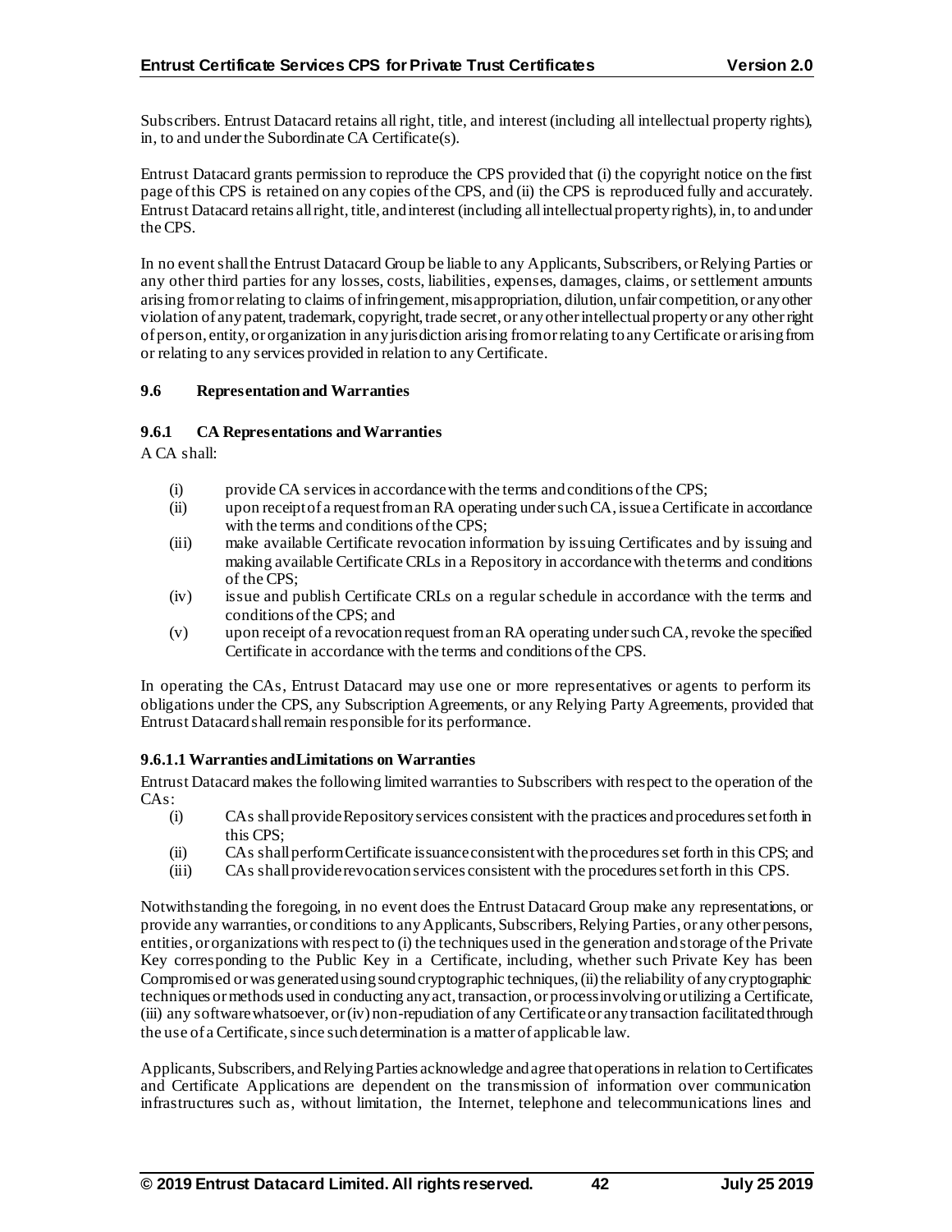Subscribers. Entrust Datacard retains all right, title, and interest (including all intellectual property rights), in, to and under the Subordinate CA Certificate(s).

Entrust Datacard grants permission to reproduce the CPS provided that (i) the copyright notice on the first page of this CPS is retained on any copies of the CPS, and (ii) the CPS is reproduced fully and accurately. Entrust Datacard retains all right, title, and interest (including all intellectual property rights), in, to and under the CPS.

In no event shall the Entrust Datacard Group be liable to any Applicants, Subscribers, or Relying Parties or any other third parties for any losses, costs, liabilities, expenses, damages, claims, or settlement amounts arising from or relating to claims of infringement, misappropriation, dilution, unfair competition, or any other violation of any patent, trademark, copyright, trade secret, or any other intellectual property or any other right of person, entity, or organization in any jurisdiction arising from or relating to any Certificate or arising from or relating to any services provided in relation to any Certificate.

### 9.6 Representation and Warranties

#### 9.6.1 CA Representations and Warranties

A CA shall:

- (i) provide CA services in accordance with the terms and conditions of the CPS;
- (ii) upon receipt of a request from an RA operating under such CA, issue a Certificate in accordance with the terms and conditions of the CPS;
- (iii) make available Certificate revocation information by issuing Certificates and by issuing and making available Certificate CRLs in a Repository in accordance with the terms and conditions of the CPS;
- (iv) issue and publish Certificate CRLs on a regular schedule in accordance with the terms and conditions of the CPS; and
- (v) upon receipt of a revocation request from an RA operating under such CA, revoke the specified Certificate in accordance with the terms and conditions of the CPS.

In operating the CAs, Entrust Datacard may use one or more representatives or agents to perform its obligations under the CPS, any Subscription Agreements, or any Relying Party Agreements, provided that Entrust Datacard shall remain responsible for its performance.

#### 9.6.1.1 Warranties and Limitations on Warranties

Entrust Datacard makes the following limited warranties to Subscribers with respect to the operation of the CAs:

- (i) CAs shall provide Repository services consistent with the practices and procedures set forth in this CPS;
- (ii) CAs shall perform Certificate issuance consistent with the procedures set forth in this CPS; and
- (iii) CAs shall provide revocation services consistent with the procedures set forth in this CPS.

Notwithstanding the foregoing, in no event does the Entrust Datacard Group make any representations, or provide any warranties, or conditions to any Applicants, Subscribers, Relying Parties, or any other persons, entities, or organizations with respect to (i) the techniques used in the generation and storage of the Private Key corresponding to the Public Key in a Certificate, including, whether such Private Key has been Compromised or was generated using sound cryptographic techniques, (ii) the reliability of any cryptographic techniques or methods used in conducting any act, transaction, or process involving or utilizing a Certificate, (iii) any software whatsoever, or (iv) non-repudiation of any Certificate or any transaction facilitated through the use of a Certificate, since such determination is a matter of applicable law.

Applicants, Subscribers, and Relying Parties acknowledge and agree that operations in relation to Certificates and Certificate Applications are dependent on the transmission of information over communication infrastructures such as, without limitation, the Internet, telephone and telecommunications lines and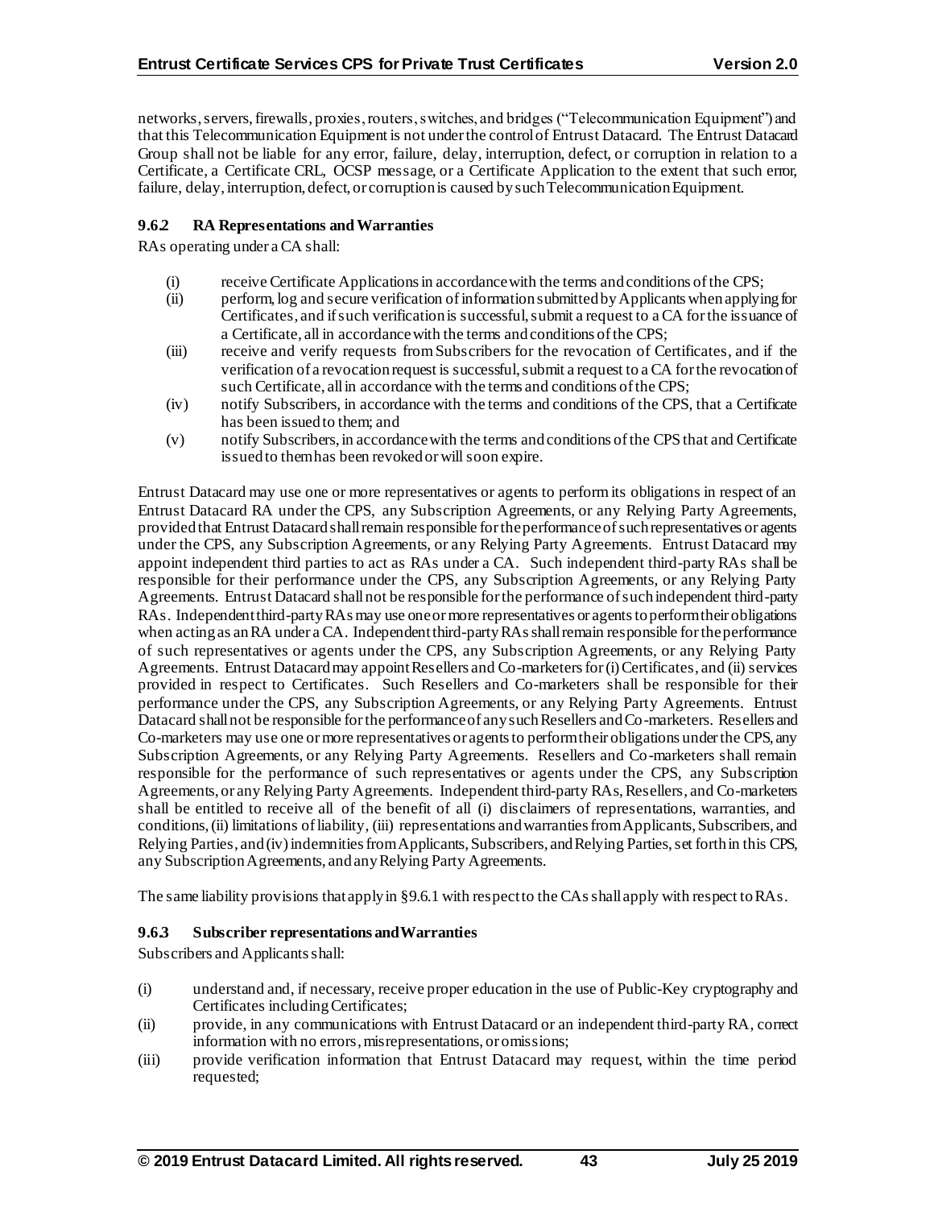networks, servers, firewalls, proxies, routers, switches, and bridges ("Telecommunication Equipment") and that this Telecommunication Equipment is not under the control of Entrust Datacard. The Entrust Datacard Group shall not be liable for any error, failure, delay, interruption, defect, or corruption in relation to a Certificate, a Certificate CRL, OCSP message, or a Certificate Application to the extent that such error, failure, delay, interruption, defect, or corruption is caused by such Telecommunication Equipment.

### 9.6.2 RA Representations and Warranties

RAs operating under a CA shall:

(i) receive Certificate Applications in accordance with the terms and conditions of the CPS;
(ii) perform, log and secure verification of information submitted by Applicants when applying for Certificates, and if such verification is successful, submit a request to a CA for the issuance of a Certificate, all in accordance with the terms and conditions of the CPS;
(iii) receive and verify requests from Subscribers for the revocation of Certificates, and if the verification of a revocation request is successful, submit a request to a CA for the revocation of such Certificate, all in accordance with the terms and conditions of the CPS;
(iv) notify Subscribers, in accordance with the terms and conditions of the CPS, that a Certificate has been issued to them; and
(v) notify Subscribers, in accordance with the terms and conditions of the CPS that and Certificate issued to them has been revoked or will soon expire.

Entrust Datacard may use one or more representatives or agents to perform its obligations in respect of an Entrust Datacard RA under the CPS, any Subscription Agreements, or any Relying Party Agreements, provided that Entrust Datacard shall remain responsible for the performance of such representatives or agents under the CPS, any Subscription Agreements, or any Relying Party Agreements. Entrust Datacard may appoint independent third parties to act as RAs under a CA. Such independent third-party RAs shall be responsible for their performance under the CPS, any Subscription Agreements, or any Relying Party Agreements. Entrust Datacard shall not be responsible for the performance of such independent third-party RAs. Independent third-party RAs may use one or more representatives or agents to perform their obligations when acting as an RA under a CA. Independent third-party RAs shall remain responsible for the performance of such representatives or agents under the CPS, any Subscription Agreements, or any Relying Party Agreements. Entrust Datacard may appoint Resellers and Co-marketers for (i) Certificates, and (ii) services provided in respect to Certificates. Such Resellers and Co-marketers shall be responsible for their performance under the CPS, any Subscription Agreements, or any Relying Party Agreements. Entrust Datacard shall not be responsible for the performance of any such Resellers and Co-marketers. Resellers and Co-marketers may use one or more representatives or agents to perform their obligations under the CPS, any Subscription Agreements, or any Relying Party Agreements. Resellers and Co-marketers shall remain responsible for the performance of such representatives or agents under the CPS, any Subscription Agreements, or any Relying Party Agreements. Independent third-party RAs, Resellers, and Co-marketers shall be entitled to receive all of the benefit of all (i) disclaimers of representations, warranties, and conditions, (ii) limitations of liability, (iii) representations and warranties from Applicants, Subscribers, and Relying Parties, and (iv) indemnities from Applicants, Subscribers, and Relying Parties, set forth in this CPS, any Subscription Agreements, and any Relying Party Agreements.

The same liability provisions that apply in §9.6.1 with respect to the CAs shall apply with respect to RAs.

### 9.6.3 Subscriber representations and Warranties

Subscribers and Applicants shall:

(i) understand and, if necessary, receive proper education in the use of Public-Key cryptography and Certificates including Certificates;
(ii) provide, in any communications with Entrust Datacard or an independent third-party RA, correct information with no errors, misrepresentations, or omissions;
(iii) provide verification information that Entrust Datacard may request, within the time period requested;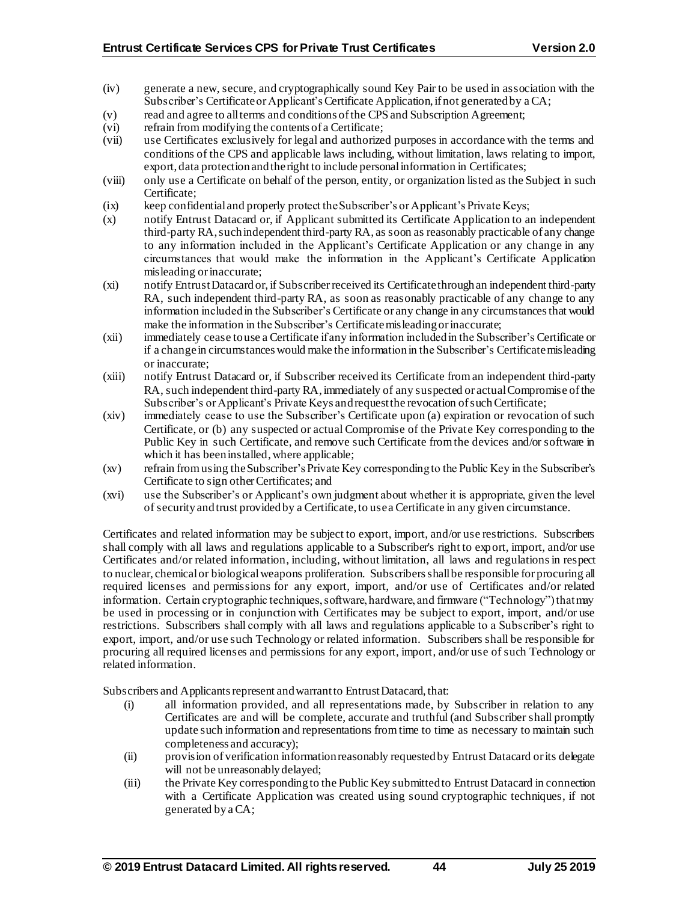(iv) generate a new, secure, and cryptographically sound Key Pair to be used in association with the Subscriber's Certificate or Applicant's Certificate Application, if not generated by a CA;

(v) read and agree to all terms and conditions of the CPS and Subscription Agreement;

(vi) refrain from modifying the contents of a Certificate;

(vii) use Certificates exclusively for legal and authorized purposes in accordance with the terms and conditions of the CPS and applicable laws including, without limitation, laws relating to import, export, data protection and the right to include personal information in Certificates;

(viii) only use a Certificate on behalf of the person, entity, or organization listed as the Subject in such Certificate;

(ix) keep confidential and properly protect the Subscriber's or Applicant's Private Keys;

(x) notify Entrust Datacard or, if Applicant submitted its Certificate Application to an independent third-party RA, such independent third-party RA, as soon as reasonably practicable of any change to any information included in the Applicant's Certificate Application or any change in any circumstances that would make the information in the Applicant's Certificate Application misleading or inaccurate;

(xi) notify Entrust Datacard or, if Subscriber received its Certificate through an independent third-party RA, such independent third-party RA, as soon as reasonably practicable of any change to any information included in the Subscriber's Certificate or any change in any circumstances that would make the information in the Subscriber's Certificate misleading or inaccurate;

(xii) immediately cease to use a Certificate if any information included in the Subscriber's Certificate or if a change in circumstances would make the information in the Subscriber's Certificate misleading or inaccurate;

(xiii) notify Entrust Datacard or, if Subscriber received its Certificate from an independent third-party RA, such independent third-party RA, immediately of any suspected or actual Compromise of the Subscriber's or Applicant's Private Keys and request the revocation of such Certificate;

(xiv) immediately cease to use the Subscriber's Certificate upon (a) expiration or revocation of such Certificate, or (b) any suspected or actual Compromise of the Private Key corresponding to the Public Key in such Certificate, and remove such Certificate from the devices and/or software in which it has been installed, where applicable;

(xv) refrain from using the Subscriber's Private Key corresponding to the Public Key in the Subscriber's Certificate to sign other Certificates; and

(xvi) use the Subscriber's or Applicant's own judgment about whether it is appropriate, given the level of security and trust provided by a Certificate, to use a Certificate in any given circumstance.

Certificates and related information may be subject to export, import, and/or use restrictions. Subscribers shall comply with all laws and regulations applicable to a Subscriber's right to export, import, and/or use Certificates and/or related information, including, without limitation, all laws and regulations in respect to nuclear, chemical or biological weapons proliferation. Subscribers shall be responsible for procuring all required licenses and permissions for any export, import, and/or use of Certificates and/or related information. Certain cryptographic techniques, software, hardware, and firmware ("Technology") that may be used in processing or in conjunction with Certificates may be subject to export, import, and/or use restrictions. Subscribers shall comply with all laws and regulations applicable to a Subscriber's right to export, import, and/or use such Technology or related information. Subscribers shall be responsible for procuring all required licenses and permissions for any export, import, and/or use of such Technology or related information.

Subscribers and Applicants represent and warrant to Entrust Datacard, that:

(i) all information provided, and all representations made, by Subscriber in relation to any Certificates are and will be complete, accurate and truthful (and Subscriber shall promptly update such information and representations from time to time as necessary to maintain such completeness and accuracy);

(ii) provision of verification information reasonably requested by Entrust Datacard or its delegate will not be unreasonably delayed;

(iii) the Private Key corresponding to the Public Key submitted to Entrust Datacard in connection with a Certificate Application was created using sound cryptographic techniques, if not generated by a CA;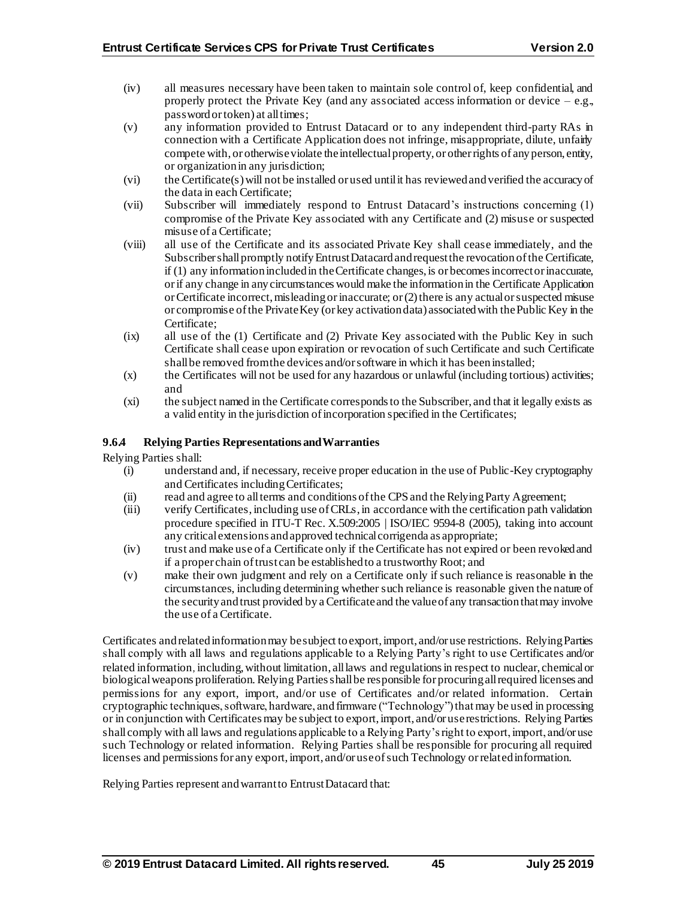(iv) all measures necessary have been taken to maintain sole control of, keep confidential, and properly protect the Private Key (and any associated access information or device – e.g., password or token) at all times;

(v) any information provided to Entrust Datacard or to any independent third-party RAs in connection with a Certificate Application does not infringe, misappropriate, dilute, unfairly compete with, or otherwise violate the intellectual property, or other rights of any person, entity, or organization in any jurisdiction;

(vi) the Certificate(s) will not be installed or used until it has reviewed and verified the accuracy of the data in each Certificate;

(vii) Subscriber will immediately respond to Entrust Datacard's instructions concerning (1) compromise of the Private Key associated with any Certificate and (2) misuse or suspected misuse of a Certificate;

(viii) all use of the Certificate and its associated Private Key shall cease immediately, and the Subscriber shall promptly notify Entrust Datacard and request the revocation of the Certificate, if (1) any information included in the Certificate changes, is or becomes incorrect or inaccurate, or if any change in any circumstances would make the information in the Certificate Application or Certificate incorrect, misleading or inaccurate; or (2) there is any actual or suspected misuse or compromise of the Private Key (or key activation data) associated with the Public Key in the Certificate;

(ix) all use of the (1) Certificate and (2) Private Key associated with the Public Key in such Certificate shall cease upon expiration or revocation of such Certificate and such Certificate shall be removed from the devices and/or software in which it has been installed;

(x) the Certificates will not be used for any hazardous or unlawful (including tortious) activities; and

(xi) the subject named in the Certificate corresponds to the Subscriber, and that it legally exists as a valid entity in the jurisdiction of incorporation specified in the Certificates;

### 9.6.4 Relying Parties Representations and Warranties

Relying Parties shall:

(i) understand and, if necessary, receive proper education in the use of Public-Key cryptography and Certificates including Certificates;

(ii) read and agree to all terms and conditions of the CPS and the Relying Party Agreement;

(iii) verify Certificates, including use of CRLs, in accordance with the certification path validation procedure specified in ITU-T Rec. X.509:2005 | ISO/IEC 9594-8 (2005), taking into account any critical extensions and approved technical corrigenda as appropriate;

(iv) trust and make use of a Certificate only if the Certificate has not expired or been revoked and if a proper chain of trust can be established to a trustworthy Root; and

(v) make their own judgment and rely on a Certificate only if such reliance is reasonable in the circumstances, including determining whether such reliance is reasonable given the nature of the security and trust provided by a Certificate and the value of any transaction that may involve the use of a Certificate.

Certificates and related information may be subject to export, import, and/or use restrictions. Relying Parties shall comply with all laws and regulations applicable to a Relying Party's right to use Certificates and/or related information, including, without limitation, all laws and regulations in respect to nuclear, chemical or biological weapons proliferation. Relying Parties shall be responsible for procuring all required licenses and permissions for any export, import, and/or use of Certificates and/or related information. Certain cryptographic techniques, software, hardware, and firmware ("Technology") that may be used in processing or in conjunction with Certificates may be subject to export, import, and/or use restrictions. Relying Parties shall comply with all laws and regulations applicable to a Relying Party's right to export, import, and/or use such Technology or related information. Relying Parties shall be responsible for procuring all required licenses and permissions for any export, import, and/or use of such Technology or related information.

Relying Parties represent and warrant to Entrust Datacard that: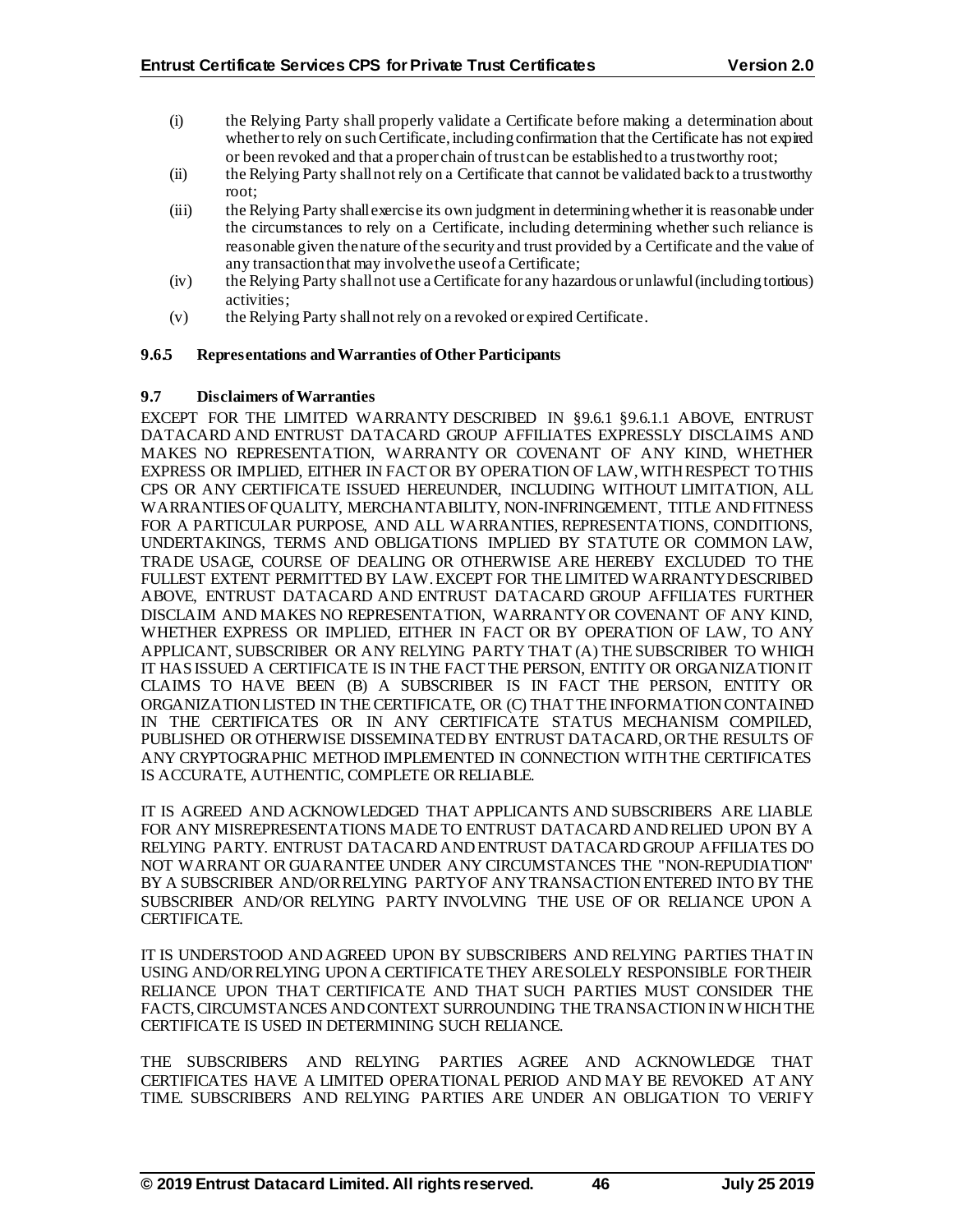(i) the Relying Party shall properly validate a Certificate before making a determination about whether to rely on such Certificate, including confirmation that the Certificate has not expired or been revoked and that a proper chain of trust can be established to a trustworthy root;
(ii) the Relying Party shall not rely on a Certificate that cannot be validated back to a trustworthy root;
(iii) the Relying Party shall exercise its own judgment in determining whether it is reasonable under the circumstances to rely on a Certificate, including determining whether such reliance is reasonable given the nature of the security and trust provided by a Certificate and the value of any transaction that may involve the use of a Certificate;
(iv) the Relying Party shall not use a Certificate for any hazardous or unlawful (including tortious) activities;
(v) the Relying Party shall not rely on a revoked or expired Certificate.

### 9.6.5 Representations and Warranties of Other Participants

### 9.7 Disclaimers of Warranties

EXCEPT FOR THE LIMITED WARRANTY DESCRIBED IN §9.6.1 §9.6.1.1 ABOVE, ENTRUST DATACARD AND ENTRUST DATACARD GROUP AFFILIATES EXPRESSLY DISCLAIMS AND MAKES NO REPRESENTATION, WARRANTY OR COVENANT OF ANY KIND, WHETHER EXPRESS OR IMPLIED, EITHER IN FACT OR BY OPERATION OF LAW, WITH RESPECT TO THIS CPS OR ANY CERTIFICATE ISSUED HEREUNDER, INCLUDING WITHOUT LIMITATION, ALL WARRANTIES OF QUALITY, MERCHANTABILITY, NON-INFRINGEMENT, TITLE AND FITNESS FOR A PARTICULAR PURPOSE, AND ALL WARRANTIES, REPRESENTATIONS, CONDITIONS, UNDERTAKINGS, TERMS AND OBLIGATIONS IMPLIED BY STATUTE OR COMMON LAW, TRADE USAGE, COURSE OF DEALING OR OTHERWISE ARE HEREBY EXCLUDED TO THE FULLEST EXTENT PERMITTED BY LAW. EXCEPT FOR THE LIMITED WARRANTY DESCRIBED ABOVE, ENTRUST DATACARD AND ENTRUST DATACARD GROUP AFFILIATES FURTHER DISCLAIM AND MAKES NO REPRESENTATION, WARRANTY OR COVENANT OF ANY KIND, WHETHER EXPRESS OR IMPLIED, EITHER IN FACT OR BY OPERATION OF LAW, TO ANY APPLICANT, SUBSCRIBER OR ANY RELYING PARTY THAT (A) THE SUBSCRIBER TO WHICH IT HAS ISSUED A CERTIFICATE IS IN THE FACT THE PERSON, ENTITY OR ORGANIZATION IT CLAIMS TO HAVE BEEN (B) A SUBSCRIBER IS IN FACT THE PERSON, ENTITY OR ORGANIZATION LISTED IN THE CERTIFICATE, OR (C) THAT THE INFORMATION CONTAINED IN THE CERTIFICATES OR IN ANY CERTIFICATE STATUS MECHANISM COMPILED, PUBLISHED OR OTHERWISE DISSEMINATED BY ENTRUST DATACARD, OR THE RESULTS OF ANY CRYPTOGRAPHIC METHOD IMPLEMENTED IN CONNECTION WITH THE CERTIFICATES IS ACCURATE, AUTHENTIC, COMPLETE OR RELIABLE.

IT IS AGREED AND ACKNOWLEDGED THAT APPLICANTS AND SUBSCRIBERS ARE LIABLE FOR ANY MISREPRESENTATIONS MADE TO ENTRUST DATACARD AND RELIED UPON BY A RELYING PARTY. ENTRUST DATACARD AND ENTRUST DATACARD GROUP AFFILIATES DO NOT WARRANT OR GUARANTEE UNDER ANY CIRCUMSTANCES THE "NON-REPUDIATION" BY A SUBSCRIBER AND/OR RELYING PARTY OF ANY TRANSACTION ENTERED INTO BY THE SUBSCRIBER AND/OR RELYING PARTY INVOLVING THE USE OF OR RELIANCE UPON A CERTIFICATE.

IT IS UNDERSTOOD AND AGREED UPON BY SUBSCRIBERS AND RELYING PARTIES THAT IN USING AND/OR RELYING UPON A CERTIFICATE THEY ARE SOLELY RESPONSIBLE FOR THEIR RELIANCE UPON THAT CERTIFICATE AND THAT SUCH PARTIES MUST CONSIDER THE FACTS, CIRCUMSTANCES AND CONTEXT SURROUNDING THE TRANSACTION IN WHICH THE CERTIFICATE IS USED IN DETERMINING SUCH RELIANCE.

THE SUBSCRIBERS AND RELYING PARTIES AGREE AND ACKNOWLEDGE THAT CERTIFICATES HAVE A LIMITED OPERATIONAL PERIOD AND MAY BE REVOKED AT ANY TIME. SUBSCRIBERS AND RELYING PARTIES ARE UNDER AN OBLIGATION TO VERIFY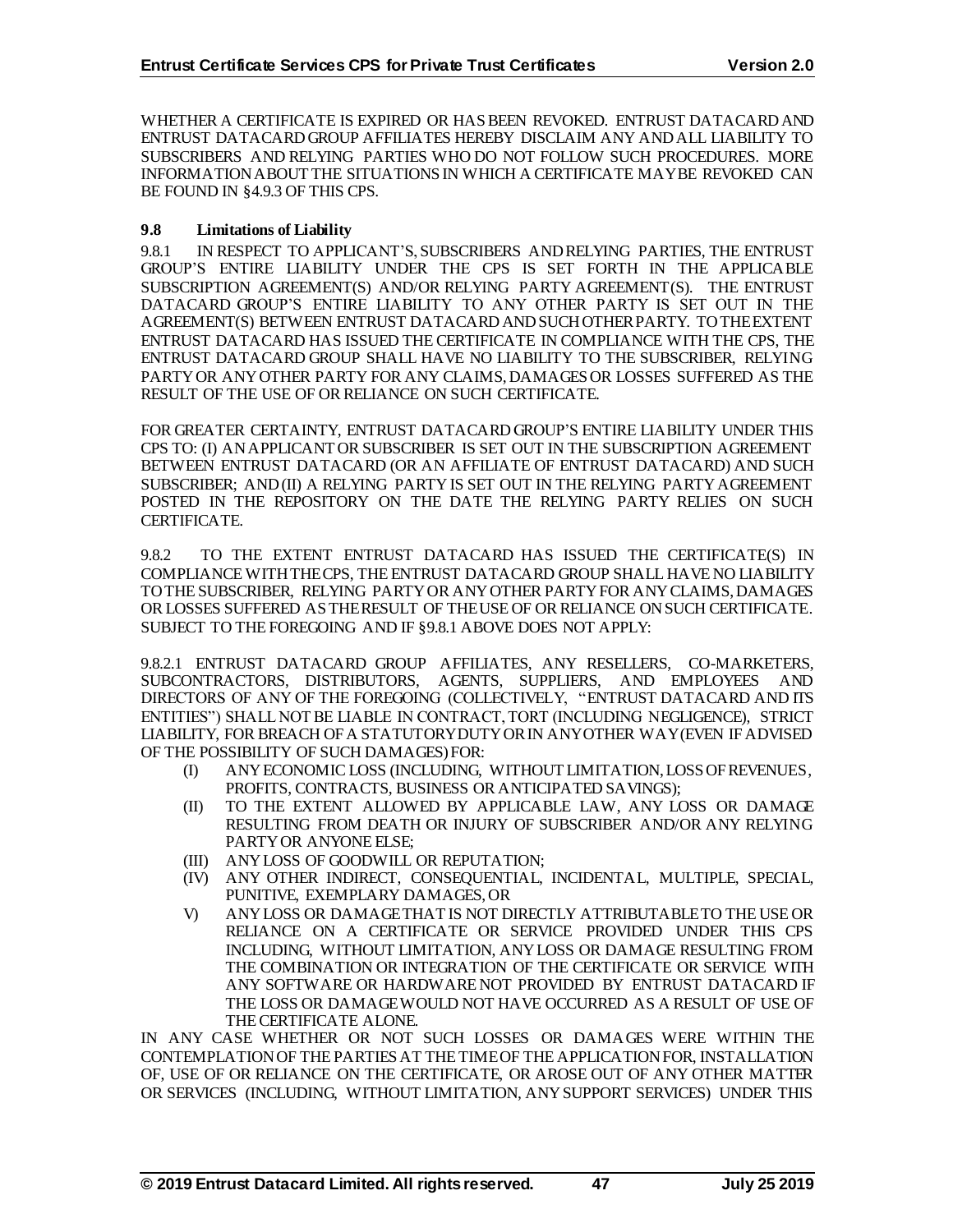WHETHER A CERTIFICATE IS EXPIRED OR HAS BEEN REVOKED. ENTRUST DATACARD AND ENTRUST DATACARD GROUP AFFILIATES HEREBY DISCLAIM ANY AND ALL LIABILITY TO SUBSCRIBERS AND RELYING PARTIES WHO DO NOT FOLLOW SUCH PROCEDURES. MORE INFORMATION ABOUT THE SITUATIONS IN WHICH A CERTIFICATE MAY BE REVOKED CAN BE FOUND IN §4.9.3 OF THIS CPS.

### 9.8 Limitations of Liability

9.8.1 IN RESPECT TO APPLICANT'S, SUBSCRIBERS AND RELYING PARTIES, THE ENTRUST GROUP'S ENTIRE LIABILITY UNDER THE CPS IS SET FORTH IN THE APPLICABLE SUBSCRIPTION AGREEMENT(S) AND/OR RELYING PARTY AGREEMENT(S). THE ENTRUST DATACARD GROUP'S ENTIRE LIABILITY TO ANY OTHER PARTY IS SET OUT IN THE AGREEMENT(S) BETWEEN ENTRUST DATACARD AND SUCH OTHER PARTY. TO THE EXTENT ENTRUST DATACARD HAS ISSUED THE CERTIFICATE IN COMPLIANCE WITH THE CPS, THE ENTRUST DATACARD GROUP SHALL HAVE NO LIABILITY TO THE SUBSCRIBER, RELYING PARTY OR ANY OTHER PARTY FOR ANY CLAIMS, DAMAGES OR LOSSES SUFFERED AS THE RESULT OF THE USE OF OR RELIANCE ON SUCH CERTIFICATE.

FOR GREATER CERTAINTY, ENTRUST DATACARD GROUP'S ENTIRE LIABILITY UNDER THIS CPS TO: (I) AN APPLICANT OR SUBSCRIBER IS SET OUT IN THE SUBSCRIPTION AGREEMENT BETWEEN ENTRUST DATACARD (OR AN AFFILIATE OF ENTRUST DATACARD) AND SUCH SUBSCRIBER; AND (II) A RELYING PARTY IS SET OUT IN THE RELYING PARTY AGREEMENT POSTED IN THE REPOSITORY ON THE DATE THE RELYING PARTY RELIES ON SUCH CERTIFICATE.

9.8.2 TO THE EXTENT ENTRUST DATACARD HAS ISSUED THE CERTIFICATE(S) IN COMPLIANCE WITH THE CPS, THE ENTRUST DATACARD GROUP SHALL HAVE NO LIABILITY TO THE SUBSCRIBER, RELYING PARTY OR ANY OTHER PARTY FOR ANY CLAIMS, DAMAGES OR LOSSES SUFFERED AS THE RESULT OF THE USE OF OR RELIANCE ON SUCH CERTIFICATE. SUBJECT TO THE FOREGOING AND IF §9.8.1 ABOVE DOES NOT APPLY:

9.8.2.1 ENTRUST DATACARD GROUP AFFILIATES, ANY RESELLERS, CO-MARKETERS, SUBCONTRACTORS, DISTRIBUTORS, AGENTS, SUPPLIERS, AND EMPLOYEES AND DIRECTORS OF ANY OF THE FOREGOING (COLLECTIVELY, "ENTRUST DATACARD AND ITS ENTITIES") SHALL NOT BE LIABLE IN CONTRACT, TORT (INCLUDING NEGLIGENCE), STRICT LIABILITY, FOR BREACH OF A STATUTORY DUTY OR IN ANY OTHER WAY (EVEN IF ADVISED OF THE POSSIBILITY OF SUCH DAMAGES) FOR:

- (I) ANY ECONOMIC LOSS (INCLUDING, WITHOUT LIMITATION, LOSS OF REVENUES, PROFITS, CONTRACTS, BUSINESS OR ANTICIPATED SAVINGS);
- (II) TO THE EXTENT ALLOWED BY APPLICABLE LAW, ANY LOSS OR DAMAGE RESULTING FROM DEATH OR INJURY OF SUBSCRIBER AND/OR ANY RELYING PARTY OR ANYONE ELSE;
- (III) ANY LOSS OF GOODWILL OR REPUTATION;
- (IV) ANY OTHER INDIRECT, CONSEQUENTIAL, INCIDENTAL, MULTIPLE, SPECIAL, PUNITIVE, EXEMPLARY DAMAGES, OR
- V) ANY LOSS OR DAMAGE THAT IS NOT DIRECTLY ATTRIBUTABLE TO THE USE OR RELIANCE ON A CERTIFICATE OR SERVICE PROVIDED UNDER THIS CPS INCLUDING, WITHOUT LIMITATION, ANY LOSS OR DAMAGE RESULTING FROM THE COMBINATION OR INTEGRATION OF THE CERTIFICATE OR SERVICE WITH ANY SOFTWARE OR HARDWARE NOT PROVIDED BY ENTRUST DATACARD IF THE LOSS OR DAMAGE WOULD NOT HAVE OCCURRED AS A RESULT OF USE OF THE CERTIFICATE ALONE.

IN ANY CASE WHETHER OR NOT SUCH LOSSES OR DAMAGES WERE WITHIN THE CONTEMPLATION OF THE PARTIES AT THE TIME OF THE APPLICATION FOR, INSTALLATION OF, USE OF OR RELIANCE ON THE CERTIFICATE, OR AROSE OUT OF ANY OTHER MATTER OR SERVICES (INCLUDING, WITHOUT LIMITATION, ANY SUPPORT SERVICES) UNDER THIS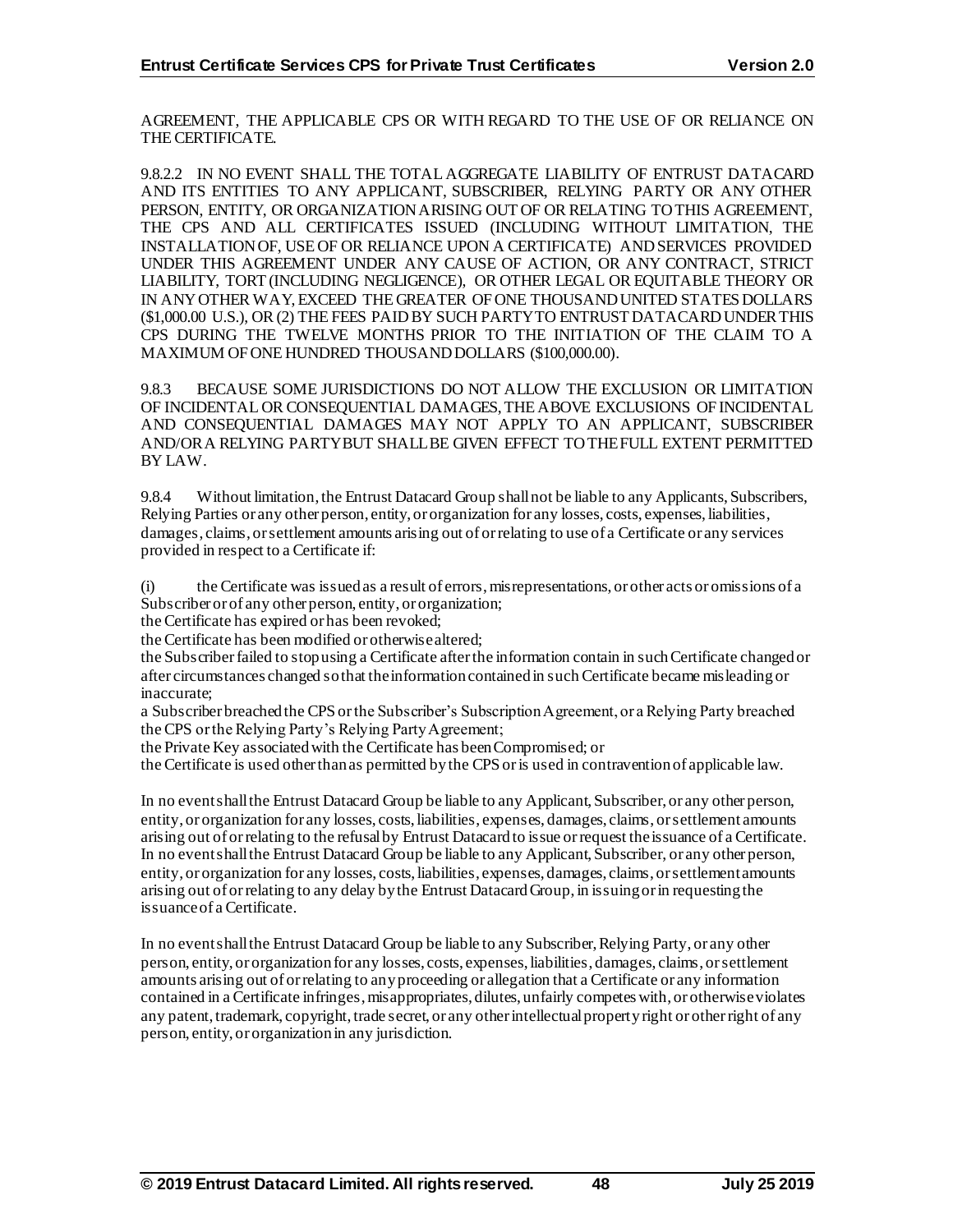AGREEMENT, THE APPLICABLE CPS OR WITH REGARD TO THE USE OF OR RELIANCE ON THE CERTIFICATE.

9.8.2.2 IN NO EVENT SHALL THE TOTAL AGGREGATE LIABILITY OF ENTRUST DATACARD AND ITS ENTITIES TO ANY APPLICANT, SUBSCRIBER, RELYING PARTY OR ANY OTHER PERSON, ENTITY, OR ORGANIZATION ARISING OUT OF OR RELATING TO THIS AGREEMENT, THE CPS AND ALL CERTIFICATES ISSUED (INCLUDING WITHOUT LIMITATION, THE INSTALLATION OF, USE OF OR RELIANCE UPON A CERTIFICATE) AND SERVICES PROVIDED UNDER THIS AGREEMENT UNDER ANY CAUSE OF ACTION, OR ANY CONTRACT, STRICT LIABILITY, TORT (INCLUDING NEGLIGENCE), OR OTHER LEGAL OR EQUITABLE THEORY OR IN ANY OTHER WAY, EXCEED THE GREATER OF ONE THOUSAND UNITED STATES DOLLARS ($1,000.00 U.S.), OR (2) THE FEES PAID BY SUCH PARTY TO ENTRUST DATACARD UNDER THIS CPS DURING THE TWELVE MONTHS PRIOR TO THE INITIATION OF THE CLAIM TO A MAXIMUM OF ONE HUNDRED THOUSAND DOLLARS ($100,000.00).

9.8.3 BECAUSE SOME JURISDICTIONS DO NOT ALLOW THE EXCLUSION OR LIMITATION OF INCIDENTAL OR CONSEQUENTIAL DAMAGES, THE ABOVE EXCLUSIONS OF INCIDENTAL AND CONSEQUENTIAL DAMAGES MAY NOT APPLY TO AN APPLICANT, SUBSCRIBER AND/OR A RELYING PARTY BUT SHALL BE GIVEN EFFECT TO THE FULL EXTENT PERMITTED BY LAW.

9.8.4 Without limitation, the Entrust Datacard Group shall not be liable to any Applicants, Subscribers, Relying Parties or any other person, entity, or organization for any losses, costs, expenses, liabilities, damages, claims, or settlement amounts arising out of or relating to use of a Certificate or any services provided in respect to a Certificate if:

(i) the Certificate was issued as a result of errors, misrepresentations, or other acts or omissions of a Subscriber or of any other person, entity, or organization;
the Certificate has expired or has been revoked;
the Certificate has been modified or otherwise altered;
the Subscriber failed to stop using a Certificate after the information contain in such Certificate changed or after circumstances changed so that the information contained in such Certificate became misleading or inaccurate;
a Subscriber breached the CPS or the Subscriber's Subscription Agreement, or a Relying Party breached the CPS or the Relying Party's Relying Party Agreement;
the Private Key associated with the Certificate has been Compromised; or
the Certificate is used other than as permitted by the CPS or is used in contravention of applicable law.

In no event shall the Entrust Datacard Group be liable to any Applicant, Subscriber, or any other person, entity, or organization for any losses, costs, liabilities, expenses, damages, claims, or settlement amounts arising out of or relating to the refusal by Entrust Datacard to issue or request the issuance of a Certificate. In no event shall the Entrust Datacard Group be liable to any Applicant, Subscriber, or any other person, entity, or organization for any losses, costs, liabilities, expenses, damages, claims, or settlement amounts arising out of or relating to any delay by the Entrust Datacard Group, in issuing or in requesting the issuance of a Certificate.

In no event shall the Entrust Datacard Group be liable to any Subscriber, Relying Party, or any other person, entity, or organization for any losses, costs, expenses, liabilities, damages, claims, or settlement amounts arising out of or relating to any proceeding or allegation that a Certificate or any information contained in a Certificate infringes, misappropriates, dilutes, unfairly competes with, or otherwise violates any patent, trademark, copyright, trade secret, or any other intellectual property right or other right of any person, entity, or organization in any jurisdiction.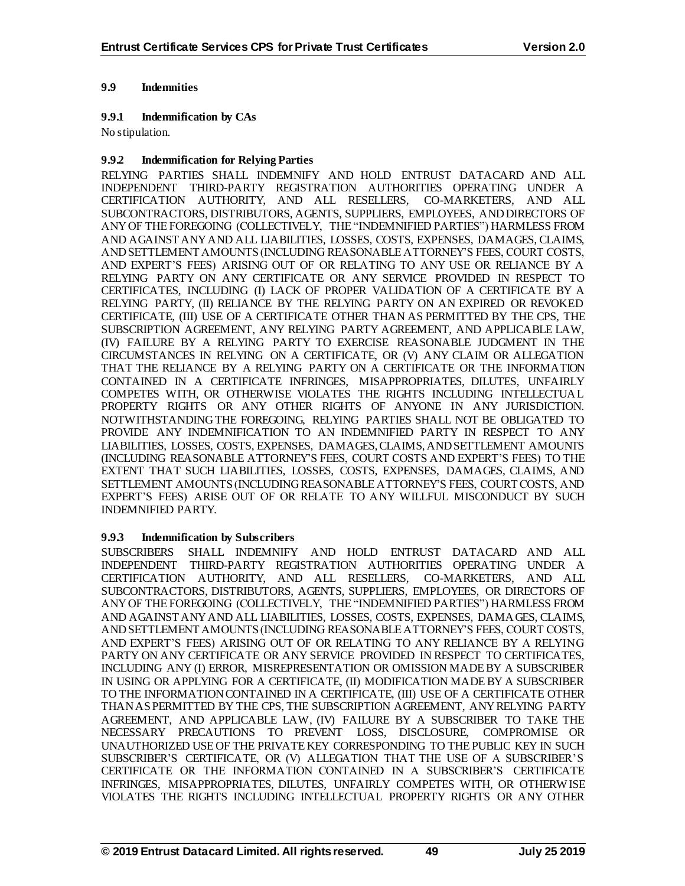### 9.9 Indemnities

#### 9.9.1 Indemnification by CAs

No stipulation.

#### 9.9.2 Indemnification for Relying Parties

RELYING PARTIES SHALL INDEMNIFY AND HOLD ENTRUST DATACARD AND ALL INDEPENDENT THIRD-PARTY REGISTRATION AUTHORITIES OPERATING UNDER A CERTIFICATION AUTHORITY, AND ALL RESELLERS, CO-MARKETERS, AND ALL SUBCONTRACTORS, DISTRIBUTORS, AGENTS, SUPPLIERS, EMPLOYEES, AND DIRECTORS OF ANY OF THE FOREGOING (COLLECTIVELY, THE "INDEMNIFIED PARTIES") HARMLESS FROM AND AGAINST ANY AND ALL LIABILITIES, LOSSES, COSTS, EXPENSES, DAMAGES, CLAIMS, AND SETTLEMENT AMOUNTS (INCLUDING REASONABLE ATTORNEY'S FEES, COURT COSTS, AND EXPERT'S FEES) ARISING OUT OF OR RELATING TO ANY USE OR RELIANCE BY A RELYING PARTY ON ANY CERTIFICATE OR ANY SERVICE PROVIDED IN RESPECT TO CERTIFICATES, INCLUDING (I) LACK OF PROPER VALIDATION OF A CERTIFICATE BY A RELYING PARTY, (II) RELIANCE BY THE RELYING PARTY ON AN EXPIRED OR REVOKED CERTIFICATE, (III) USE OF A CERTIFICATE OTHER THAN AS PERMITTED BY THE CPS, THE SUBSCRIPTION AGREEMENT, ANY RELYING PARTY AGREEMENT, AND APPLICABLE LAW, (IV) FAILURE BY A RELYING PARTY TO EXERCISE REASONABLE JUDGMENT IN THE CIRCUMSTANCES IN RELYING ON A CERTIFICATE, OR (V) ANY CLAIM OR ALLEGATION THAT THE RELIANCE BY A RELYING PARTY ON A CERTIFICATE OR THE INFORMATION CONTAINED IN A CERTIFICATE INFRINGES, MISAPPROPRIATES, DILUTES, UNFAIRLY COMPETES WITH, OR OTHERWISE VIOLATES THE RIGHTS INCLUDING INTELLECTUAL PROPERTY RIGHTS OR ANY OTHER RIGHTS OF ANYONE IN ANY JURISDICTION. NOTWITHSTANDING THE FOREGOING, RELYING PARTIES SHALL NOT BE OBLIGATED TO PROVIDE ANY INDEMNIFICATION TO AN INDEMNIFIED PARTY IN RESPECT TO ANY LIABILITIES, LOSSES, COSTS, EXPENSES, DAMAGES, CLAIMS, AND SETTLEMENT AMOUNTS (INCLUDING REASONABLE ATTORNEY'S FEES, COURT COSTS AND EXPERT'S FEES) TO THE EXTENT THAT SUCH LIABILITIES, LOSSES, COSTS, EXPENSES, DAMAGES, CLAIMS, AND SETTLEMENT AMOUNTS (INCLUDING REASONABLE ATTORNEY'S FEES, COURT COSTS, AND EXPERT'S FEES) ARISE OUT OF OR RELATE TO ANY WILLFUL MISCONDUCT BY SUCH INDEMNIFIED PARTY.

#### 9.9.3 Indemnification by Subscribers

SUBSCRIBERS SHALL INDEMNIFY AND HOLD ENTRUST DATACARD AND ALL INDEPENDENT THIRD-PARTY REGISTRATION AUTHORITIES OPERATING UNDER A CERTIFICATION AUTHORITY, AND ALL RESELLERS, CO-MARKETERS, AND ALL SUBCONTRACTORS, DISTRIBUTORS, AGENTS, SUPPLIERS, EMPLOYEES, OR DIRECTORS OF ANY OF THE FOREGOING (COLLECTIVELY, THE "INDEMNIFIED PARTIES") HARMLESS FROM AND AGAINST ANY AND ALL LIABILITIES, LOSSES, COSTS, EXPENSES, DAMAGES, CLAIMS, AND SETTLEMENT AMOUNTS (INCLUDING REASONABLE ATTORNEY'S FEES, COURT COSTS, AND EXPERT'S FEES) ARISING OUT OF OR RELATING TO ANY RELIANCE BY A RELYING PARTY ON ANY CERTIFICATE OR ANY SERVICE PROVIDED IN RESPECT TO CERTIFICATES, INCLUDING ANY (I) ERROR, MISREPRESENTATION OR OMISSION MADE BY A SUBSCRIBER IN USING OR APPLYING FOR A CERTIFICATE, (II) MODIFICATION MADE BY A SUBSCRIBER TO THE INFORMATION CONTAINED IN A CERTIFICATE, (III) USE OF A CERTIFICATE OTHER THAN AS PERMITTED BY THE CPS, THE SUBSCRIPTION AGREEMENT, ANY RELYING PARTY AGREEMENT, AND APPLICABLE LAW, (IV) FAILURE BY A SUBSCRIBER TO TAKE THE NECESSARY PRECAUTIONS TO PREVENT LOSS, DISCLOSURE, COMPROMISE OR UNAUTHORIZED USE OF THE PRIVATE KEY CORRESPONDING TO THE PUBLIC KEY IN SUCH SUBSCRIBER'S CERTIFICATE, OR (V) ALLEGATION THAT THE USE OF A SUBSCRIBER'S CERTIFICATE OR THE INFORMATION CONTAINED IN A SUBSCRIBER'S CERTIFICATE INFRINGES, MISAPPROPRIATES, DILUTES, UNFAIRLY COMPETES WITH, OR OTHERWISE VIOLATES THE RIGHTS INCLUDING INTELLECTUAL PROPERTY RIGHTS OR ANY OTHER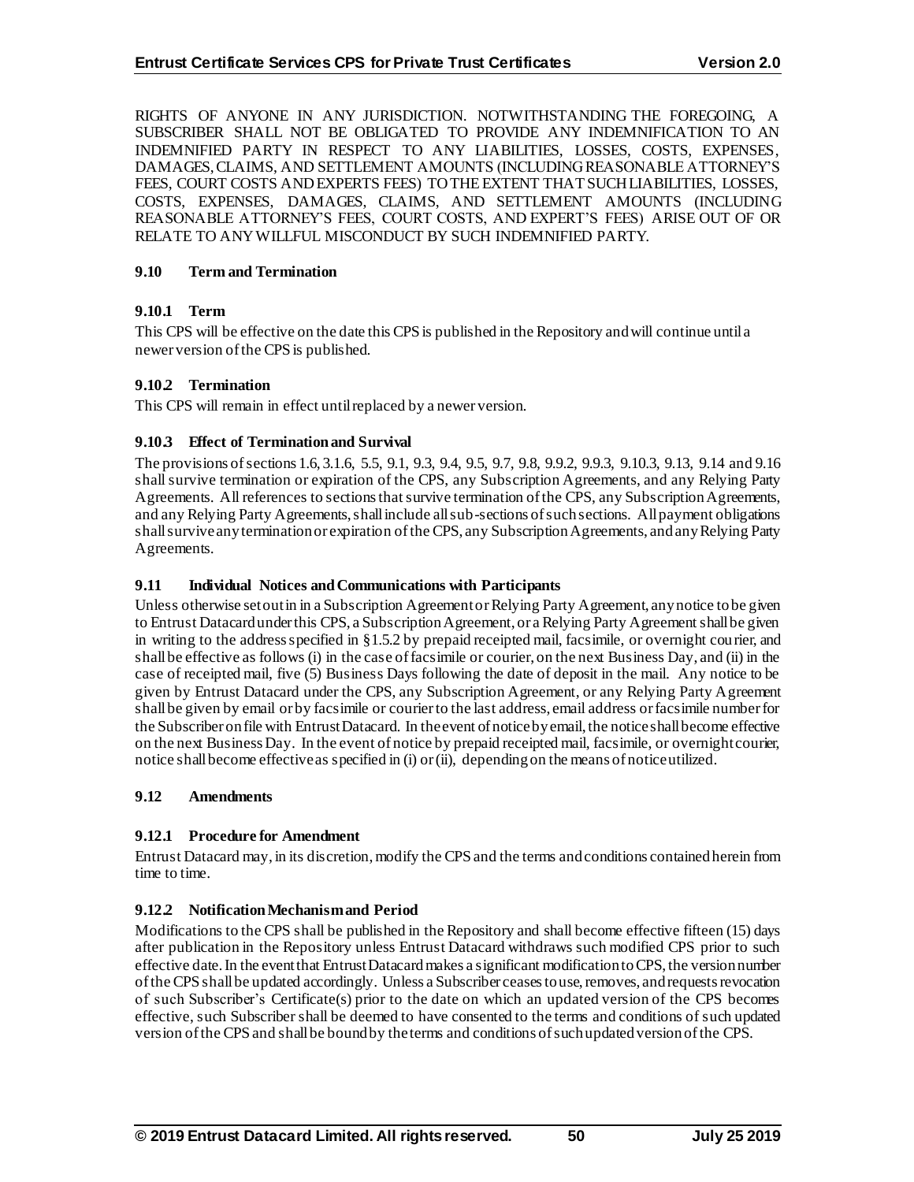RIGHTS OF ANYONE IN ANY JURISDICTION. NOTWITHSTANDING THE FOREGOING, A SUBSCRIBER SHALL NOT BE OBLIGATED TO PROVIDE ANY INDEMNIFICATION TO AN INDEMNIFIED PARTY IN RESPECT TO ANY LIABILITIES, LOSSES, COSTS, EXPENSES, DAMAGES, CLAIMS, AND SETTLEMENT AMOUNTS (INCLUDING REASONABLE ATTORNEY'S FEES, COURT COSTS AND EXPERTS FEES) TO THE EXTENT THAT SUCH LIABILITIES, LOSSES, COSTS, EXPENSES, DAMAGES, CLAIMS, AND SETTLEMENT AMOUNTS (INCLUDING REASONABLE ATTORNEY'S FEES, COURT COSTS, AND EXPERT'S FEES) ARISE OUT OF OR RELATE TO ANY WILLFUL MISCONDUCT BY SUCH INDEMNIFIED PARTY.

### 9.10 Term and Termination

#### 9.10.1 Term

This CPS will be effective on the date this CPS is published in the Repository and will continue until a newer version of the CPS is published.

#### 9.10.2 Termination

This CPS will remain in effect until replaced by a newer version.

#### 9.10.3 Effect of Termination and Survival

The provisions of sections 1.6, 3.1.6, 5.5, 9.1, 9.3, 9.4, 9.5, 9.7, 9.8, 9.9.2, 9.9.3, 9.10.3, 9.13, 9.14 and 9.16 shall survive termination or expiration of the CPS, any Subscription Agreements, and any Relying Party Agreements. All references to sections that survive termination of the CPS, any Subscription Agreements, and any Relying Party Agreements, shall include all sub-sections of such sections. All payment obligations shall survive any termination or expiration of the CPS, any Subscription Agreements, and any Relying Party Agreements.

### 9.11 Individual Notices and Communications with Participants

Unless otherwise set out in in a Subscription Agreement or Relying Party Agreement, any notice to be given to Entrust Datacard under this CPS, a Subscription Agreement, or a Relying Party Agreement shall be given in writing to the address specified in §1.5.2 by prepaid receipted mail, facsimile, or overnight courier, and shall be effective as follows (i) in the case of facsimile or courier, on the next Business Day, and (ii) in the case of receipted mail, five (5) Business Days following the date of deposit in the mail. Any notice to be given by Entrust Datacard under the CPS, any Subscription Agreement, or any Relying Party Agreement shall be given by email or by facsimile or courier to the last address, email address or facsimile number for the Subscriber on file with Entrust Datacard. In the event of notice by email, the notice shall become effective on the next Business Day. In the event of notice by prepaid receipted mail, facsimile, or overnight courier, notice shall become effective as specified in (i) or (ii), depending on the means of notice utilized.

### 9.12 Amendments

#### 9.12.1 Procedure for Amendment

Entrust Datacard may, in its discretion, modify the CPS and the terms and conditions contained herein from time to time.

#### 9.12.2 Notification Mechanism and Period

Modifications to the CPS shall be published in the Repository and shall become effective fifteen (15) days after publication in the Repository unless Entrust Datacard withdraws such modified CPS prior to such effective date. In the event that Entrust Datacard makes a significant modification to CPS, the version number of the CPS shall be updated accordingly. Unless a Subscriber ceases to use, removes, and requests revocation of such Subscriber's Certificate(s) prior to the date on which an updated version of the CPS becomes effective, such Subscriber shall be deemed to have consented to the terms and conditions of such updated version of the CPS and shall be bound by the terms and conditions of such updated version of the CPS.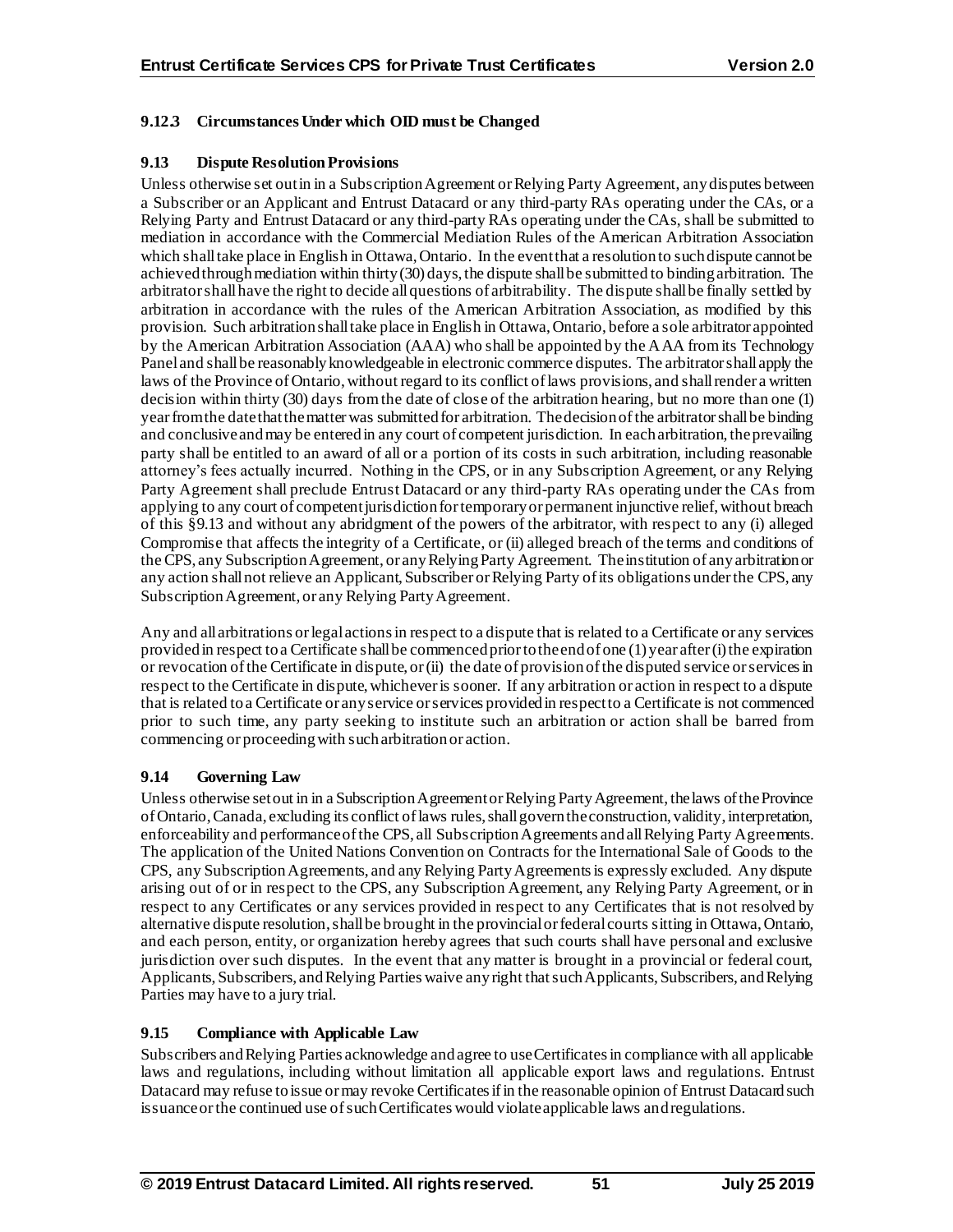### 9.12.3 Circumstances Under which OID must be Changed

### 9.13 Dispute Resolution Provisions

Unless otherwise set out in in a Subscription Agreement or Relying Party Agreement, any disputes between a Subscriber or an Applicant and Entrust Datacard or any third-party RAs operating under the CAs, or a Relying Party and Entrust Datacard or any third-party RAs operating under the CAs, shall be submitted to mediation in accordance with the Commercial Mediation Rules of the American Arbitration Association which shall take place in English in Ottawa, Ontario. In the event that a resolution to such dispute cannot be achieved through mediation within thirty (30) days, the dispute shall be submitted to binding arbitration. The arbitrator shall have the right to decide all questions of arbitrability. The dispute shall be finally settled by arbitration in accordance with the rules of the American Arbitration Association, as modified by this provision. Such arbitration shall take place in English in Ottawa, Ontario, before a sole arbitrator appointed by the American Arbitration Association (AAA) who shall be appointed by the AAA from its Technology Panel and shall be reasonably knowledgeable in electronic commerce disputes. The arbitrator shall apply the laws of the Province of Ontario, without regard to its conflict of laws provisions, and shall render a written decision within thirty (30) days from the date of close of the arbitration hearing, but no more than one (1) year from the date that the matter was submitted for arbitration. The decision of the arbitrator shall be binding and conclusive and may be entered in any court of competent jurisdiction. In each arbitration, the prevailing party shall be entitled to an award of all or a portion of its costs in such arbitration, including reasonable attorney's fees actually incurred. Nothing in the CPS, or in any Subscription Agreement, or any Relying Party Agreement shall preclude Entrust Datacard or any third-party RAs operating under the CAs from applying to any court of competent jurisdiction for temporary or permanent injunctive relief, without breach of this §9.13 and without any abridgment of the powers of the arbitrator, with respect to any (i) alleged Compromise that affects the integrity of a Certificate, or (ii) alleged breach of the terms and conditions of the CPS, any Subscription Agreement, or any Relying Party Agreement. The institution of any arbitration or any action shall not relieve an Applicant, Subscriber or Relying Party of its obligations under the CPS, any Subscription Agreement, or any Relying Party Agreement.

Any and all arbitrations or legal actions in respect to a dispute that is related to a Certificate or any services provided in respect to a Certificate shall be commenced prior to the end of one (1) year after (i) the expiration or revocation of the Certificate in dispute, or (ii) the date of provision of the disputed service or services in respect to the Certificate in dispute, whichever is sooner. If any arbitration or action in respect to a dispute that is related to a Certificate or any service or services provided in respect to a Certificate is not commenced prior to such time, any party seeking to institute such an arbitration or action shall be barred from commencing or proceeding with such arbitration or action.

### 9.14 Governing Law

Unless otherwise set out in in a Subscription Agreement or Relying Party Agreement, the laws of the Province of Ontario, Canada, excluding its conflict of laws rules, shall govern the construction, validity, interpretation, enforceability and performance of the CPS, all Subscription Agreements and all Relying Party Agreements. The application of the United Nations Convention on Contracts for the International Sale of Goods to the CPS, any Subscription Agreements, and any Relying Party Agreements is expressly excluded. Any dispute arising out of or in respect to the CPS, any Subscription Agreement, any Relying Party Agreement, or in respect to any Certificates or any services provided in respect to any Certificates that is not resolved by alternative dispute resolution, shall be brought in the provincial or federal courts sitting in Ottawa, Ontario, and each person, entity, or organization hereby agrees that such courts shall have personal and exclusive jurisdiction over such disputes. In the event that any matter is brought in a provincial or federal court, Applicants, Subscribers, and Relying Parties waive any right that such Applicants, Subscribers, and Relying Parties may have to a jury trial.

### 9.15 Compliance with Applicable Law

Subscribers and Relying Parties acknowledge and agree to use Certificates in compliance with all applicable laws and regulations, including without limitation all applicable export laws and regulations. Entrust Datacard may refuse to issue or may revoke Certificates if in the reasonable opinion of Entrust Datacard such issuance or the continued use of such Certificates would violate applicable laws and regulations.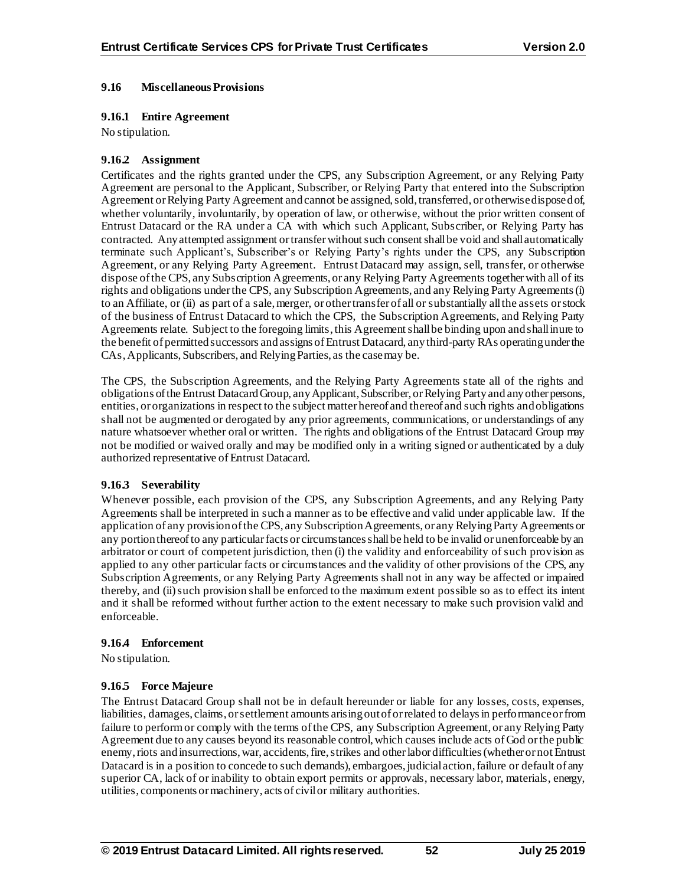### 9.16 Miscellaneous Provisions

#### 9.16.1 Entire Agreement

No stipulation.

#### 9.16.2 Assignment

Certificates and the rights granted under the CPS, any Subscription Agreement, or any Relying Party Agreement are personal to the Applicant, Subscriber, or Relying Party that entered into the Subscription Agreement or Relying Party Agreement and cannot be assigned, sold, transferred, or otherwise disposed of, whether voluntarily, involuntarily, by operation of law, or otherwise, without the prior written consent of Entrust Datacard or the RA under a CA with which such Applicant, Subscriber, or Relying Party has contracted. Any attempted assignment or transfer without such consent shall be void and shall automatically terminate such Applicant's, Subscriber's or Relying Party's rights under the CPS, any Subscription Agreement, or any Relying Party Agreement. Entrust Datacard may assign, sell, transfer, or otherwise dispose of the CPS, any Subscription Agreements, or any Relying Party Agreements together with all of its rights and obligations under the CPS, any Subscription Agreements, and any Relying Party Agreements (i) to an Affiliate, or (ii) as part of a sale, merger, or other transfer of all or substantially all the assets or stock of the business of Entrust Datacard to which the CPS, the Subscription Agreements, and Relying Party Agreements relate. Subject to the foregoing limits, this Agreement shall be binding upon and shall inure to the benefit of permitted successors and assigns of Entrust Datacard, any third-party RAs operating under the CAs, Applicants, Subscribers, and Relying Parties, as the case may be.

The CPS, the Subscription Agreements, and the Relying Party Agreements state all of the rights and obligations of the Entrust Datacard Group, any Applicant, Subscriber, or Relying Party and any other persons, entities, or organizations in respect to the subject matter hereof and thereof and such rights and obligations shall not be augmented or derogated by any prior agreements, communications, or understandings of any nature whatsoever whether oral or written. The rights and obligations of the Entrust Datacard Group may not be modified or waived orally and may be modified only in a writing signed or authenticated by a duly authorized representative of Entrust Datacard.

#### 9.16.3 Severability

Whenever possible, each provision of the CPS, any Subscription Agreements, and any Relying Party Agreements shall be interpreted in such a manner as to be effective and valid under applicable law. If the application of any provision of the CPS, any Subscription Agreements, or any Relying Party Agreements or any portion thereof to any particular facts or circumstances shall be held to be invalid or unenforceable by an arbitrator or court of competent jurisdiction, then (i) the validity and enforceability of such provision as applied to any other particular facts or circumstances and the validity of other provisions of the CPS, any Subscription Agreements, or any Relying Party Agreements shall not in any way be affected or impaired thereby, and (ii) such provision shall be enforced to the maximum extent possible so as to effect its intent and it shall be reformed without further action to the extent necessary to make such provision valid and enforceable.

#### 9.16.4 Enforcement

No stipulation.

#### 9.16.5 Force Majeure

The Entrust Datacard Group shall not be in default hereunder or liable for any losses, costs, expenses, liabilities, damages, claims, or settlement amounts arising out of or related to delays in performance or from failure to perform or comply with the terms of the CPS, any Subscription Agreement, or any Relying Party Agreement due to any causes beyond its reasonable control, which causes include acts of God or the public enemy, riots and insurrections, war, accidents, fire, strikes and other labor difficulties (whether or not Entrust Datacard is in a position to concede to such demands), embargoes, judicial action, failure or default of any superior CA, lack of or inability to obtain export permits or approvals, necessary labor, materials, energy, utilities, components or machinery, acts of civil or military authorities.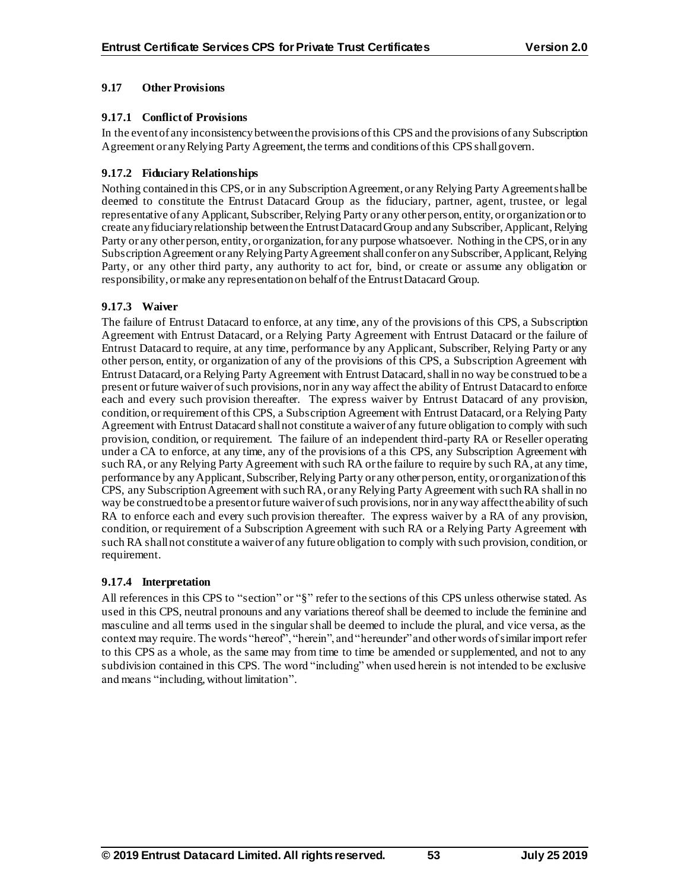## 9.17 Other Provisions

### 9.17.1 Conflict of Provisions

In the event of any inconsistency between the provisions of this CPS and the provisions of any Subscription Agreement or any Relying Party Agreement, the terms and conditions of this CPS shall govern.

### 9.17.2 Fiduciary Relationships

Nothing contained in this CPS, or in any Subscription Agreement, or any Relying Party Agreement shall be deemed to constitute the Entrust Datacard Group as the fiduciary, partner, agent, trustee, or legal representative of any Applicant, Subscriber, Relying Party or any other person, entity, or organization or to create any fiduciary relationship between the Entrust Datacard Group and any Subscriber, Applicant, Relying Party or any other person, entity, or organization, for any purpose whatsoever. Nothing in the CPS, or in any Subscription Agreement or any Relying Party Agreement shall confer on any Subscriber, Applicant, Relying Party, or any other third party, any authority to act for, bind, or create or assume any obligation or responsibility, or make any representation on behalf of the Entrust Datacard Group.

### 9.17.3 Waiver

The failure of Entrust Datacard to enforce, at any time, any of the provisions of this CPS, a Subscription Agreement with Entrust Datacard, or a Relying Party Agreement with Entrust Datacard or the failure of Entrust Datacard to require, at any time, performance by any Applicant, Subscriber, Relying Party or any other person, entity, or organization of any of the provisions of this CPS, a Subscription Agreement with Entrust Datacard, or a Relying Party Agreement with Entrust Datacard, shall in no way be construed to be a present or future waiver of such provisions, nor in any way affect the ability of Entrust Datacard to enforce each and every such provision thereafter. The express waiver by Entrust Datacard of any provision, condition, or requirement of this CPS, a Subscription Agreement with Entrust Datacard, or a Relying Party Agreement with Entrust Datacard shall not constitute a waiver of any future obligation to comply with such provision, condition, or requirement. The failure of an independent third-party RA or Reseller operating under a CA to enforce, at any time, any of the provisions of a this CPS, any Subscription Agreement with such RA, or any Relying Party Agreement with such RA or the failure to require by such RA, at any time, performance by any Applicant, Subscriber, Relying Party or any other person, entity, or organization of this CPS, any Subscription Agreement with such RA, or any Relying Party Agreement with such RA shall in no way be construed to be a present or future waiver of such provisions, nor in any way affect the ability of such RA to enforce each and every such provision thereafter. The express waiver by a RA of any provision, condition, or requirement of a Subscription Agreement with such RA or a Relying Party Agreement with such RA shall not constitute a waiver of any future obligation to comply with such provision, condition, or requirement.

### 9.17.4 Interpretation

All references in this CPS to "section" or "§" refer to the sections of this CPS unless otherwise stated. As used in this CPS, neutral pronouns and any variations thereof shall be deemed to include the feminine and masculine and all terms used in the singular shall be deemed to include the plural, and vice versa, as the context may require. The words "hereof", "herein", and "hereunder" and other words of similar import refer to this CPS as a whole, as the same may from time to time be amended or supplemented, and not to any subdivision contained in this CPS. The word "including" when used herein is not intended to be exclusive and means "including, without limitation".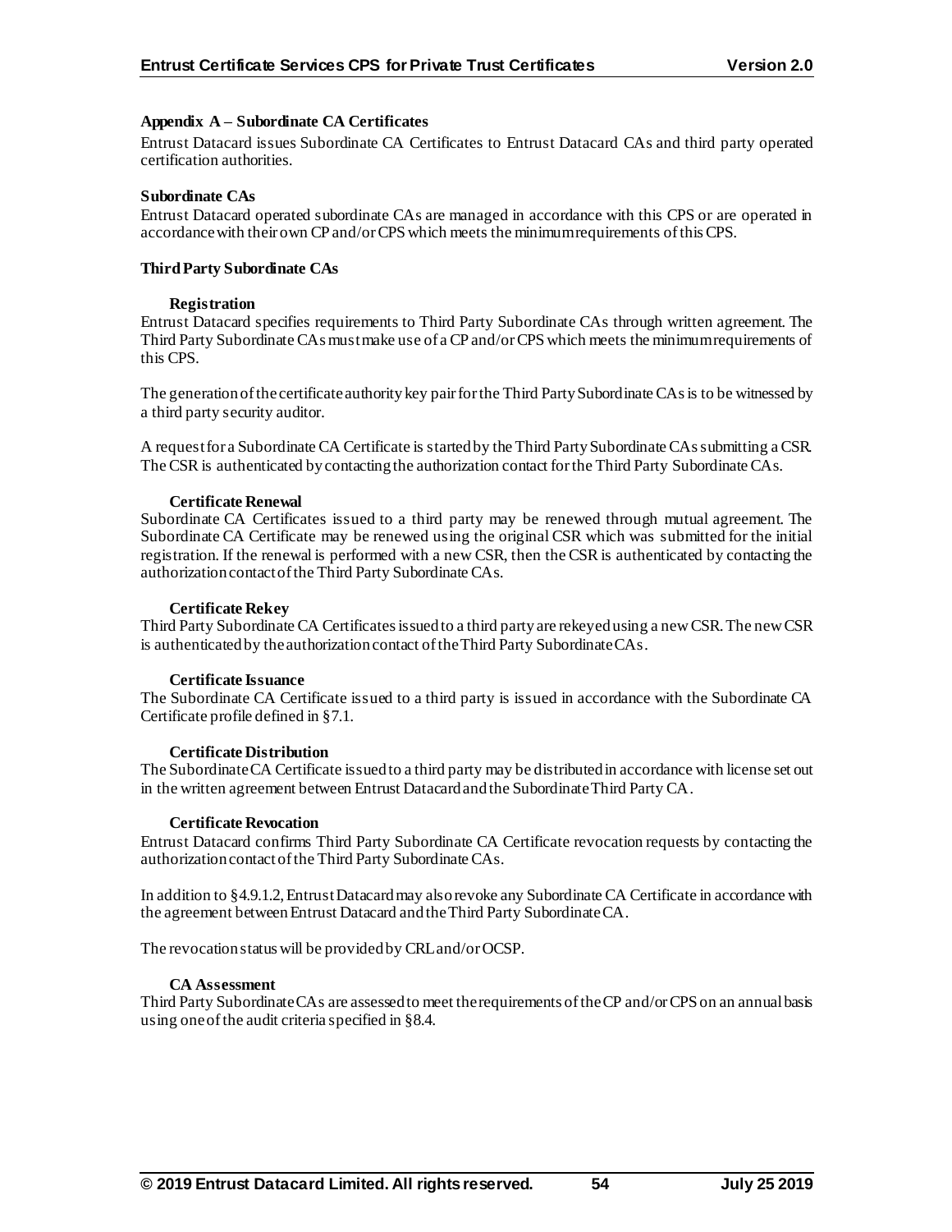## Appendix A – Subordinate CA Certificates

Entrust Datacard issues Subordinate CA Certificates to Entrust Datacard CAs and third party operated certification authorities.

### Subordinate CAs

Entrust Datacard operated subordinate CAs are managed in accordance with this CPS or are operated in accordance with their own CP and/or CPS which meets the minimum requirements of this CPS.

### Third Party Subordinate CAs

#### Registration

Entrust Datacard specifies requirements to Third Party Subordinate CAs through written agreement. The Third Party Subordinate CAs must make use of a CP and/or CPS which meets the minimum requirements of this CPS.

The generation of the certificate authority key pair for the Third Party Subordinate CAs is to be witnessed by a third party security auditor.

A request for a Subordinate CA Certificate is started by the Third Party Subordinate CAs submitting a CSR. The CSR is authenticated by contacting the authorization contact for the Third Party Subordinate CAs.

#### Certificate Renewal

Subordinate CA Certificates issued to a third party may be renewed through mutual agreement. The Subordinate CA Certificate may be renewed using the original CSR which was submitted for the initial registration. If the renewal is performed with a new CSR, then the CSR is authenticated by contacting the authorization contact of the Third Party Subordinate CAs.

#### Certificate Rekey

Third Party Subordinate CA Certificates issued to a third party are rekeyed using a new CSR. The new CSR is authenticated by the authorization contact of the Third Party Subordinate CAs.

#### Certificate Issuance

The Subordinate CA Certificate issued to a third party is issued in accordance with the Subordinate CA Certificate profile defined in §7.1.

#### Certificate Distribution

The Subordinate CA Certificate issued to a third party may be distributed in accordance with license set out in the written agreement between Entrust Datacard and the Subordinate Third Party CA.

#### Certificate Revocation

Entrust Datacard confirms Third Party Subordinate CA Certificate revocation requests by contacting the authorization contact of the Third Party Subordinate CAs.

In addition to §4.9.1.2, Entrust Datacard may also revoke any Subordinate CA Certificate in accordance with the agreement between Entrust Datacard and the Third Party Subordinate CA.

The revocation status will be provided by CRL and/or OCSP.

#### CA Assessment

Third Party Subordinate CAs are assessed to meet the requirements of the CP and/or CPS on an annual basis using one of the audit criteria specified in §8.4.